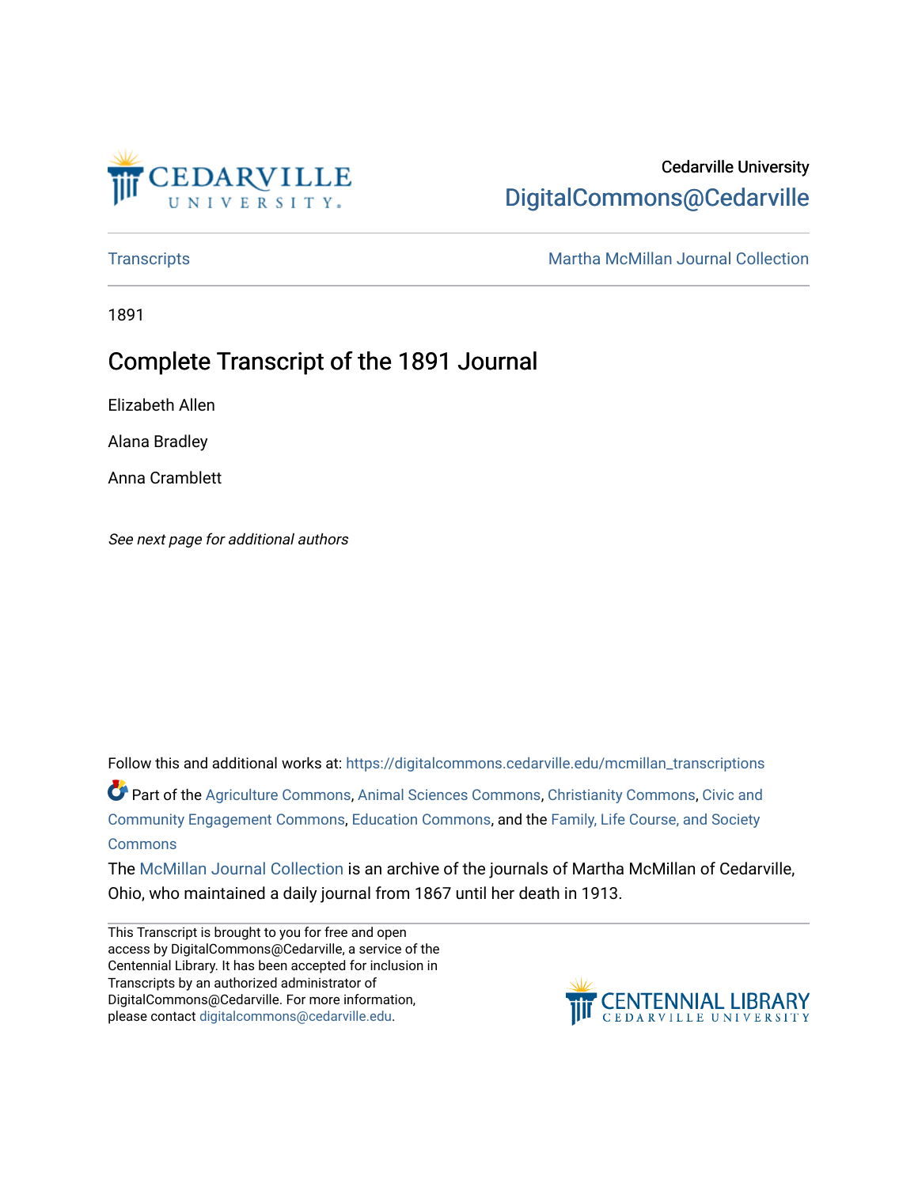Cedarville University

DigitalCommons@Cedarville

Transcripts | Martha McMillan Journal Collection

1891

# Complete Transcript of the 1891 Journal

Elizabeth Allen

Alana Bradley

Anna Cramblett

*See next page for additional authors*

Follow this and additional works at: https://digitalcommons.cedarville.edu/mcmillan_transcriptions

Part of the Agriculture Commons, Animal Sciences Commons, Christianity Commons, Civic and Community Engagement Commons, Education Commons, and the Family, Life Course, and Society Commons

The McMillan Journal Collection is an archive of the journals of Martha McMillan of Cedarville, Ohio, who maintained a daily journal from 1867 until her death in 1913.

This Transcript is brought to you for free and open access by DigitalCommons@Cedarville, a service of the Centennial Library. It has been accepted for inclusion in Transcripts by an authorized administrator of DigitalCommons@Cedarville. For more information, please contact digitalcommons@cedarville.edu.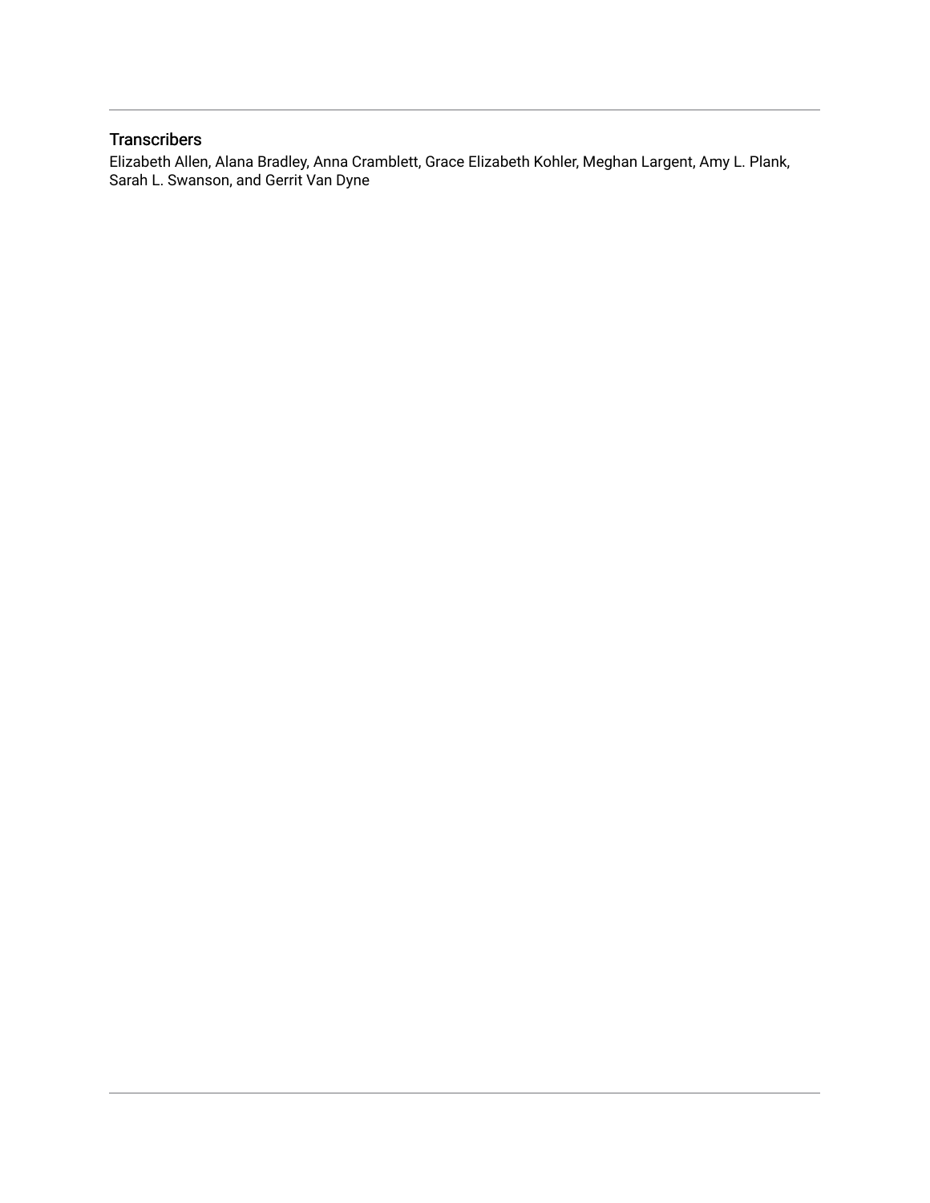## Transcribers

Elizabeth Allen, Alana Bradley, Anna Cramblett, Grace Elizabeth Kohler, Meghan Largent, Amy L. Plank, Sarah L. Swanson, and Gerrit Van Dyne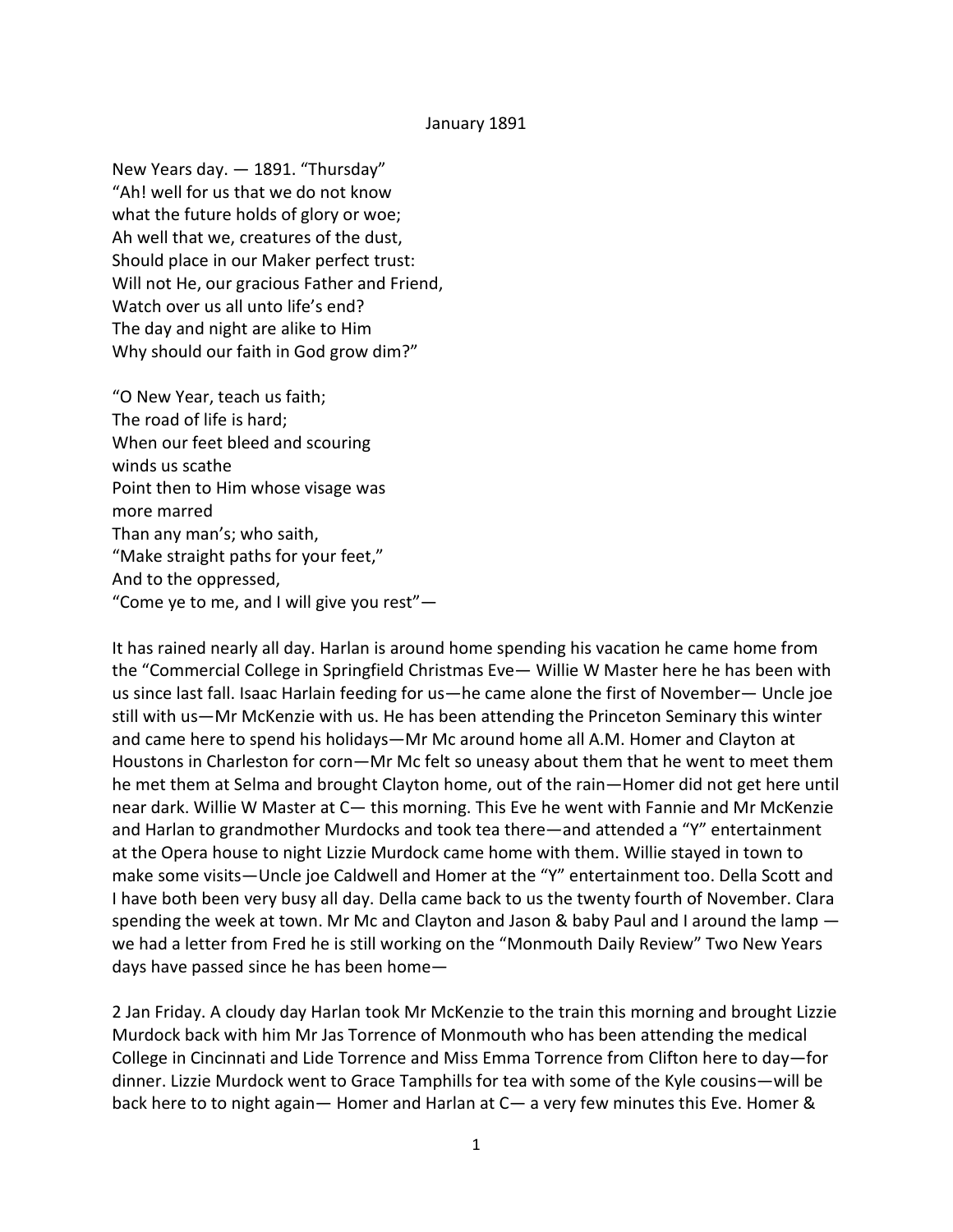January 1891

New Years day. — 1891. "Thursday"
"Ah! well for us that we do not know
what the future holds of glory or woe;
Ah well that we, creatures of the dust,
Should place in our Maker perfect trust:
Will not He, our gracious Father and Friend,
Watch over us all unto life's end?
The day and night are alike to Him
Why should our faith in God grow dim?"

"O New Year, teach us faith;
The road of life is hard;
When our feet bleed and scouring
winds us scathe
Point then to Him whose visage was
more marred
Than any man's; who saith,
"Make straight paths for your feet,"
And to the oppressed,
"Come ye to me, and I will give you rest"—

It has rained nearly all day. Harlan is around home spending his vacation he came home from the "Commercial College in Springfield Christmas Eve— Willie W Master here he has been with us since last fall. Isaac Harlain feeding for us—he came alone the first of November— Uncle joe still with us—Mr McKenzie with us. He has been attending the Princeton Seminary this winter and came here to spend his holidays—Mr Mc around home all A.M. Homer and Clayton at Houstons in Charleston for corn—Mr Mc felt so uneasy about them that he went to meet them he met them at Selma and brought Clayton home, out of the rain—Homer did not get here until near dark. Willie W Master at C— this morning. This Eve he went with Fannie and Mr McKenzie and Harlan to grandmother Murdocks and took tea there—and attended a "Y" entertainment at the Opera house to night Lizzie Murdock came home with them. Willie stayed in town to make some visits—Uncle joe Caldwell and Homer at the "Y" entertainment too. Della Scott and I have both been very busy all day. Della came back to us the twenty fourth of November. Clara spending the week at town. Mr Mc and Clayton and Jason & baby Paul and I around the lamp — we had a letter from Fred he is still working on the "Monmouth Daily Review" Two New Years days have passed since he has been home—

2 Jan Friday. A cloudy day Harlan took Mr McKenzie to the train this morning and brought Lizzie Murdock back with him Mr Jas Torrence of Monmouth who has been attending the medical College in Cincinnati and Lide Torrence and Miss Emma Torrence from Clifton here to day—for dinner. Lizzie Murdock went to Grace Tamphills for tea with some of the Kyle cousins—will be back here to to night again— Homer and Harlan at C— a very few minutes this Eve. Homer &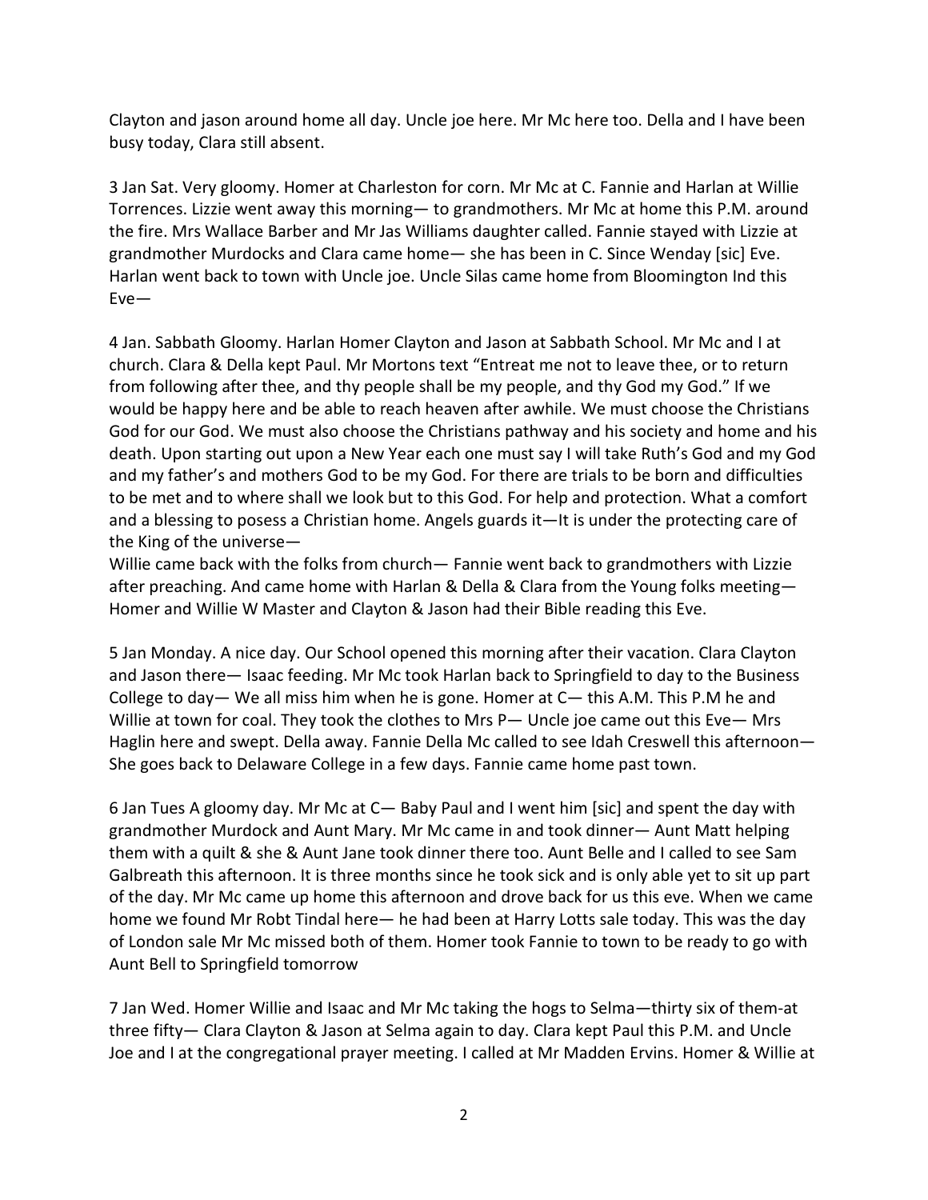Clayton and jason around home all day. Uncle joe here. Mr Mc here too. Della and I have been busy today, Clara still absent.

3 Jan Sat. Very gloomy. Homer at Charleston for corn. Mr Mc at C. Fannie and Harlan at Willie Torrences. Lizzie went away this morning— to grandmothers. Mr Mc at home this P.M. around the fire. Mrs Wallace Barber and Mr Jas Williams daughter called. Fannie stayed with Lizzie at grandmother Murdocks and Clara came home— she has been in C. Since Wenday [sic] Eve. Harlan went back to town with Uncle joe. Uncle Silas came home from Bloomington Ind this Eve—

4 Jan. Sabbath Gloomy. Harlan Homer Clayton and Jason at Sabbath School. Mr Mc and I at church. Clara & Della kept Paul. Mr Mortons text "Entreat me not to leave thee, or to return from following after thee, and thy people shall be my people, and thy God my God." If we would be happy here and be able to reach heaven after awhile. We must choose the Christians God for our God. We must also choose the Christians pathway and his society and home and his death. Upon starting out upon a New Year each one must say I will take Ruth's God and my God and my father's and mothers God to be my God. For there are trials to be born and difficulties to be met and to where shall we look but to this God. For help and protection. What a comfort and a blessing to posess a Christian home. Angels guards it—It is under the protecting care of the King of the universe—
Willie came back with the folks from church— Fannie went back to grandmothers with Lizzie after preaching. And came home with Harlan & Della & Clara from the Young folks meeting— Homer and Willie W Master and Clayton & Jason had their Bible reading this Eve.

5 Jan Monday. A nice day. Our School opened this morning after their vacation. Clara Clayton and Jason there— Isaac feeding. Mr Mc took Harlan back to Springfield to day to the Business College to day— We all miss him when he is gone. Homer at C— this A.M. This P.M he and Willie at town for coal. They took the clothes to Mrs P— Uncle joe came out this Eve— Mrs Haglin here and swept. Della away. Fannie Della Mc called to see Idah Creswell this afternoon— She goes back to Delaware College in a few days. Fannie came home past town.

6 Jan Tues A gloomy day. Mr Mc at C— Baby Paul and I went him [sic] and spent the day with grandmother Murdock and Aunt Mary. Mr Mc came in and took dinner— Aunt Matt helping them with a quilt & she & Aunt Jane took dinner there too. Aunt Belle and I called to see Sam Galbreath this afternoon. It is three months since he took sick and is only able yet to sit up part of the day. Mr Mc came up home this afternoon and drove back for us this eve. When we came home we found Mr Robt Tindal here— he had been at Harry Lotts sale today. This was the day of London sale Mr Mc missed both of them. Homer took Fannie to town to be ready to go with Aunt Bell to Springfield tomorrow

7 Jan Wed. Homer Willie and Isaac and Mr Mc taking the hogs to Selma—thirty six of them-at three fifty— Clara Clayton & Jason at Selma again to day. Clara kept Paul this P.M. and Uncle Joe and I at the congregational prayer meeting. I called at Mr Madden Ervins. Homer & Willie at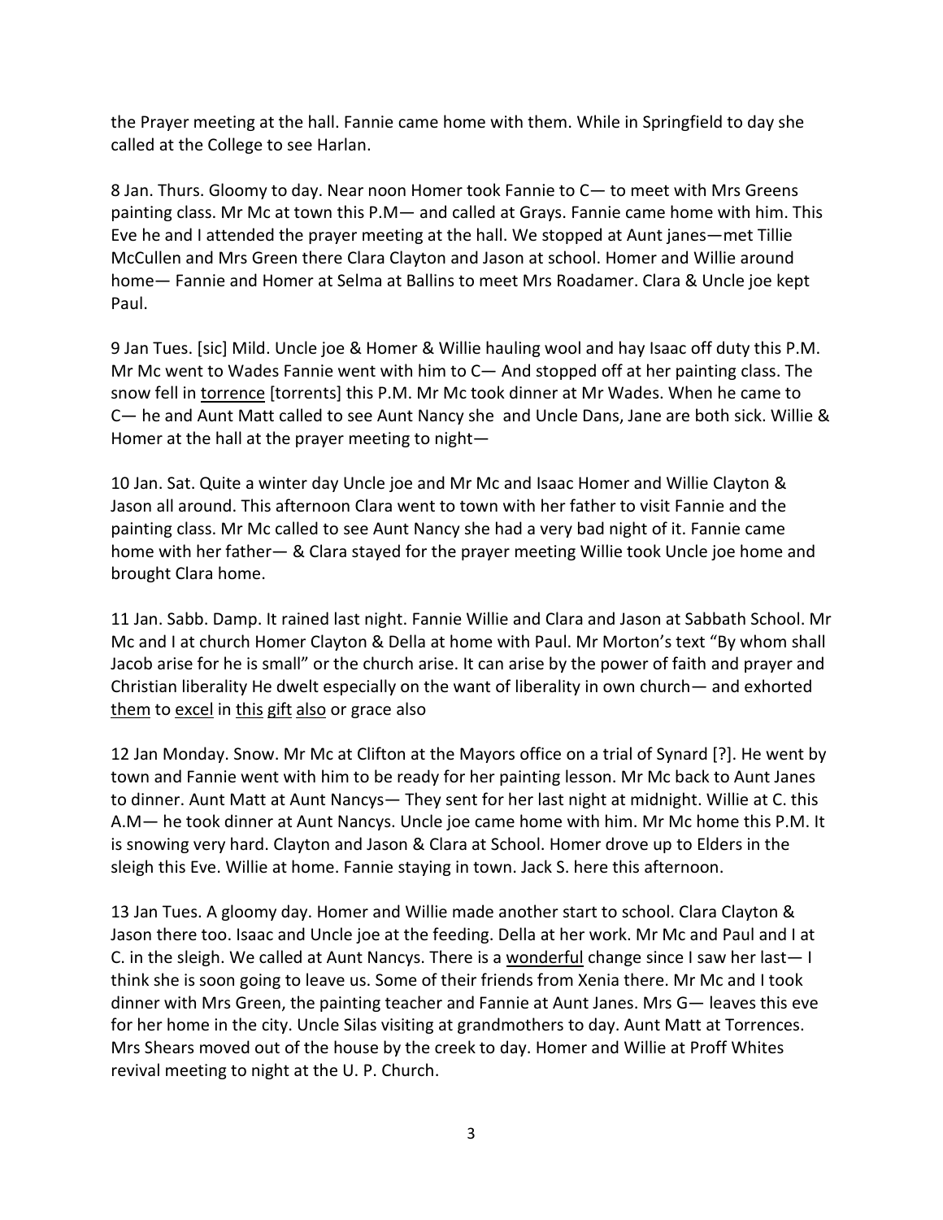the Prayer meeting at the hall. Fannie came home with them. While in Springfield to day she called at the College to see Harlan.

8 Jan. Thurs. Gloomy to day. Near noon Homer took Fannie to C— to meet with Mrs Greens painting class. Mr Mc at town this P.M— and called at Grays. Fannie came home with him. This Eve he and I attended the prayer meeting at the hall. We stopped at Aunt janes—met Tillie McCullen and Mrs Green there Clara Clayton and Jason at school. Homer and Willie around home— Fannie and Homer at Selma at Ballins to meet Mrs Roadamer. Clara & Uncle joe kept Paul.

9 Jan Tues. [sic] Mild. Uncle joe & Homer & Willie hauling wool and hay Isaac off duty this P.M. Mr Mc went to Wades Fannie went with him to C— And stopped off at her painting class. The snow fell in <u>torrence</u> [torrents] this P.M. Mr Mc took dinner at Mr Wades. When he came to C— he and Aunt Matt called to see Aunt Nancy she and Uncle Dans, Jane are both sick. Willie & Homer at the hall at the prayer meeting to night—

10 Jan. Sat. Quite a winter day Uncle joe and Mr Mc and Isaac Homer and Willie Clayton & Jason all around. This afternoon Clara went to town with her father to visit Fannie and the painting class. Mr Mc called to see Aunt Nancy she had a very bad night of it. Fannie came home with her father— & Clara stayed for the prayer meeting Willie took Uncle joe home and brought Clara home.

11 Jan. Sabb. Damp. It rained last night. Fannie Willie and Clara and Jason at Sabbath School. Mr Mc and I at church Homer Clayton & Della at home with Paul. Mr Morton's text "By whom shall Jacob arise for he is small" or the church arise. It can arise by the power of faith and prayer and Christian liberality He dwelt especially on the want of liberality in own church— and exhorted <u>them</u> to <u>excel</u> in <u>this</u> <u>gift</u> <u>also</u> or grace also

12 Jan Monday. Snow. Mr Mc at Clifton at the Mayors office on a trial of Synard [?]. He went by town and Fannie went with him to be ready for her painting lesson. Mr Mc back to Aunt Janes to dinner. Aunt Matt at Aunt Nancys— They sent for her last night at midnight. Willie at C. this A.M— he took dinner at Aunt Nancys. Uncle joe came home with him. Mr Mc home this P.M. It is snowing very hard. Clayton and Jason & Clara at School. Homer drove up to Elders in the sleigh this Eve. Willie at home. Fannie staying in town. Jack S. here this afternoon.

13 Jan Tues. A gloomy day. Homer and Willie made another start to school. Clara Clayton & Jason there too. Isaac and Uncle joe at the feeding. Della at her work. Mr Mc and Paul and I at C. in the sleigh. We called at Aunt Nancys. There is a <u>wonderful</u> change since I saw her last— I think she is soon going to leave us. Some of their friends from Xenia there. Mr Mc and I took dinner with Mrs Green, the painting teacher and Fannie at Aunt Janes. Mrs G— leaves this eve for her home in the city. Uncle Silas visiting at grandmothers to day. Aunt Matt at Torrences. Mrs Shears moved out of the house by the creek to day. Homer and Willie at Proff Whites revival meeting to night at the U. P. Church.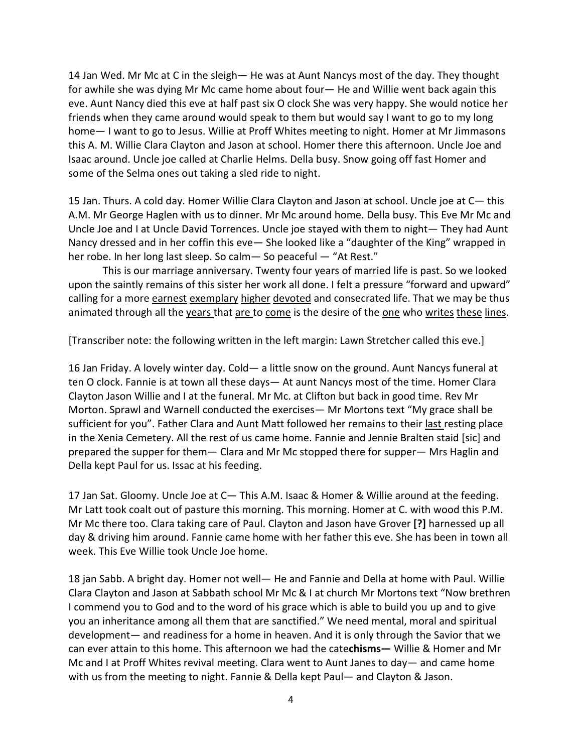14 Jan Wed. Mr Mc at C in the sleigh— He was at Aunt Nancys most of the day. They thought for awhile she was dying Mr Mc came home about four— He and Willie went back again this eve. Aunt Nancy died this eve at half past six O clock She was very happy. She would notice her friends when they came around would speak to them but would say I want to go to my long home— I want to go to Jesus. Willie at Proff Whites meeting to night. Homer at Mr Jimmasons this A. M. Willie Clara Clayton and Jason at school. Homer there this afternoon. Uncle Joe and Isaac around. Uncle joe called at Charlie Helms. Della busy. Snow going off fast Homer and some of the Selma ones out taking a sled ride to night.

15 Jan. Thurs. A cold day. Homer Willie Clara Clayton and Jason at school. Uncle joe at C— this A.M. Mr George Haglen with us to dinner. Mr Mc around home. Della busy. This Eve Mr Mc and Uncle Joe and I at Uncle David Torrences. Uncle joe stayed with them to night— They had Aunt Nancy dressed and in her coffin this eve— She looked like a "daughter of the King" wrapped in her robe. In her long last sleep. So calm— So peaceful — "At Rest."

This is our marriage anniversary. Twenty four years of married life is past. So we looked upon the saintly remains of this sister her work all done. I felt a pressure "forward and upward" calling for a more <u>earnest</u> <u>exemplary</u> <u>higher</u> <u>devoted</u> and consecrated life. That we may be thus animated through all the <u>years</u> that <u>are</u> to <u>come</u> is the desire of the <u>one</u> who <u>writes</u> <u>these</u> <u>lines</u>.

[Transcriber note: the following written in the left margin: Lawn Stretcher called this eve.]

16 Jan Friday. A lovely winter day. Cold— a little snow on the ground. Aunt Nancys funeral at ten O clock. Fannie is at town all these days— At aunt Nancys most of the time. Homer Clara Clayton Jason Willie and I at the funeral. Mr Mc. at Clifton but back in good time. Rev Mr Morton. Sprawl and Warnell conducted the exercises— Mr Mortons text "My grace shall be sufficient for you". Father Clara and Aunt Matt followed her remains to their <u>last</u> resting place in the Xenia Cemetery. All the rest of us came home. Fannie and Jennie Bralten staid [sic] and prepared the supper for them— Clara and Mr Mc stopped there for supper— Mrs Haglin and Della kept Paul for us. Issac at his feeding.

17 Jan Sat. Gloomy. Uncle Joe at C— This A.M. Isaac & Homer & Willie around at the feeding. Mr Latt took coalt out of pasture this morning. This morning. Homer at C. with wood this P.M. Mr Mc there too. Clara taking care of Paul. Clayton and Jason have Grover **[?]** harnessed up all day & driving him around. Fannie came home with her father this eve. She has been in town all week. This Eve Willie took Uncle Joe home.

18 jan Sabb. A bright day. Homer not well— He and Fannie and Della at home with Paul. Willie Clara Clayton and Jason at Sabbath school Mr Mc & I at church Mr Mortons text "Now brethren I commend you to God and to the word of his grace which is able to build you up and to give you an inheritance among all them that are sanctified." We need mental, moral and spiritual development— and readiness for a home in heaven. And it is only through the Savior that we can ever attain to this home. This afternoon we had the cate**chisms—** Willie & Homer and Mr Mc and I at Proff Whites revival meeting. Clara went to Aunt Janes to day— and came home with us from the meeting to night. Fannie & Della kept Paul— and Clayton & Jason.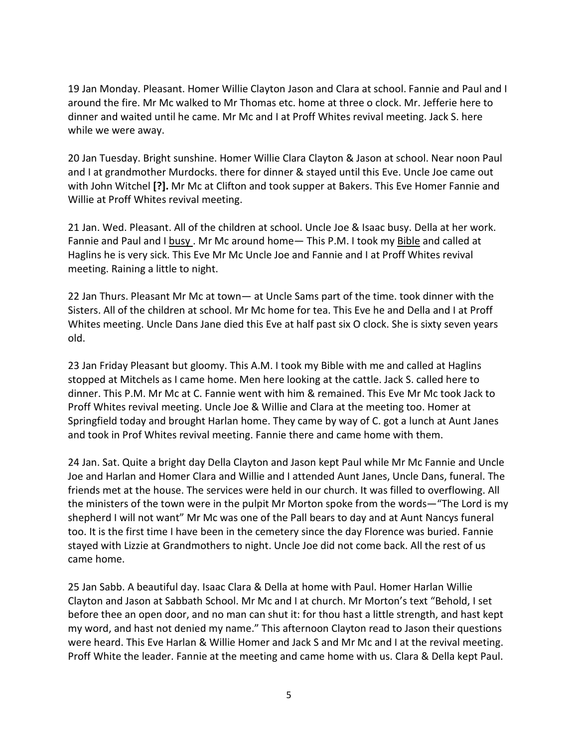19 Jan Monday. Pleasant. Homer Willie Clayton Jason and Clara at school. Fannie and Paul and I around the fire. Mr Mc walked to Mr Thomas etc. home at three o clock. Mr. Jefferie here to dinner and waited until he came. Mr Mc and I at Proff Whites revival meeting. Jack S. here while we were away.

20 Jan Tuesday. Bright sunshine. Homer Willie Clara Clayton & Jason at school. Near noon Paul and I at grandmother Murdocks. there for dinner & stayed until this Eve. Uncle Joe came out with John Witchel **[?].** Mr Mc at Clifton and took supper at Bakers. This Eve Homer Fannie and Willie at Proff Whites revival meeting.

21 Jan. Wed. Pleasant. All of the children at school. Uncle Joe & Isaac busy. Della at her work. Fannie and Paul and I <u>busy</u> . Mr Mc around home— This P.M. I took my <u>Bible</u> and called at Haglins he is very sick. This Eve Mr Mc Uncle Joe and Fannie and I at Proff Whites revival meeting. Raining a little to night.

22 Jan Thurs. Pleasant Mr Mc at town— at Uncle Sams part of the time. took dinner with the Sisters. All of the children at school. Mr Mc home for tea. This Eve he and Della and I at Proff Whites meeting. Uncle Dans Jane died this Eve at half past six O clock. She is sixty seven years old.

23 Jan Friday Pleasant but gloomy. This A.M. I took my Bible with me and called at Haglins stopped at Mitchels as I came home. Men here looking at the cattle. Jack S. called here to dinner. This P.M. Mr Mc at C. Fannie went with him & remained. This Eve Mr Mc took Jack to Proff Whites revival meeting. Uncle Joe & Willie and Clara at the meeting too. Homer at Springfield today and brought Harlan home. They came by way of C. got a lunch at Aunt Janes and took in Prof Whites revival meeting. Fannie there and came home with them.

24 Jan. Sat. Quite a bright day Della Clayton and Jason kept Paul while Mr Mc Fannie and Uncle Joe and Harlan and Homer Clara and Willie and I attended Aunt Janes, Uncle Dans, funeral. The friends met at the house. The services were held in our church. It was filled to overflowing. All the ministers of the town were in the pulpit Mr Morton spoke from the words—"The Lord is my shepherd I will not want" Mr Mc was one of the Pall bears to day and at Aunt Nancys funeral too. It is the first time I have been in the cemetery since the day Florence was buried. Fannie stayed with Lizzie at Grandmothers to night. Uncle Joe did not come back. All the rest of us came home.

25 Jan Sabb. A beautiful day. Isaac Clara & Della at home with Paul. Homer Harlan Willie Clayton and Jason at Sabbath School. Mr Mc and I at church. Mr Morton's text "Behold, I set before thee an open door, and no man can shut it: for thou hast a little strength, and hast kept my word, and hast not denied my name." This afternoon Clayton read to Jason their questions were heard. This Eve Harlan & Willie Homer and Jack S and Mr Mc and I at the revival meeting. Proff White the leader. Fannie at the meeting and came home with us. Clara & Della kept Paul.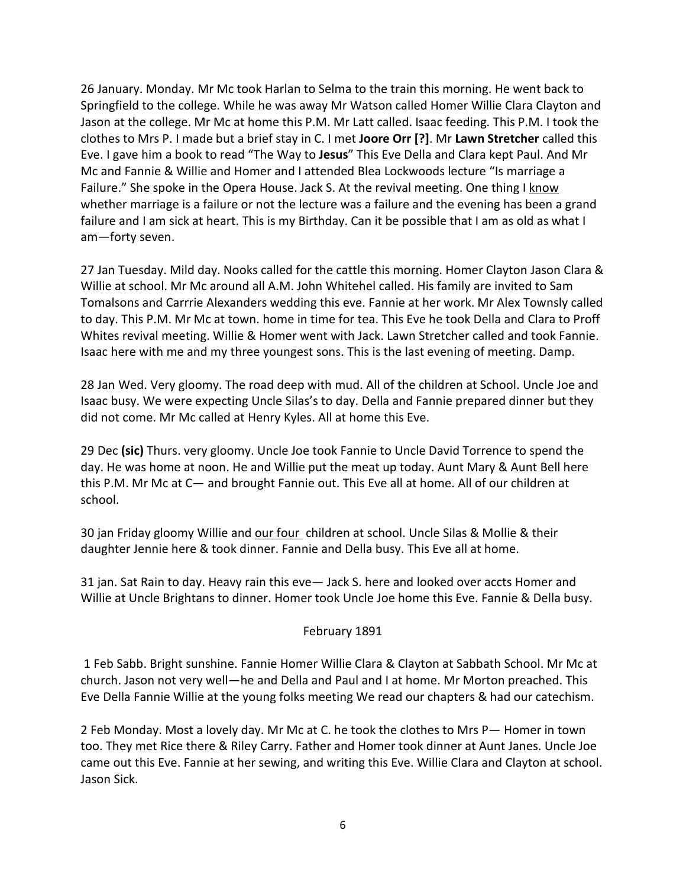26 January. Monday. Mr Mc took Harlan to Selma to the train this morning. He went back to Springfield to the college. While he was away Mr Watson called Homer Willie Clara Clayton and Jason at the college. Mr Mc at home this P.M. Mr Latt called. Isaac feeding. This P.M. I took the clothes to Mrs P. I made but a brief stay in C. I met **Joore Orr [?]**. Mr **Lawn Stretcher** called this Eve. I gave him a book to read "The Way to **Jesus**" This Eve Della and Clara kept Paul. And Mr Mc and Fannie & Willie and Homer and I attended Blea Lockwoods lecture "Is marriage a Failure." She spoke in the Opera House. Jack S. At the revival meeting. One thing I know whether marriage is a failure or not the lecture was a failure and the evening has been a grand failure and I am sick at heart. This is my Birthday. Can it be possible that I am as old as what I am—forty seven.

27 Jan Tuesday. Mild day. Nooks called for the cattle this morning. Homer Clayton Jason Clara & Willie at school. Mr Mc around all A.M. John Whitehel called. His family are invited to Sam Tomalsons and Carrrie Alexanders wedding this eve. Fannie at her work. Mr Alex Townsly called to day. This P.M. Mr Mc at town. home in time for tea. This Eve he took Della and Clara to Proff Whites revival meeting. Willie & Homer went with Jack. Lawn Stretcher called and took Fannie. Isaac here with me and my three youngest sons. This is the last evening of meeting. Damp.

28 Jan Wed. Very gloomy. The road deep with mud. All of the children at School. Uncle Joe and Isaac busy. We were expecting Uncle Silas's to day. Della and Fannie prepared dinner but they did not come. Mr Mc called at Henry Kyles. All at home this Eve.

29 Dec **(sic)** Thurs. very gloomy. Uncle Joe took Fannie to Uncle David Torrence to spend the day. He was home at noon. He and Willie put the meat up today. Aunt Mary & Aunt Bell here this P.M. Mr Mc at C— and brought Fannie out. This Eve all at home. All of our children at school.

30 jan Friday gloomy Willie and our four children at school. Uncle Silas & Mollie & their daughter Jennie here & took dinner. Fannie and Della busy. This Eve all at home.

31 jan. Sat Rain to day. Heavy rain this eve— Jack S. here and looked over accts Homer and Willie at Uncle Brightans to dinner. Homer took Uncle Joe home this Eve. Fannie & Della busy.

## February 1891

1 Feb Sabb. Bright sunshine. Fannie Homer Willie Clara & Clayton at Sabbath School. Mr Mc at church. Jason not very well—he and Della and Paul and I at home. Mr Morton preached. This Eve Della Fannie Willie at the young folks meeting We read our chapters & had our catechism.

2 Feb Monday. Most a lovely day. Mr Mc at C. he took the clothes to Mrs P— Homer in town too. They met Rice there & Riley Carry. Father and Homer took dinner at Aunt Janes. Uncle Joe came out this Eve. Fannie at her sewing, and writing this Eve. Willie Clara and Clayton at school. Jason Sick.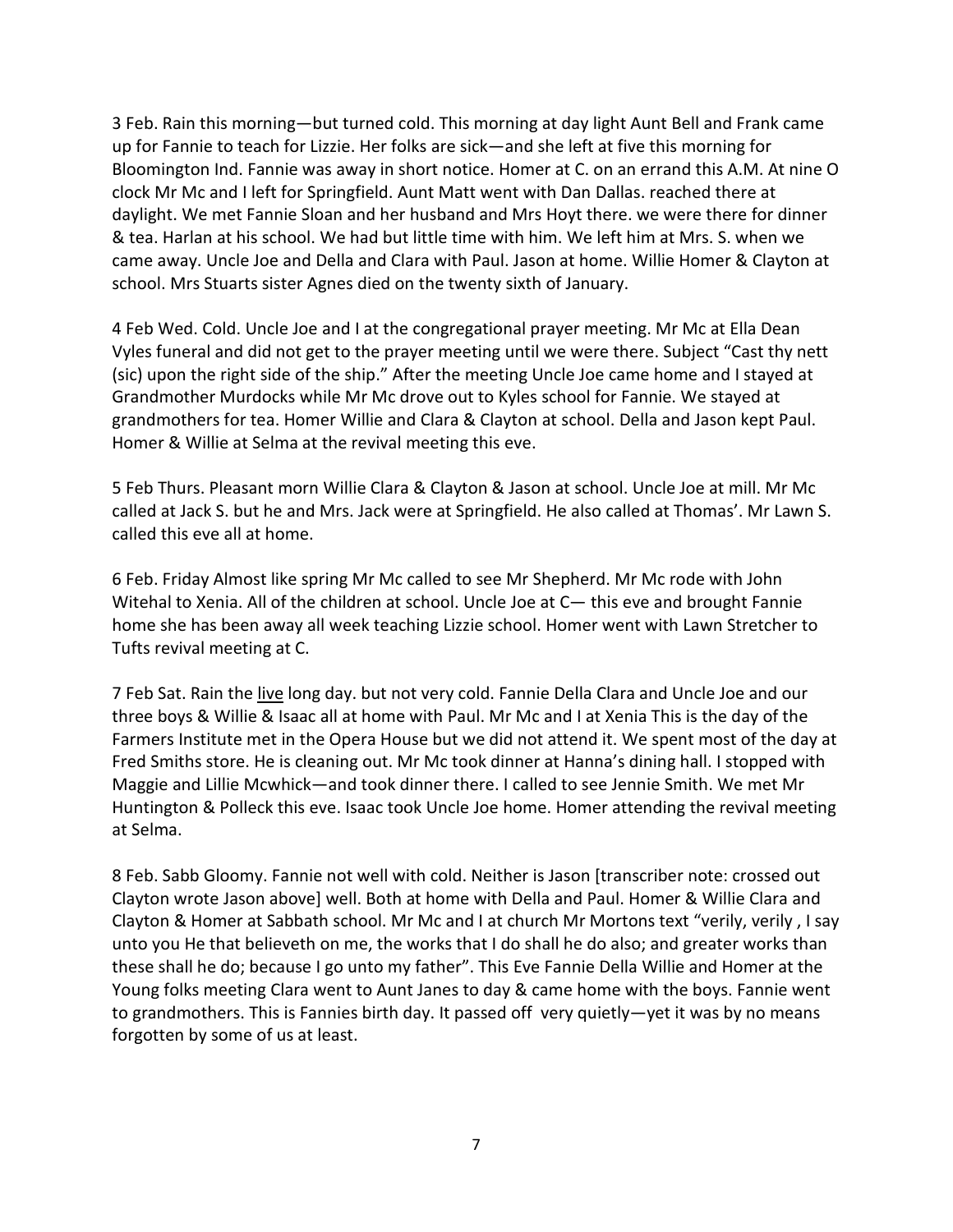3 Feb. Rain this morning—but turned cold. This morning at day light Aunt Bell and Frank came up for Fannie to teach for Lizzie. Her folks are sick—and she left at five this morning for Bloomington Ind. Fannie was away in short notice. Homer at C. on an errand this A.M. At nine O clock Mr Mc and I left for Springfield. Aunt Matt went with Dan Dallas. reached there at daylight. We met Fannie Sloan and her husband and Mrs Hoyt there. we were there for dinner & tea. Harlan at his school. We had but little time with him. We left him at Mrs. S. when we came away. Uncle Joe and Della and Clara with Paul. Jason at home. Willie Homer & Clayton at school. Mrs Stuarts sister Agnes died on the twenty sixth of January.

4 Feb Wed. Cold. Uncle Joe and I at the congregational prayer meeting. Mr Mc at Ella Dean Vyles funeral and did not get to the prayer meeting until we were there. Subject "Cast thy nett (sic) upon the right side of the ship." After the meeting Uncle Joe came home and I stayed at Grandmother Murdocks while Mr Mc drove out to Kyles school for Fannie. We stayed at grandmothers for tea. Homer Willie and Clara & Clayton at school. Della and Jason kept Paul. Homer & Willie at Selma at the revival meeting this eve.

5 Feb Thurs. Pleasant morn Willie Clara & Clayton & Jason at school. Uncle Joe at mill. Mr Mc called at Jack S. but he and Mrs. Jack were at Springfield. He also called at Thomas'. Mr Lawn S. called this eve all at home.

6 Feb. Friday Almost like spring Mr Mc called to see Mr Shepherd. Mr Mc rode with John Witehal to Xenia. All of the children at school. Uncle Joe at C— this eve and brought Fannie home she has been away all week teaching Lizzie school. Homer went with Lawn Stretcher to Tufts revival meeting at C.

7 Feb Sat. Rain the <u>live</u> long day. but not very cold. Fannie Della Clara and Uncle Joe and our three boys & Willie & Isaac all at home with Paul. Mr Mc and I at Xenia This is the day of the Farmers Institute met in the Opera House but we did not attend it. We spent most of the day at Fred Smiths store. He is cleaning out. Mr Mc took dinner at Hanna's dining hall. I stopped with Maggie and Lillie Mcwhick—and took dinner there. I called to see Jennie Smith. We met Mr Huntington & Polleck this eve. Isaac took Uncle Joe home. Homer attending the revival meeting at Selma.

8 Feb. Sabb Gloomy. Fannie not well with cold. Neither is Jason [transcriber note: crossed out Clayton wrote Jason above] well. Both at home with Della and Paul. Homer & Willie Clara and Clayton & Homer at Sabbath school. Mr Mc and I at church Mr Mortons text "verily, verily , I say unto you He that believeth on me, the works that I do shall he do also; and greater works than these shall he do; because I go unto my father". This Eve Fannie Della Willie and Homer at the Young folks meeting Clara went to Aunt Janes to day & came home with the boys. Fannie went to grandmothers. This is Fannies birth day. It passed off very quietly—yet it was by no means forgotten by some of us at least.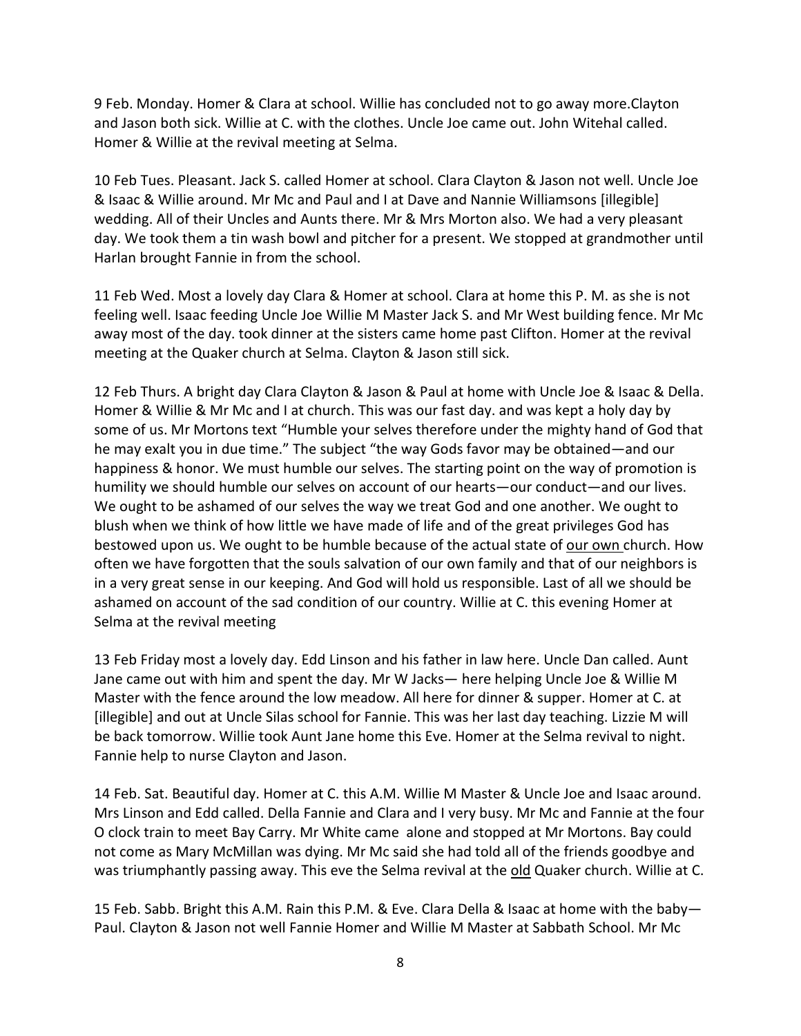9 Feb. Monday. Homer & Clara at school. Willie has concluded not to go away more.Clayton and Jason both sick. Willie at C. with the clothes. Uncle Joe came out. John Witehal called. Homer & Willie at the revival meeting at Selma.

10 Feb Tues. Pleasant. Jack S. called Homer at school. Clara Clayton & Jason not well. Uncle Joe & Isaac & Willie around. Mr Mc and Paul and I at Dave and Nannie Williamsons [illegible] wedding. All of their Uncles and Aunts there. Mr & Mrs Morton also. We had a very pleasant day. We took them a tin wash bowl and pitcher for a present. We stopped at grandmother until Harlan brought Fannie in from the school.

11 Feb Wed. Most a lovely day Clara & Homer at school. Clara at home this P. M. as she is not feeling well. Isaac feeding Uncle Joe Willie M Master Jack S. and Mr West building fence. Mr Mc away most of the day. took dinner at the sisters came home past Clifton. Homer at the revival meeting at the Quaker church at Selma. Clayton & Jason still sick.

12 Feb Thurs. A bright day Clara Clayton & Jason & Paul at home with Uncle Joe & Isaac & Della. Homer & Willie & Mr Mc and I at church. This was our fast day. and was kept a holy day by some of us. Mr Mortons text "Humble your selves therefore under the mighty hand of God that he may exalt you in due time." The subject "the way Gods favor may be obtained—and our happiness & honor. We must humble our selves. The starting point on the way of promotion is humility we should humble our selves on account of our hearts—our conduct—and our lives. We ought to be ashamed of our selves the way we treat God and one another. We ought to blush when we think of how little we have made of life and of the great privileges God has bestowed upon us. We ought to be humble because of the actual state of <u>our own</u> church. How often we have forgotten that the souls salvation of our own family and that of our neighbors is in a very great sense in our keeping. And God will hold us responsible. Last of all we should be ashamed on account of the sad condition of our country. Willie at C. this evening Homer at Selma at the revival meeting

13 Feb Friday most a lovely day. Edd Linson and his father in law here. Uncle Dan called. Aunt Jane came out with him and spent the day. Mr W Jacks— here helping Uncle Joe & Willie M Master with the fence around the low meadow. All here for dinner & supper. Homer at C. at [illegible] and out at Uncle Silas school for Fannie. This was her last day teaching. Lizzie M will be back tomorrow. Willie took Aunt Jane home this Eve. Homer at the Selma revival to night. Fannie help to nurse Clayton and Jason.

14 Feb. Sat. Beautiful day. Homer at C. this A.M. Willie M Master & Uncle Joe and Isaac around. Mrs Linson and Edd called. Della Fannie and Clara and I very busy. Mr Mc and Fannie at the four O clock train to meet Bay Carry. Mr White came alone and stopped at Mr Mortons. Bay could not come as Mary McMillan was dying. Mr Mc said she had told all of the friends goodbye and was triumphantly passing away. This eve the Selma revival at the <u>old</u> Quaker church. Willie at C.

15 Feb. Sabb. Bright this A.M. Rain this P.M. & Eve. Clara Della & Isaac at home with the baby—Paul. Clayton & Jason not well Fannie Homer and Willie M Master at Sabbath School. Mr Mc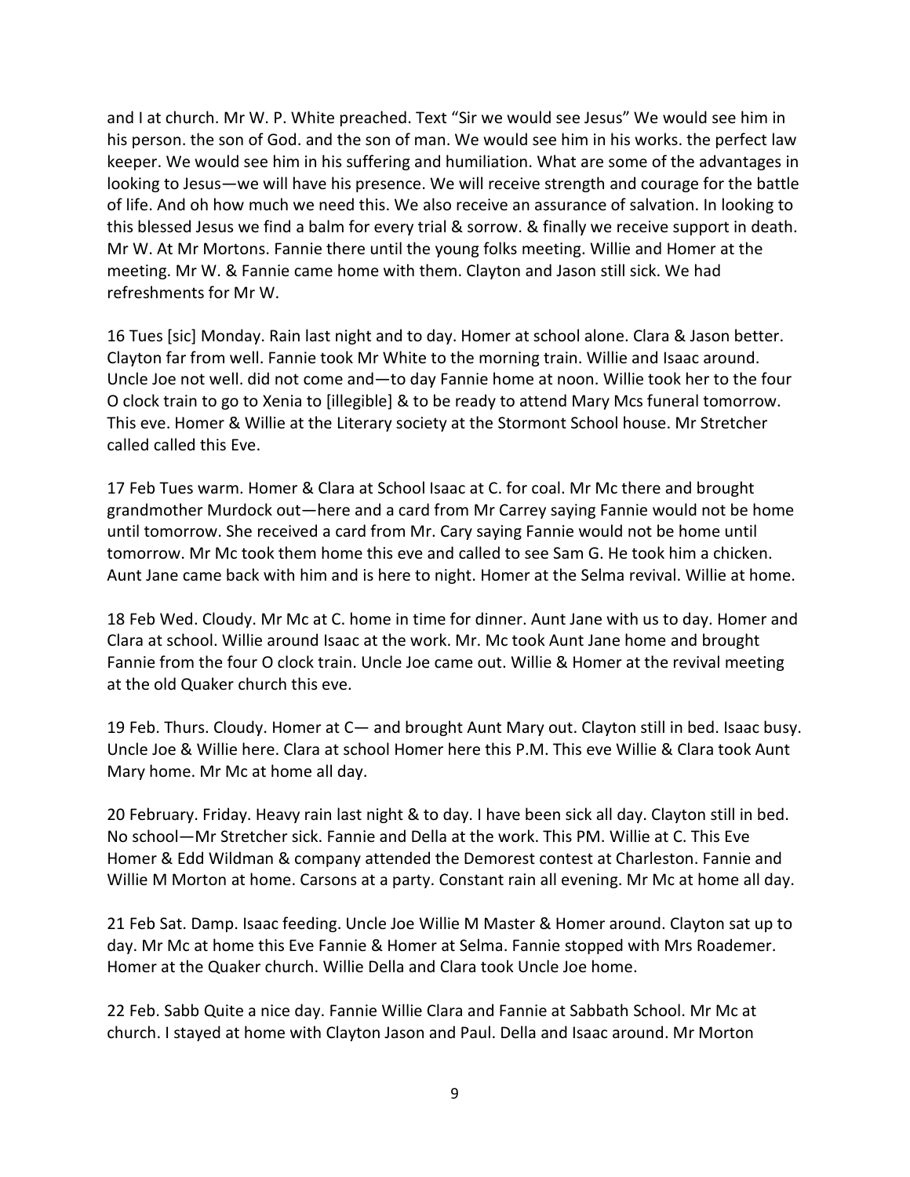and I at church. Mr W. P. White preached. Text "Sir we would see Jesus" We would see him in his person. the son of God. and the son of man. We would see him in his works. the perfect law keeper. We would see him in his suffering and humiliation. What are some of the advantages in looking to Jesus—we will have his presence. We will receive strength and courage for the battle of life. And oh how much we need this. We also receive an assurance of salvation. In looking to this blessed Jesus we find a balm for every trial & sorrow. & finally we receive support in death. Mr W. At Mr Mortons. Fannie there until the young folks meeting. Willie and Homer at the meeting. Mr W. & Fannie came home with them. Clayton and Jason still sick. We had refreshments for Mr W.

16 Tues [sic] Monday. Rain last night and to day. Homer at school alone. Clara & Jason better. Clayton far from well. Fannie took Mr White to the morning train. Willie and Isaac around. Uncle Joe not well. did not come and—to day Fannie home at noon. Willie took her to the four O clock train to go to Xenia to [illegible] & to be ready to attend Mary Mcs funeral tomorrow. This eve. Homer & Willie at the Literary society at the Stormont School house. Mr Stretcher called called this Eve.

17 Feb Tues warm. Homer & Clara at School Isaac at C. for coal. Mr Mc there and brought grandmother Murdock out—here and a card from Mr Carrey saying Fannie would not be home until tomorrow. She received a card from Mr. Cary saying Fannie would not be home until tomorrow. Mr Mc took them home this eve and called to see Sam G. He took him a chicken. Aunt Jane came back with him and is here to night. Homer at the Selma revival. Willie at home.

18 Feb Wed. Cloudy. Mr Mc at C. home in time for dinner. Aunt Jane with us to day. Homer and Clara at school. Willie around Isaac at the work. Mr. Mc took Aunt Jane home and brought Fannie from the four O clock train. Uncle Joe came out. Willie & Homer at the revival meeting at the old Quaker church this eve.

19 Feb. Thurs. Cloudy. Homer at C— and brought Aunt Mary out. Clayton still in bed. Isaac busy. Uncle Joe & Willie here. Clara at school Homer here this P.M. This eve Willie & Clara took Aunt Mary home. Mr Mc at home all day.

20 February. Friday. Heavy rain last night & to day. I have been sick all day. Clayton still in bed. No school—Mr Stretcher sick. Fannie and Della at the work. This PM. Willie at C. This Eve Homer & Edd Wildman & company attended the Demorest contest at Charleston. Fannie and Willie M Morton at home. Carsons at a party. Constant rain all evening. Mr Mc at home all day.

21 Feb Sat. Damp. Isaac feeding. Uncle Joe Willie M Master & Homer around. Clayton sat up to day. Mr Mc at home this Eve Fannie & Homer at Selma. Fannie stopped with Mrs Roademer. Homer at the Quaker church. Willie Della and Clara took Uncle Joe home.

22 Feb. Sabb Quite a nice day. Fannie Willie Clara and Fannie at Sabbath School. Mr Mc at church. I stayed at home with Clayton Jason and Paul. Della and Isaac around. Mr Morton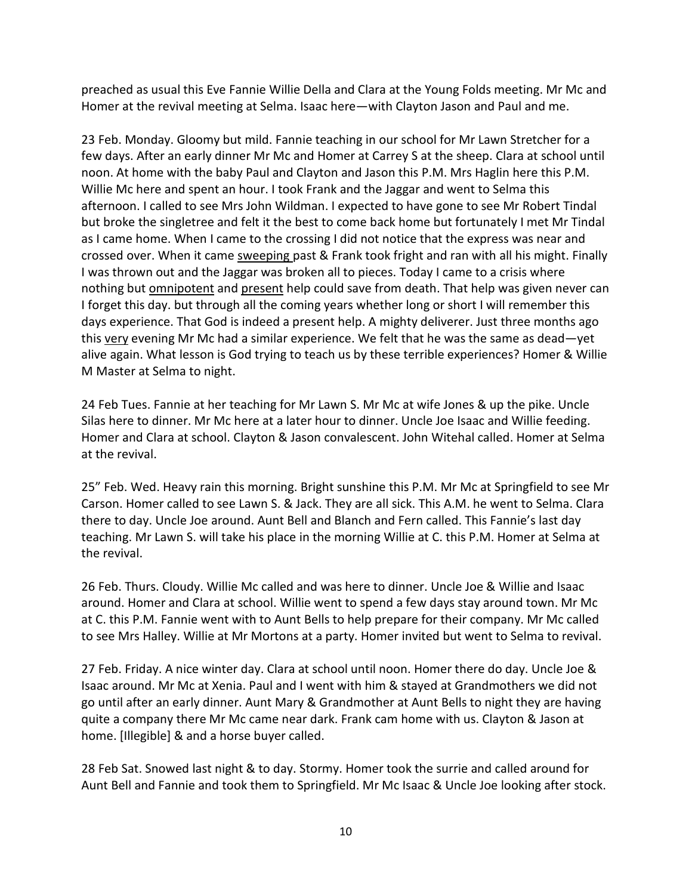preached as usual this Eve Fannie Willie Della and Clara at the Young Folds meeting. Mr Mc and Homer at the revival meeting at Selma. Isaac here—with Clayton Jason and Paul and me.

23 Feb. Monday. Gloomy but mild. Fannie teaching in our school for Mr Lawn Stretcher for a few days. After an early dinner Mr Mc and Homer at Carrey S at the sheep. Clara at school until noon. At home with the baby Paul and Clayton and Jason this P.M. Mrs Haglin here this P.M. Willie Mc here and spent an hour. I took Frank and the Jaggar and went to Selma this afternoon. I called to see Mrs John Wildman. I expected to have gone to see Mr Robert Tindal but broke the singletree and felt it the best to come back home but fortunately I met Mr Tindal as I came home. When I came to the crossing I did not notice that the express was near and crossed over. When it came <u>sweeping</u> past & Frank took fright and ran with all his might. Finally I was thrown out and the Jaggar was broken all to pieces. Today I came to a crisis where nothing but <u>omnipotent</u> and <u>present</u> help could save from death. That help was given never can I forget this day. but through all the coming years whether long or short I will remember this days experience. That God is indeed a present help. A mighty deliverer. Just three months ago this <u>very</u> evening Mr Mc had a similar experience. We felt that he was the same as dead—yet alive again. What lesson is God trying to teach us by these terrible experiences? Homer & Willie M Master at Selma to night.

24 Feb Tues. Fannie at her teaching for Mr Lawn S. Mr Mc at wife Jones & up the pike. Uncle Silas here to dinner. Mr Mc here at a later hour to dinner. Uncle Joe Isaac and Willie feeding. Homer and Clara at school. Clayton & Jason convalescent. John Witehal called. Homer at Selma at the revival.

25" Feb. Wed. Heavy rain this morning. Bright sunshine this P.M. Mr Mc at Springfield to see Mr Carson. Homer called to see Lawn S. & Jack. They are all sick. This A.M. he went to Selma. Clara there to day. Uncle Joe around. Aunt Bell and Blanch and Fern called. This Fannie's last day teaching. Mr Lawn S. will take his place in the morning Willie at C. this P.M. Homer at Selma at the revival.

26 Feb. Thurs. Cloudy. Willie Mc called and was here to dinner. Uncle Joe & Willie and Isaac around. Homer and Clara at school. Willie went to spend a few days stay around town. Mr Mc at C. this P.M. Fannie went with to Aunt Bells to help prepare for their company. Mr Mc called to see Mrs Halley. Willie at Mr Mortons at a party. Homer invited but went to Selma to revival.

27 Feb. Friday. A nice winter day. Clara at school until noon. Homer there do day. Uncle Joe & Isaac around. Mr Mc at Xenia. Paul and I went with him & stayed at Grandmothers we did not go until after an early dinner. Aunt Mary & Grandmother at Aunt Bells to night they are having quite a company there Mr Mc came near dark. Frank cam home with us. Clayton & Jason at home. [Illegible] & and a horse buyer called.

28 Feb Sat. Snowed last night & to day. Stormy. Homer took the surrie and called around for Aunt Bell and Fannie and took them to Springfield. Mr Mc Isaac & Uncle Joe looking after stock.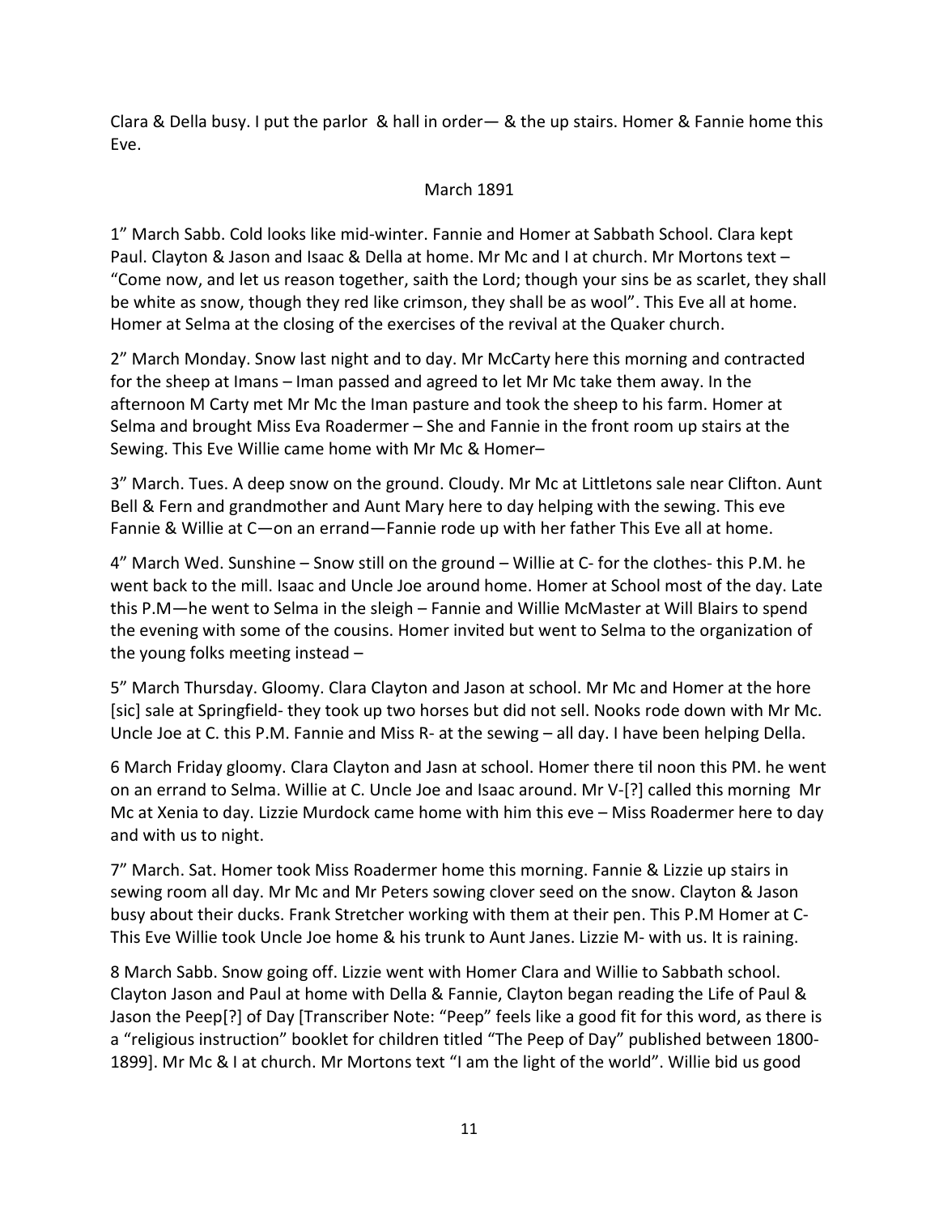Clara & Della busy. I put the parlor & hall in order— & the up stairs. Homer & Fannie home this Eve.

## March 1891

1" March Sabb. Cold looks like mid-winter. Fannie and Homer at Sabbath School. Clara kept Paul. Clayton & Jason and Isaac & Della at home. Mr Mc and I at church. Mr Mortons text – "Come now, and let us reason together, saith the Lord; though your sins be as scarlet, they shall be white as snow, though they red like crimson, they shall be as wool". This Eve all at home. Homer at Selma at the closing of the exercises of the revival at the Quaker church.

2" March Monday. Snow last night and to day. Mr McCarty here this morning and contracted for the sheep at Imans – Iman passed and agreed to let Mr Mc take them away. In the afternoon M Carty met Mr Mc the Iman pasture and took the sheep to his farm. Homer at Selma and brought Miss Eva Roadermer – She and Fannie in the front room up stairs at the Sewing. This Eve Willie came home with Mr Mc & Homer–

3" March. Tues. A deep snow on the ground. Cloudy. Mr Mc at Littletons sale near Clifton. Aunt Bell & Fern and grandmother and Aunt Mary here to day helping with the sewing. This eve Fannie & Willie at C—on an errand—Fannie rode up with her father This Eve all at home.

4" March Wed. Sunshine – Snow still on the ground – Willie at C- for the clothes- this P.M. he went back to the mill. Isaac and Uncle Joe around home. Homer at School most of the day. Late this P.M—he went to Selma in the sleigh – Fannie and Willie McMaster at Will Blairs to spend the evening with some of the cousins. Homer invited but went to Selma to the organization of the young folks meeting instead –

5" March Thursday. Gloomy. Clara Clayton and Jason at school. Mr Mc and Homer at the hore [sic] sale at Springfield- they took up two horses but did not sell. Nooks rode down with Mr Mc. Uncle Joe at C. this P.M. Fannie and Miss R- at the sewing – all day. I have been helping Della.

6 March Friday gloomy. Clara Clayton and Jasn at school. Homer there til noon this PM. he went on an errand to Selma. Willie at C. Uncle Joe and Isaac around. Mr V-[?] called this morning Mr Mc at Xenia to day. Lizzie Murdock came home with him this eve – Miss Roadermer here to day and with us to night.

7" March. Sat. Homer took Miss Roadermer home this morning. Fannie & Lizzie up stairs in sewing room all day. Mr Mc and Mr Peters sowing clover seed on the snow. Clayton & Jason busy about their ducks. Frank Stretcher working with them at their pen. This P.M Homer at C- This Eve Willie took Uncle Joe home & his trunk to Aunt Janes. Lizzie M- with us. It is raining.

8 March Sabb. Snow going off. Lizzie went with Homer Clara and Willie to Sabbath school. Clayton Jason and Paul at home with Della & Fannie, Clayton began reading the Life of Paul & Jason the Peep[?] of Day [Transcriber Note: "Peep" feels like a good fit for this word, as there is a "religious instruction" booklet for children titled "The Peep of Day" published between 1800-1899]. Mr Mc & I at church. Mr Mortons text "I am the light of the world". Willie bid us good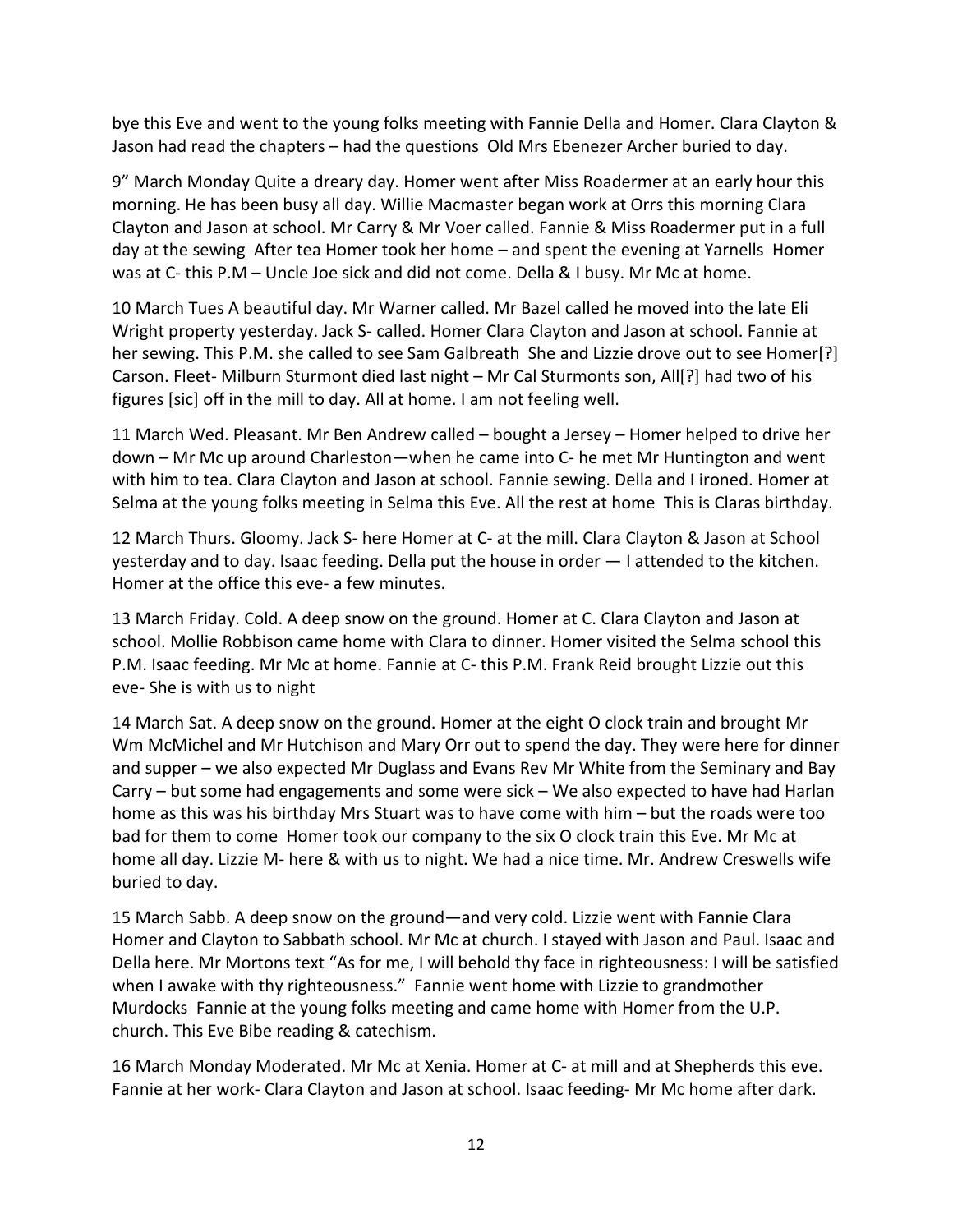bye this Eve and went to the young folks meeting with Fannie Della and Homer. Clara Clayton & Jason had read the chapters – had the questions  Old Mrs Ebenezer Archer buried to day.

9" March Monday Quite a dreary day. Homer went after Miss Roadermer at an early hour this morning. He has been busy all day. Willie Macmaster began work at Orrs this morning Clara Clayton and Jason at school. Mr Carry & Mr Voer called. Fannie & Miss Roadermer put in a full day at the sewing  After tea Homer took her home – and spent the evening at Yarnells  Homer was at C- this P.M – Uncle Joe sick and did not come. Della & I busy. Mr Mc at home.

10 March Tues A beautiful day. Mr Warner called. Mr Bazel called he moved into the late Eli Wright property yesterday. Jack S- called. Homer Clara Clayton and Jason at school. Fannie at her sewing. This P.M. she called to see Sam Galbreath  She and Lizzie drove out to see Homer[?] Carson. Fleet- Milburn Sturmont died last night – Mr Cal Sturmonts son, All[?] had two of his figures [sic] off in the mill to day. All at home. I am not feeling well.

11 March Wed. Pleasant. Mr Ben Andrew called – bought a Jersey – Homer helped to drive her down – Mr Mc up around Charleston—when he came into C- he met Mr Huntington and went with him to tea. Clara Clayton and Jason at school. Fannie sewing. Della and I ironed. Homer at Selma at the young folks meeting in Selma this Eve. All the rest at home  This is Claras birthday.

12 March Thurs. Gloomy. Jack S- here Homer at C- at the mill. Clara Clayton & Jason at School yesterday and to day. Isaac feeding. Della put the house in order — I attended to the kitchen. Homer at the office this eve- a few minutes.

13 March Friday. Cold. A deep snow on the ground. Homer at C. Clara Clayton and Jason at school. Mollie Robbison came home with Clara to dinner. Homer visited the Selma school this P.M. Isaac feeding. Mr Mc at home. Fannie at C- this P.M. Frank Reid brought Lizzie out this eve- She is with us to night

14 March Sat. A deep snow on the ground. Homer at the eight O clock train and brought Mr Wm McMichel and Mr Hutchison and Mary Orr out to spend the day. They were here for dinner and supper – we also expected Mr Duglass and Evans Rev Mr White from the Seminary and Bay Carry – but some had engagements and some were sick – We also expected to have had Harlan home as this was his birthday Mrs Stuart was to have come with him – but the roads were too bad for them to come  Homer took our company to the six O clock train this Eve. Mr Mc at home all day. Lizzie M- here & with us to night. We had a nice time. Mr. Andrew Creswells wife buried to day.

15 March Sabb. A deep snow on the ground—and very cold. Lizzie went with Fannie Clara Homer and Clayton to Sabbath school. Mr Mc at church. I stayed with Jason and Paul. Isaac and Della here. Mr Mortons text "As for me, I will behold thy face in righteousness: I will be satisfied when I awake with thy righteousness."  Fannie went home with Lizzie to grandmother Murdocks  Fannie at the young folks meeting and came home with Homer from the U.P. church. This Eve Bibe reading & catechism.

16 March Monday Moderated. Mr Mc at Xenia. Homer at C- at mill and at Shepherds this eve. Fannie at her work- Clara Clayton and Jason at school. Isaac feeding- Mr Mc home after dark.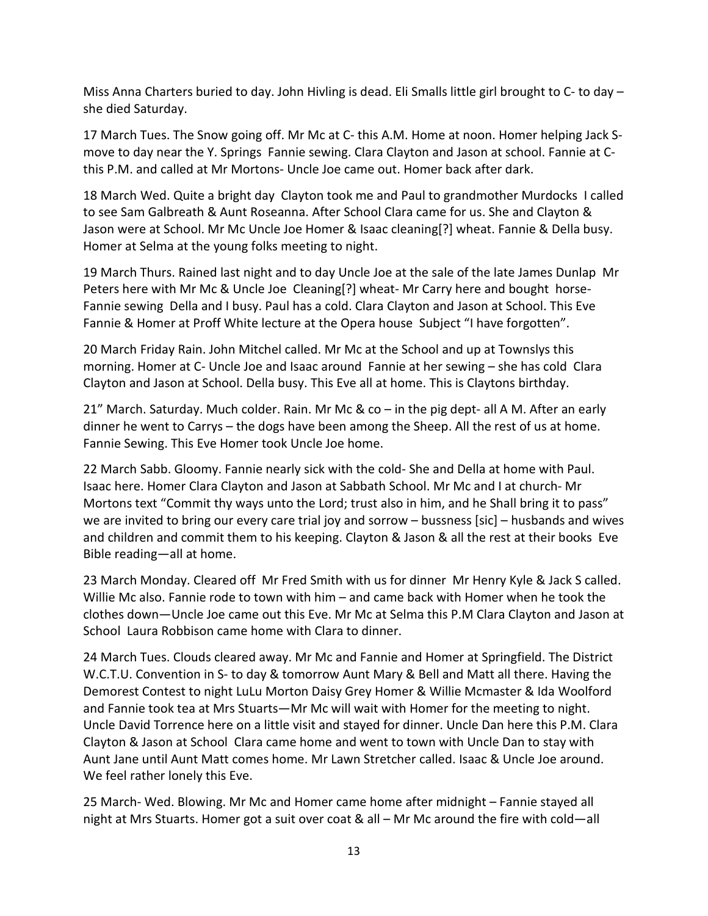Miss Anna Charters buried to day. John Hivling is dead. Eli Smalls little girl brought to C- to day – she died Saturday.

17 March Tues. The Snow going off. Mr Mc at C- this A.M. Home at noon. Homer helping Jack S- move to day near the Y. Springs  Fannie sewing. Clara Clayton and Jason at school. Fannie at C- this P.M. and called at Mr Mortons- Uncle Joe came out. Homer back after dark.

18 March Wed. Quite a bright day  Clayton took me and Paul to grandmother Murdocks  I called to see Sam Galbreath & Aunt Roseanna. After School Clara came for us. She and Clayton & Jason were at School. Mr Mc Uncle Joe Homer & Isaac cleaning[?] wheat. Fannie & Della busy. Homer at Selma at the young folks meeting to night.

19 March Thurs. Rained last night and to day Uncle Joe at the sale of the late James Dunlap  Mr Peters here with Mr Mc & Uncle Joe  Cleaning[?] wheat- Mr Carry here and bought  horse- Fannie sewing  Della and I busy. Paul has a cold. Clara Clayton and Jason at School. This Eve Fannie & Homer at Proff White lecture at the Opera house  Subject "I have forgotten".

20 March Friday Rain. John Mitchel called. Mr Mc at the School and up at Townslys this morning. Homer at C- Uncle Joe and Isaac around  Fannie at her sewing – she has cold  Clara Clayton and Jason at School. Della busy. This Eve all at home. This is Claytons birthday.

21" March. Saturday. Much colder. Rain. Mr Mc & co – in the pig dept- all A M. After an early dinner he went to Carrys – the dogs have been among the Sheep. All the rest of us at home. Fannie Sewing. This Eve Homer took Uncle Joe home.

22 March Sabb. Gloomy. Fannie nearly sick with the cold- She and Della at home with Paul. Isaac here. Homer Clara Clayton and Jason at Sabbath School. Mr Mc and I at church- Mr Mortons text "Commit thy ways unto the Lord; trust also in him, and he Shall bring it to pass" we are invited to bring our every care trial joy and sorrow – bussness [sic] – husbands and wives and children and commit them to his keeping. Clayton & Jason & all the rest at their books  Eve Bible reading—all at home.

23 March Monday. Cleared off  Mr Fred Smith with us for dinner  Mr Henry Kyle & Jack S called. Willie Mc also. Fannie rode to town with him – and came back with Homer when he took the clothes down—Uncle Joe came out this Eve. Mr Mc at Selma this P.M Clara Clayton and Jason at School  Laura Robbison came home with Clara to dinner.

24 March Tues. Clouds cleared away. Mr Mc and Fannie and Homer at Springfield. The District W.C.T.U. Convention in S- to day & tomorrow Aunt Mary & Bell and Matt all there. Having the Demorest Contest to night LuLu Morton Daisy Grey Homer & Willie Mcmaster & Ida Woolford and Fannie took tea at Mrs Stuarts—Mr Mc will wait with Homer for the meeting to night. Uncle David Torrence here on a little visit and stayed for dinner. Uncle Dan here this P.M. Clara Clayton & Jason at School  Clara came home and went to town with Uncle Dan to stay with Aunt Jane until Aunt Matt comes home. Mr Lawn Stretcher called. Isaac & Uncle Joe around. We feel rather lonely this Eve.

25 March- Wed. Blowing. Mr Mc and Homer came home after midnight – Fannie stayed all night at Mrs Stuarts. Homer got a suit over coat & all – Mr Mc around the fire with cold—all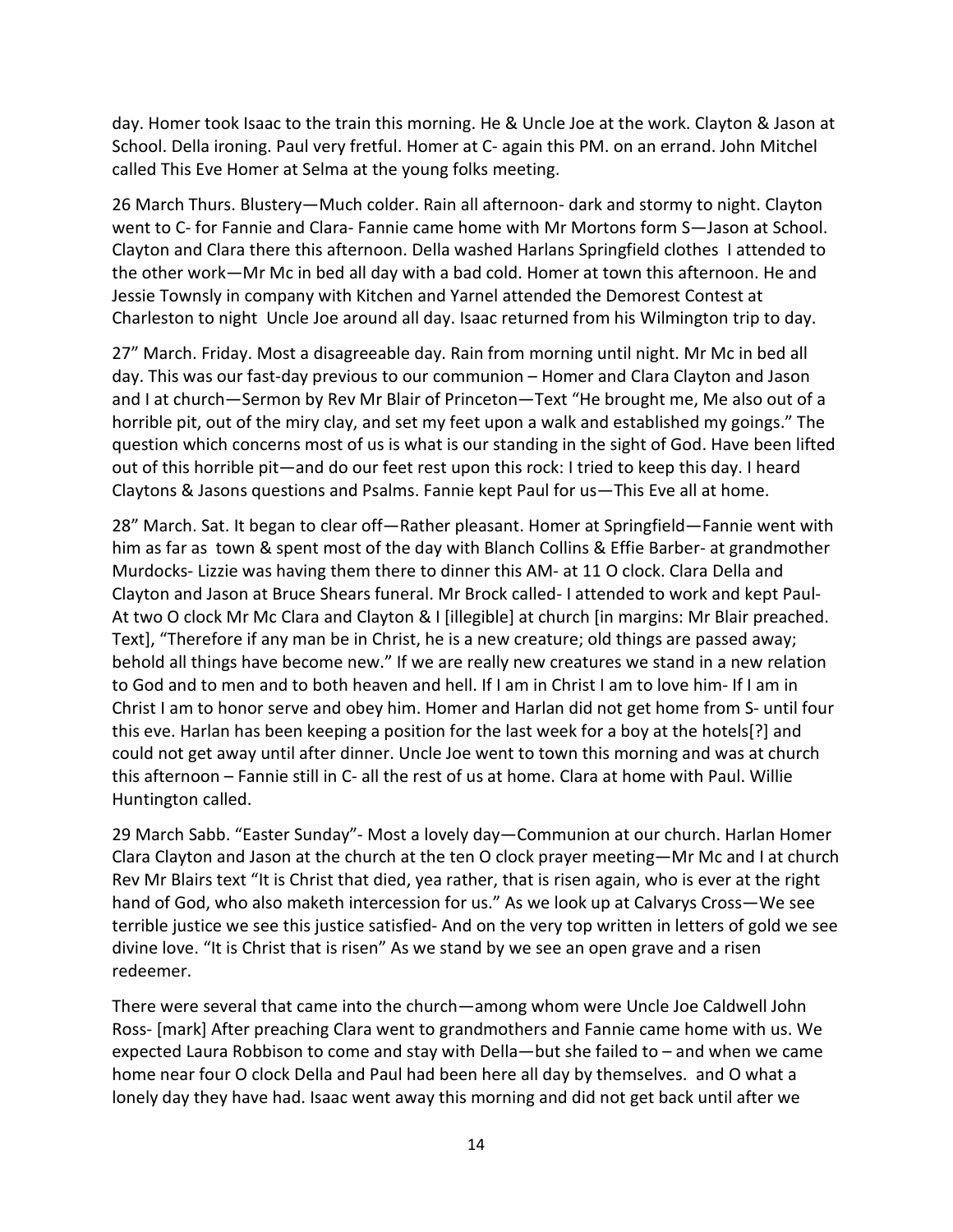day. Homer took Isaac to the train this morning. He & Uncle Joe at the work. Clayton & Jason at School. Della ironing. Paul very fretful. Homer at C- again this PM. on an errand. John Mitchel called This Eve Homer at Selma at the young folks meeting.

26 March Thurs. Blustery—Much colder. Rain all afternoon- dark and stormy to night. Clayton went to C- for Fannie and Clara- Fannie came home with Mr Mortons form S—Jason at School. Clayton and Clara there this afternoon. Della washed Harlans Springfield clothes I attended to the other work—Mr Mc in bed all day with a bad cold. Homer at town this afternoon. He and Jessie Townsly in company with Kitchen and Yarnel attended the Demorest Contest at Charleston to night Uncle Joe around all day. Isaac returned from his Wilmington trip to day.

27" March. Friday. Most a disagreeable day. Rain from morning until night. Mr Mc in bed all day. This was our fast-day previous to our communion – Homer and Clara Clayton and Jason and I at church—Sermon by Rev Mr Blair of Princeton—Text "He brought me, Me also out of a horrible pit, out of the miry clay, and set my feet upon a walk and established my goings." The question which concerns most of us is what is our standing in the sight of God. Have been lifted out of this horrible pit—and do our feet rest upon this rock: I tried to keep this day. I heard Claytons & Jasons questions and Psalms. Fannie kept Paul for us—This Eve all at home.

28" March. Sat. It began to clear off—Rather pleasant. Homer at Springfield—Fannie went with him as far as town & spent most of the day with Blanch Collins & Effie Barber- at grandmother Murdocks- Lizzie was having them there to dinner this AM- at 11 O clock. Clara Della and Clayton and Jason at Bruce Shears funeral. Mr Brock called- I attended to work and kept Paul- At two O clock Mr Mc Clara and Clayton & I [illegible] at church [in margins: Mr Blair preached. Text], "Therefore if any man be in Christ, he is a new creature; old things are passed away; behold all things have become new." If we are really new creatures we stand in a new relation to God and to men and to both heaven and hell. If I am in Christ I am to love him- If I am in Christ I am to honor serve and obey him. Homer and Harlan did not get home from S- until four this eve. Harlan has been keeping a position for the last week for a boy at the hotels[?] and could not get away until after dinner. Uncle Joe went to town this morning and was at church this afternoon – Fannie still in C- all the rest of us at home. Clara at home with Paul. Willie Huntington called.

29 March Sabb. "Easter Sunday"- Most a lovely day—Communion at our church. Harlan Homer Clara Clayton and Jason at the church at the ten O clock prayer meeting—Mr Mc and I at church Rev Mr Blairs text "It is Christ that died, yea rather, that is risen again, who is ever at the right hand of God, who also maketh intercession for us." As we look up at Calvarys Cross—We see terrible justice we see this justice satisfied- And on the very top written in letters of gold we see divine love. "It is Christ that is risen" As we stand by we see an open grave and a risen redeemer.

There were several that came into the church—among whom were Uncle Joe Caldwell John Ross- [mark] After preaching Clara went to grandmothers and Fannie came home with us. We expected Laura Robbison to come and stay with Della—but she failed to – and when we came home near four O clock Della and Paul had been here all day by themselves. and O what a lonely day they have had. Isaac went away this morning and did not get back until after we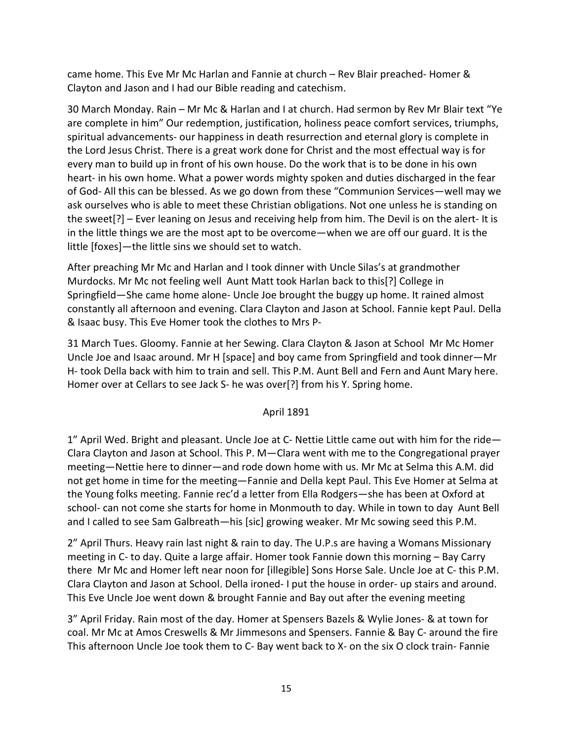came home. This Eve Mr Mc Harlan and Fannie at church – Rev Blair preached- Homer & Clayton and Jason and I had our Bible reading and catechism.

30 March Monday. Rain – Mr Mc & Harlan and I at church. Had sermon by Rev Mr Blair text "Ye are complete in him" Our redemption, justification, holiness peace comfort services, triumphs, spiritual advancements- our happiness in death resurrection and eternal glory is complete in the Lord Jesus Christ. There is a great work done for Christ and the most effectual way is for every man to build up in front of his own house. Do the work that is to be done in his own heart- in his own home. What a power words mighty spoken and duties discharged in the fear of God- All this can be blessed. As we go down from these "Communion Services—well may we ask ourselves who is able to meet these Christian obligations. Not one unless he is standing on the sweet[?] – Ever leaning on Jesus and receiving help from him. The Devil is on the alert- It is in the little things we are the most apt to be overcome—when we are off our guard. It is the little [foxes]—the little sins we should set to watch.

After preaching Mr Mc and Harlan and I took dinner with Uncle Silas's at grandmother Murdocks. Mr Mc not feeling well Aunt Matt took Harlan back to this[?] College in Springfield—She came home alone- Uncle Joe brought the buggy up home. It rained almost constantly all afternoon and evening. Clara Clayton and Jason at School. Fannie kept Paul. Della & Isaac busy. This Eve Homer took the clothes to Mrs P-

31 March Tues. Gloomy. Fannie at her Sewing. Clara Clayton & Jason at School Mr Mc Homer Uncle Joe and Isaac around. Mr H [space] and boy came from Springfield and took dinner—Mr H- took Della back with him to train and sell. This P.M. Aunt Bell and Fern and Aunt Mary here. Homer over at Cellars to see Jack S- he was over[?] from his Y. Spring home.

April 1891

1" April Wed. Bright and pleasant. Uncle Joe at C- Nettie Little came out with him for the ride—Clara Clayton and Jason at School. This P. M—Clara went with me to the Congregational prayer meeting—Nettie here to dinner—and rode down home with us. Mr Mc at Selma this A.M. did not get home in time for the meeting—Fannie and Della kept Paul. This Eve Homer at Selma at the Young folks meeting. Fannie rec'd a letter from Ella Rodgers—she has been at Oxford at school- can not come she starts for home in Monmouth to day. While in town to day Aunt Bell and I called to see Sam Galbreath—his [sic] growing weaker. Mr Mc sowing seed this P.M.

2" April Thurs. Heavy rain last night & rain to day. The U.P.s are having a Womans Missionary meeting in C- to day. Quite a large affair. Homer took Fannie down this morning – Bay Carry there Mr Mc and Homer left near noon for [illegible] Sons Horse Sale. Uncle Joe at C- this P.M. Clara Clayton and Jason at School. Della ironed- I put the house in order- up stairs and around. This Eve Uncle Joe went down & brought Fannie and Bay out after the evening meeting

3" April Friday. Rain most of the day. Homer at Spensers Bazels & Wylie Jones- & at town for coal. Mr Mc at Amos Creswells & Mr Jimmesons and Spensers. Fannie & Bay C- around the fire This afternoon Uncle Joe took them to C- Bay went back to X- on the six O clock train- Fannie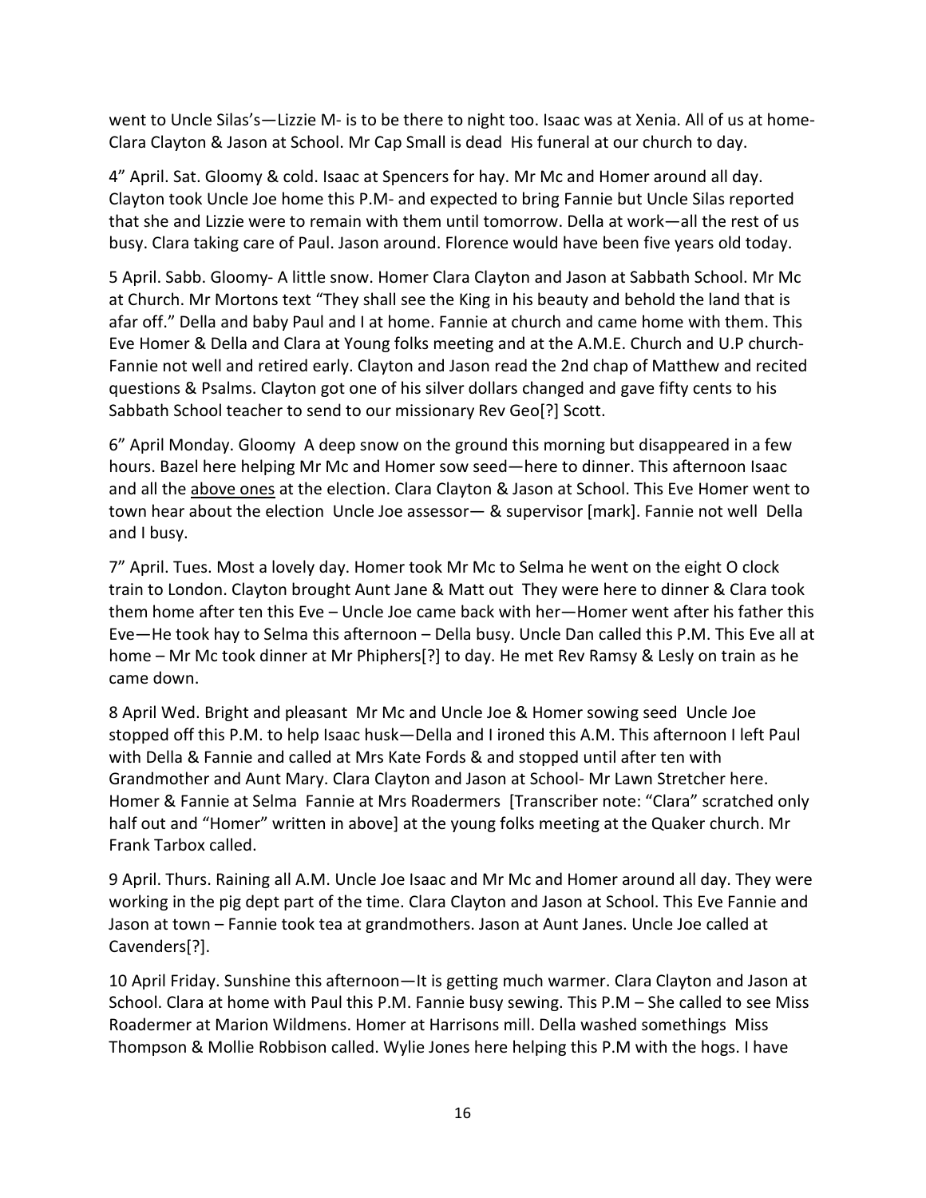went to Uncle Silas's—Lizzie M- is to be there to night too. Isaac was at Xenia. All of us at home- Clara Clayton & Jason at School. Mr Cap Small is dead His funeral at our church to day.

4" April. Sat. Gloomy & cold. Isaac at Spencers for hay. Mr Mc and Homer around all day. Clayton took Uncle Joe home this P.M- and expected to bring Fannie but Uncle Silas reported that she and Lizzie were to remain with them until tomorrow. Della at work—all the rest of us busy. Clara taking care of Paul. Jason around. Florence would have been five years old today.

5 April. Sabb. Gloomy- A little snow. Homer Clara Clayton and Jason at Sabbath School. Mr Mc at Church. Mr Mortons text "They shall see the King in his beauty and behold the land that is afar off." Della and baby Paul and I at home. Fannie at church and came home with them. This Eve Homer & Della and Clara at Young folks meeting and at the A.M.E. Church and U.P church- Fannie not well and retired early. Clayton and Jason read the 2nd chap of Matthew and recited questions & Psalms. Clayton got one of his silver dollars changed and gave fifty cents to his Sabbath School teacher to send to our missionary Rev Geo[?] Scott.

6" April Monday. Gloomy A deep snow on the ground this morning but disappeared in a few hours. Bazel here helping Mr Mc and Homer sow seed—here to dinner. This afternoon Isaac and all the <u>above ones</u> at the election. Clara Clayton & Jason at School. This Eve Homer went to town hear about the election Uncle Joe assessor— & supervisor [mark]. Fannie not well Della and I busy.

7" April. Tues. Most a lovely day. Homer took Mr Mc to Selma he went on the eight O clock train to London. Clayton brought Aunt Jane & Matt out They were here to dinner & Clara took them home after ten this Eve – Uncle Joe came back with her—Homer went after his father this Eve—He took hay to Selma this afternoon – Della busy. Uncle Dan called this P.M. This Eve all at home – Mr Mc took dinner at Mr Phiphers[?] to day. He met Rev Ramsy & Lesly on train as he came down.

8 April Wed. Bright and pleasant Mr Mc and Uncle Joe & Homer sowing seed Uncle Joe stopped off this P.M. to help Isaac husk—Della and I ironed this A.M. This afternoon I left Paul with Della & Fannie and called at Mrs Kate Fords & and stopped until after ten with Grandmother and Aunt Mary. Clara Clayton and Jason at School- Mr Lawn Stretcher here. Homer & Fannie at Selma Fannie at Mrs Roadermers [Transcriber note: "Clara" scratched only half out and "Homer" written in above] at the young folks meeting at the Quaker church. Mr Frank Tarbox called.

9 April. Thurs. Raining all A.M. Uncle Joe Isaac and Mr Mc and Homer around all day. They were working in the pig dept part of the time. Clara Clayton and Jason at School. This Eve Fannie and Jason at town – Fannie took tea at grandmothers. Jason at Aunt Janes. Uncle Joe called at Cavenders[?].

10 April Friday. Sunshine this afternoon—It is getting much warmer. Clara Clayton and Jason at School. Clara at home with Paul this P.M. Fannie busy sewing. This P.M – She called to see Miss Roadermer at Marion Wildmens. Homer at Harrisons mill. Della washed somethings Miss Thompson & Mollie Robbison called. Wylie Jones here helping this P.M with the hogs. I have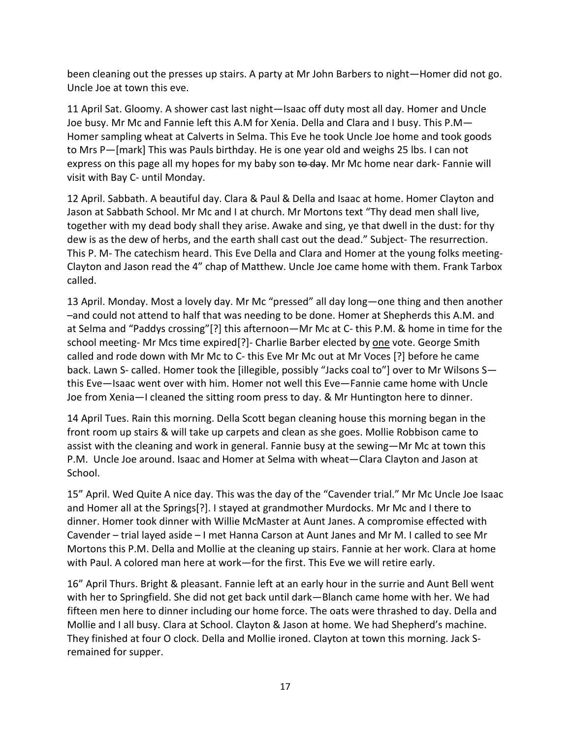been cleaning out the presses up stairs. A party at Mr John Barbers to night—Homer did not go. Uncle Joe at town this eve.

11 April Sat. Gloomy. A shower cast last night—Isaac off duty most all day. Homer and Uncle Joe busy. Mr Mc and Fannie left this A.M for Xenia. Della and Clara and I busy. This P.M—Homer sampling wheat at Calverts in Selma. This Eve he took Uncle Joe home and took goods to Mrs P—[mark] This was Pauls birthday. He is one year old and weighs 25 lbs. I can not express on this page all my hopes for my baby son ~~to day~~. Mr Mc home near dark- Fannie will visit with Bay C- until Monday.

12 April. Sabbath. A beautiful day. Clara & Paul & Della and Isaac at home. Homer Clayton and Jason at Sabbath School. Mr Mc and I at church. Mr Mortons text "Thy dead men shall live, together with my dead body shall they arise. Awake and sing, ye that dwell in the dust: for thy dew is as the dew of herbs, and the earth shall cast out the dead." Subject- The resurrection. This P. M- The catechism heard. This Eve Della and Clara and Homer at the young folks meeting- Clayton and Jason read the 4" chap of Matthew. Uncle Joe came home with them. Frank Tarbox called.

13 April. Monday. Most a lovely day. Mr Mc "pressed" all day long—one thing and then another –and could not attend to half that was needing to be done. Homer at Shepherds this A.M. and at Selma and "Paddys crossing"[?] this afternoon—Mr Mc at C- this P.M. & home in time for the school meeting- Mr Mcs time expired[?]- Charlie Barber elected by <u>one</u> vote. George Smith called and rode down with Mr Mc to C- this Eve Mr Mc out at Mr Voces [?] before he came back. Lawn S- called. Homer took the [illegible, possibly "Jacks coal to"] over to Mr Wilsons S—this Eve—Isaac went over with him. Homer not well this Eve—Fannie came home with Uncle Joe from Xenia—I cleaned the sitting room press to day. & Mr Huntington here to dinner.

14 April Tues. Rain this morning. Della Scott began cleaning house this morning began in the front room up stairs & will take up carpets and clean as she goes. Mollie Robbison came to assist with the cleaning and work in general. Fannie busy at the sewing—Mr Mc at town this P.M. Uncle Joe around. Isaac and Homer at Selma with wheat—Clara Clayton and Jason at School.

15" April. Wed Quite A nice day. This was the day of the "Cavender trial." Mr Mc Uncle Joe Isaac and Homer all at the Springs[?]. I stayed at grandmother Murdocks. Mr Mc and I there to dinner. Homer took dinner with Willie McMaster at Aunt Janes. A compromise effected with Cavender – trial layed aside – I met Hanna Carson at Aunt Janes and Mr M. I called to see Mr Mortons this P.M. Della and Mollie at the cleaning up stairs. Fannie at her work. Clara at home with Paul. A colored man here at work—for the first. This Eve we will retire early.

16" April Thurs. Bright & pleasant. Fannie left at an early hour in the surrie and Aunt Bell went with her to Springfield. She did not get back until dark—Blanch came home with her. We had fifteen men here to dinner including our home force. The oats were thrashed to day. Della and Mollie and I all busy. Clara at School. Clayton & Jason at home. We had Shepherd's machine. They finished at four O clock. Della and Mollie ironed. Clayton at town this morning. Jack S- remained for supper.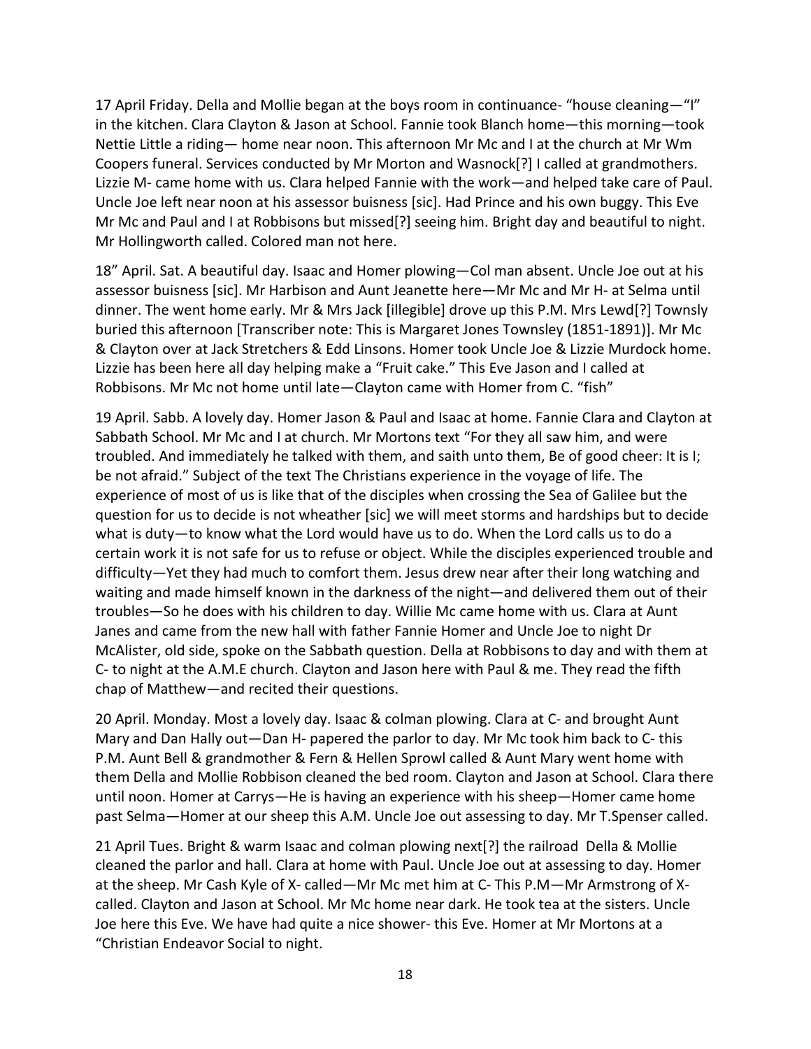17 April Friday. Della and Mollie began at the boys room in continuance- "house cleaning—"I" in the kitchen. Clara Clayton & Jason at School. Fannie took Blanch home—this morning—took Nettie Little a riding— home near noon. This afternoon Mr Mc and I at the church at Mr Wm Coopers funeral. Services conducted by Mr Morton and Wasnock[?] I called at grandmothers. Lizzie M- came home with us. Clara helped Fannie with the work—and helped take care of Paul. Uncle Joe left near noon at his assessor buisness [sic]. Had Prince and his own buggy. This Eve Mr Mc and Paul and I at Robbisons but missed[?] seeing him. Bright day and beautiful to night. Mr Hollingworth called. Colored man not here.

18" April. Sat. A beautiful day. Isaac and Homer plowing—Col man absent. Uncle Joe out at his assessor buisness [sic]. Mr Harbison and Aunt Jeanette here—Mr Mc and Mr H- at Selma until dinner. The went home early. Mr & Mrs Jack [illegible] drove up this P.M. Mrs Lewd[?] Townsly buried this afternoon [Transcriber note: This is Margaret Jones Townsley (1851-1891)]. Mr Mc & Clayton over at Jack Stretchers & Edd Linsons. Homer took Uncle Joe & Lizzie Murdock home. Lizzie has been here all day helping make a "Fruit cake." This Eve Jason and I called at Robbisons. Mr Mc not home until late—Clayton came with Homer from C. "fish"

19 April. Sabb. A lovely day. Homer Jason & Paul and Isaac at home. Fannie Clara and Clayton at Sabbath School. Mr Mc and I at church. Mr Mortons text "For they all saw him, and were troubled. And immediately he talked with them, and saith unto them, Be of good cheer: It is I; be not afraid." Subject of the text The Christians experience in the voyage of life. The experience of most of us is like that of the disciples when crossing the Sea of Galilee but the question for us to decide is not wheather [sic] we will meet storms and hardships but to decide what is duty—to know what the Lord would have us to do. When the Lord calls us to do a certain work it is not safe for us to refuse or object. While the disciples experienced trouble and difficulty—Yet they had much to comfort them. Jesus drew near after their long watching and waiting and made himself known in the darkness of the night—and delivered them out of their troubles—So he does with his children to day. Willie Mc came home with us. Clara at Aunt Janes and came from the new hall with father Fannie Homer and Uncle Joe to night Dr McAlister, old side, spoke on the Sabbath question. Della at Robbisons to day and with them at C- to night at the A.M.E church. Clayton and Jason here with Paul & me. They read the fifth chap of Matthew—and recited their questions.

20 April. Monday. Most a lovely day. Isaac & colman plowing. Clara at C- and brought Aunt Mary and Dan Hally out—Dan H- papered the parlor to day. Mr Mc took him back to C- this P.M. Aunt Bell & grandmother & Fern & Hellen Sprowl called & Aunt Mary went home with them Della and Mollie Robbison cleaned the bed room. Clayton and Jason at School. Clara there until noon. Homer at Carrys—He is having an experience with his sheep—Homer came home past Selma—Homer at our sheep this A.M. Uncle Joe out assessing to day. Mr T.Spenser called.

21 April Tues. Bright & warm Isaac and colman plowing next[?] the railroad Della & Mollie cleaned the parlor and hall. Clara at home with Paul. Uncle Joe out at assessing to day. Homer at the sheep. Mr Cash Kyle of X- called—Mr Mc met him at C- This P.M—Mr Armstrong of X- called. Clayton and Jason at School. Mr Mc home near dark. He took tea at the sisters. Uncle Joe here this Eve. We have had quite a nice shower- this Eve. Homer at Mr Mortons at a "Christian Endeavor Social to night.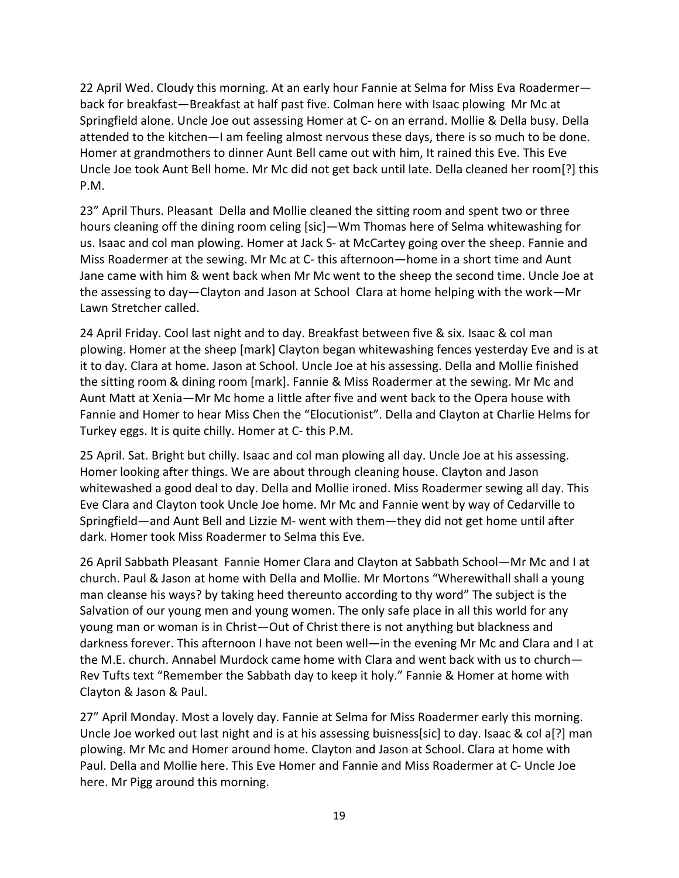22 April Wed. Cloudy this morning. At an early hour Fannie at Selma for Miss Eva Roadermer—back for breakfast—Breakfast at half past five. Colman here with Isaac plowing  Mr Mc at Springfield alone. Uncle Joe out assessing Homer at C- on an errand. Mollie & Della busy. Della attended to the kitchen—I am feeling almost nervous these days, there is so much to be done. Homer at grandmothers to dinner Aunt Bell came out with him, It rained this Eve. This Eve Uncle Joe took Aunt Bell home. Mr Mc did not get back until late. Della cleaned her room[?] this P.M.

23" April Thurs. Pleasant  Della and Mollie cleaned the sitting room and spent two or three hours cleaning off the dining room celing [sic]—Wm Thomas here of Selma whitewashing for us. Isaac and col man plowing. Homer at Jack S- at McCartey going over the sheep. Fannie and Miss Roadermer at the sewing. Mr Mc at C- this afternoon—home in a short time and Aunt Jane came with him & went back when Mr Mc went to the sheep the second time. Uncle Joe at the assessing to day—Clayton and Jason at School  Clara at home helping with the work—Mr Lawn Stretcher called.

24 April Friday. Cool last night and to day. Breakfast between five & six. Isaac & col man plowing. Homer at the sheep [mark] Clayton began whitewashing fences yesterday Eve and is at it to day. Clara at home. Jason at School. Uncle Joe at his assessing. Della and Mollie finished the sitting room & dining room [mark]. Fannie & Miss Roadermer at the sewing. Mr Mc and Aunt Matt at Xenia—Mr Mc home a little after five and went back to the Opera house with Fannie and Homer to hear Miss Chen the "Elocutionist". Della and Clayton at Charlie Helms for Turkey eggs. It is quite chilly. Homer at C- this P.M.

25 April. Sat. Bright but chilly. Isaac and col man plowing all day. Uncle Joe at his assessing. Homer looking after things. We are about through cleaning house. Clayton and Jason whitewashed a good deal to day. Della and Mollie ironed. Miss Roadermer sewing all day. This Eve Clara and Clayton took Uncle Joe home. Mr Mc and Fannie went by way of Cedarville to Springfield—and Aunt Bell and Lizzie M- went with them—they did not get home until after dark. Homer took Miss Roadermer to Selma this Eve.

26 April Sabbath Pleasant  Fannie Homer Clara and Clayton at Sabbath School—Mr Mc and I at church. Paul & Jason at home with Della and Mollie. Mr Mortons "Wherewithall shall a young man cleanse his ways? by taking heed thereunto according to thy word" The subject is the Salvation of our young men and young women. The only safe place in all this world for any young man or woman is in Christ—Out of Christ there is not anything but blackness and darkness forever. This afternoon I have not been well—in the evening Mr Mc and Clara and I at the M.E. church. Annabel Murdock came home with Clara and went back with us to church—Rev Tufts text "Remember the Sabbath day to keep it holy." Fannie & Homer at home with Clayton & Jason & Paul.

27" April Monday. Most a lovely day. Fannie at Selma for Miss Roadermer early this morning. Uncle Joe worked out last night and is at his assessing buisness[sic] to day. Isaac & col a[?] man plowing. Mr Mc and Homer around home. Clayton and Jason at School. Clara at home with Paul. Della and Mollie here. This Eve Homer and Fannie and Miss Roadermer at C- Uncle Joe here. Mr Pigg around this morning.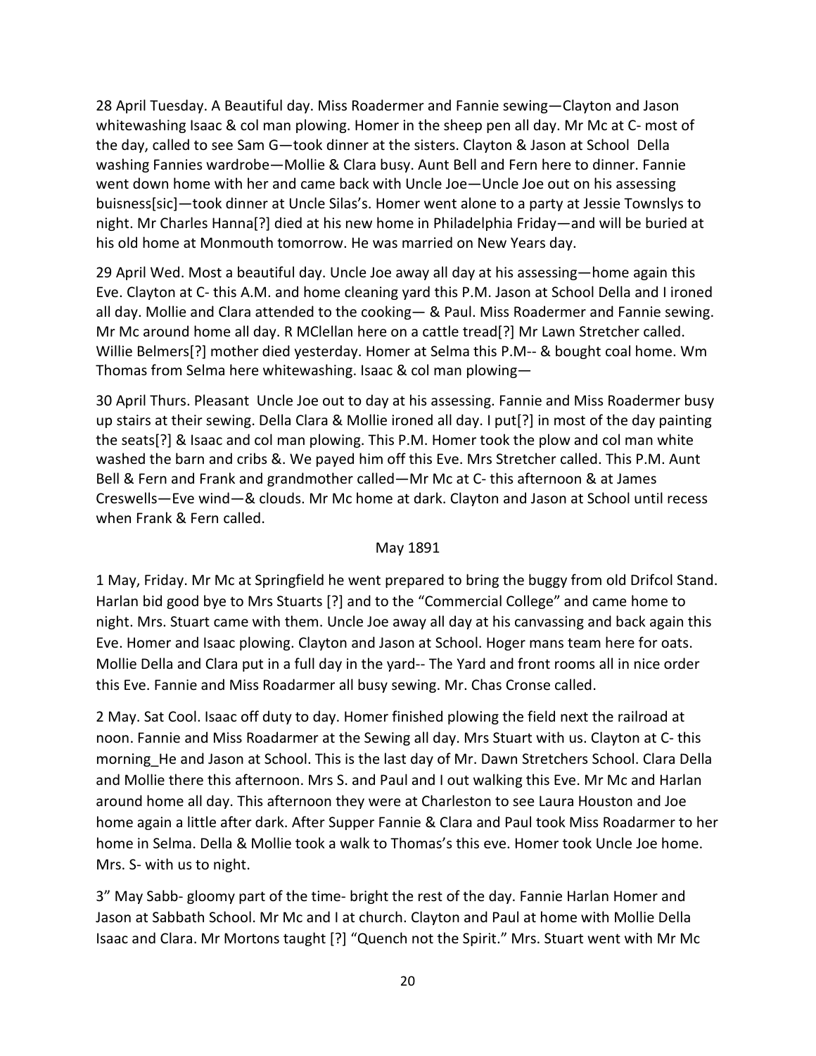28 April Tuesday. A Beautiful day. Miss Roadermer and Fannie sewing—Clayton and Jason whitewashing Isaac & col man plowing. Homer in the sheep pen all day. Mr Mc at C- most of the day, called to see Sam G—took dinner at the sisters. Clayton & Jason at School Della washing Fannies wardrobe—Mollie & Clara busy. Aunt Bell and Fern here to dinner. Fannie went down home with her and came back with Uncle Joe—Uncle Joe out on his assessing buisness[sic]—took dinner at Uncle Silas's. Homer went alone to a party at Jessie Townslys to night. Mr Charles Hanna[?] died at his new home in Philadelphia Friday—and will be buried at his old home at Monmouth tomorrow. He was married on New Years day.

29 April Wed. Most a beautiful day. Uncle Joe away all day at his assessing—home again this Eve. Clayton at C- this A.M. and home cleaning yard this P.M. Jason at School Della and I ironed all day. Mollie and Clara attended to the cooking— & Paul. Miss Roadermer and Fannie sewing. Mr Mc around home all day. R MClellan here on a cattle tread[?] Mr Lawn Stretcher called. Willie Belmers[?] mother died yesterday. Homer at Selma this P.M-- & bought coal home. Wm Thomas from Selma here whitewashing. Isaac & col man plowing—

30 April Thurs. Pleasant Uncle Joe out to day at his assessing. Fannie and Miss Roadermer busy up stairs at their sewing. Della Clara & Mollie ironed all day. I put[?] in most of the day painting the seats[?] & Isaac and col man plowing. This P.M. Homer took the plow and col man white washed the barn and cribs &. We payed him off this Eve. Mrs Stretcher called. This P.M. Aunt Bell & Fern and Frank and grandmother called—Mr Mc at C- this afternoon & at James Creswells—Eve wind—& clouds. Mr Mc home at dark. Clayton and Jason at School until recess when Frank & Fern called.

May 1891

1 May, Friday. Mr Mc at Springfield he went prepared to bring the buggy from old Drifcol Stand. Harlan bid good bye to Mrs Stuarts [?] and to the "Commercial College" and came home to night. Mrs. Stuart came with them. Uncle Joe away all day at his canvassing and back again this Eve. Homer and Isaac plowing. Clayton and Jason at School. Hoger mans team here for oats. Mollie Della and Clara put in a full day in the yard-- The Yard and front rooms all in nice order this Eve. Fannie and Miss Roadarmer all busy sewing. Mr. Chas Cronse called.

2 May. Sat Cool. Isaac off duty to day. Homer finished plowing the field next the railroad at noon. Fannie and Miss Roadarmer at the Sewing all day. Mrs Stuart with us. Clayton at C- this morning_He and Jason at School. This is the last day of Mr. Dawn Stretchers School. Clara Della and Mollie there this afternoon. Mrs S. and Paul and I out walking this Eve. Mr Mc and Harlan around home all day. This afternoon they were at Charleston to see Laura Houston and Joe home again a little after dark. After Supper Fannie & Clara and Paul took Miss Roadarmer to her home in Selma. Della & Mollie took a walk to Thomas's this eve. Homer took Uncle Joe home. Mrs. S- with us to night.

3" May Sabb- gloomy part of the time- bright the rest of the day. Fannie Harlan Homer and Jason at Sabbath School. Mr Mc and I at church. Clayton and Paul at home with Mollie Della Isaac and Clara. Mr Mortons taught [?] "Quench not the Spirit." Mrs. Stuart went with Mr Mc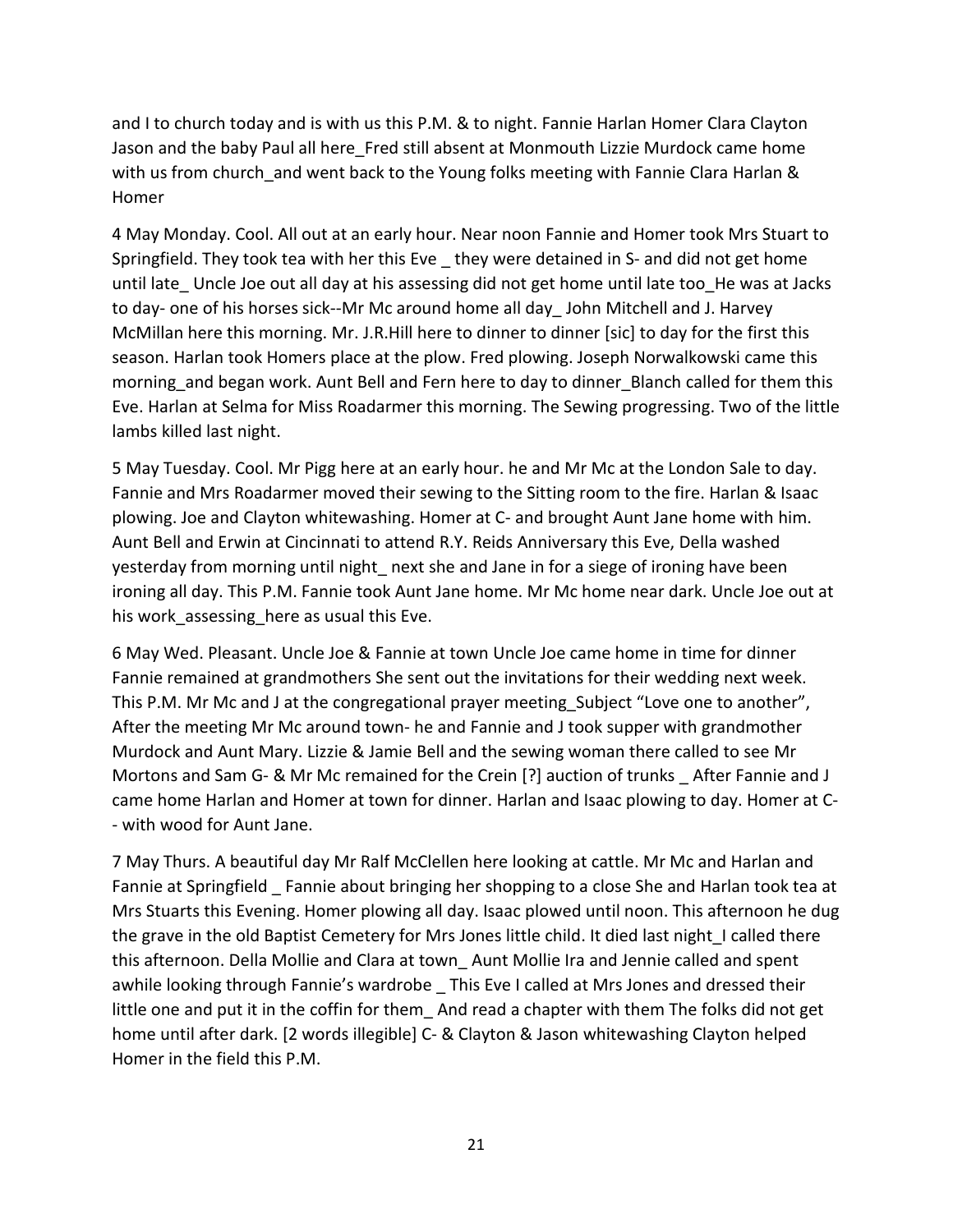and I to church today and is with us this P.M. & to night. Fannie Harlan Homer Clara Clayton Jason and the baby Paul all here_Fred still absent at Monmouth Lizzie Murdock came home with us from church_and went back to the Young folks meeting with Fannie Clara Harlan & Homer

4 May Monday. Cool. All out at an early hour. Near noon Fannie and Homer took Mrs Stuart to Springfield. They took tea with her this Eve _ they were detained in S- and did not get home until late_ Uncle Joe out all day at his assessing did not get home until late too_He was at Jacks to day- one of his horses sick--Mr Mc around home all day_ John Mitchell and J. Harvey McMillan here this morning. Mr. J.R.Hill here to dinner to dinner [sic] to day for the first this season. Harlan took Homers place at the plow. Fred plowing. Joseph Norwalkowski came this morning_and began work. Aunt Bell and Fern here to day to dinner_Blanch called for them this Eve. Harlan at Selma for Miss Roadarmer this morning. The Sewing progressing. Two of the little lambs killed last night.

5 May Tuesday. Cool. Mr Pigg here at an early hour. he and Mr Mc at the London Sale to day. Fannie and Mrs Roadarmer moved their sewing to the Sitting room to the fire. Harlan & Isaac plowing. Joe and Clayton whitewashing. Homer at C- and brought Aunt Jane home with him. Aunt Bell and Erwin at Cincinnati to attend R.Y. Reids Anniversary this Eve, Della washed yesterday from morning until night_ next she and Jane in for a siege of ironing have been ironing all day. This P.M. Fannie took Aunt Jane home. Mr Mc home near dark. Uncle Joe out at his work_assessing_here as usual this Eve.

6 May Wed. Pleasant. Uncle Joe & Fannie at town Uncle Joe came home in time for dinner Fannie remained at grandmothers She sent out the invitations for their wedding next week. This P.M. Mr Mc and J at the congregational prayer meeting_Subject "Love one to another", After the meeting Mr Mc around town- he and Fannie and J took supper with grandmother Murdock and Aunt Mary. Lizzie & Jamie Bell and the sewing woman there called to see Mr Mortons and Sam G- & Mr Mc remained for the Crein [?] auction of trunks _ After Fannie and J came home Harlan and Homer at town for dinner. Harlan and Isaac plowing to day. Homer at C-- with wood for Aunt Jane.

7 May Thurs. A beautiful day Mr Ralf McClellen here looking at cattle. Mr Mc and Harlan and Fannie at Springfield _ Fannie about bringing her shopping to a close She and Harlan took tea at Mrs Stuarts this Evening. Homer plowing all day. Isaac plowed until noon. This afternoon he dug the grave in the old Baptist Cemetery for Mrs Jones little child. It died last night_I called there this afternoon. Della Mollie and Clara at town_ Aunt Mollie Ira and Jennie called and spent awhile looking through Fannie's wardrobe _ This Eve I called at Mrs Jones and dressed their little one and put it in the coffin for them_ And read a chapter with them The folks did not get home until after dark. [2 words illegible] C- & Clayton & Jason whitewashing Clayton helped Homer in the field this P.M.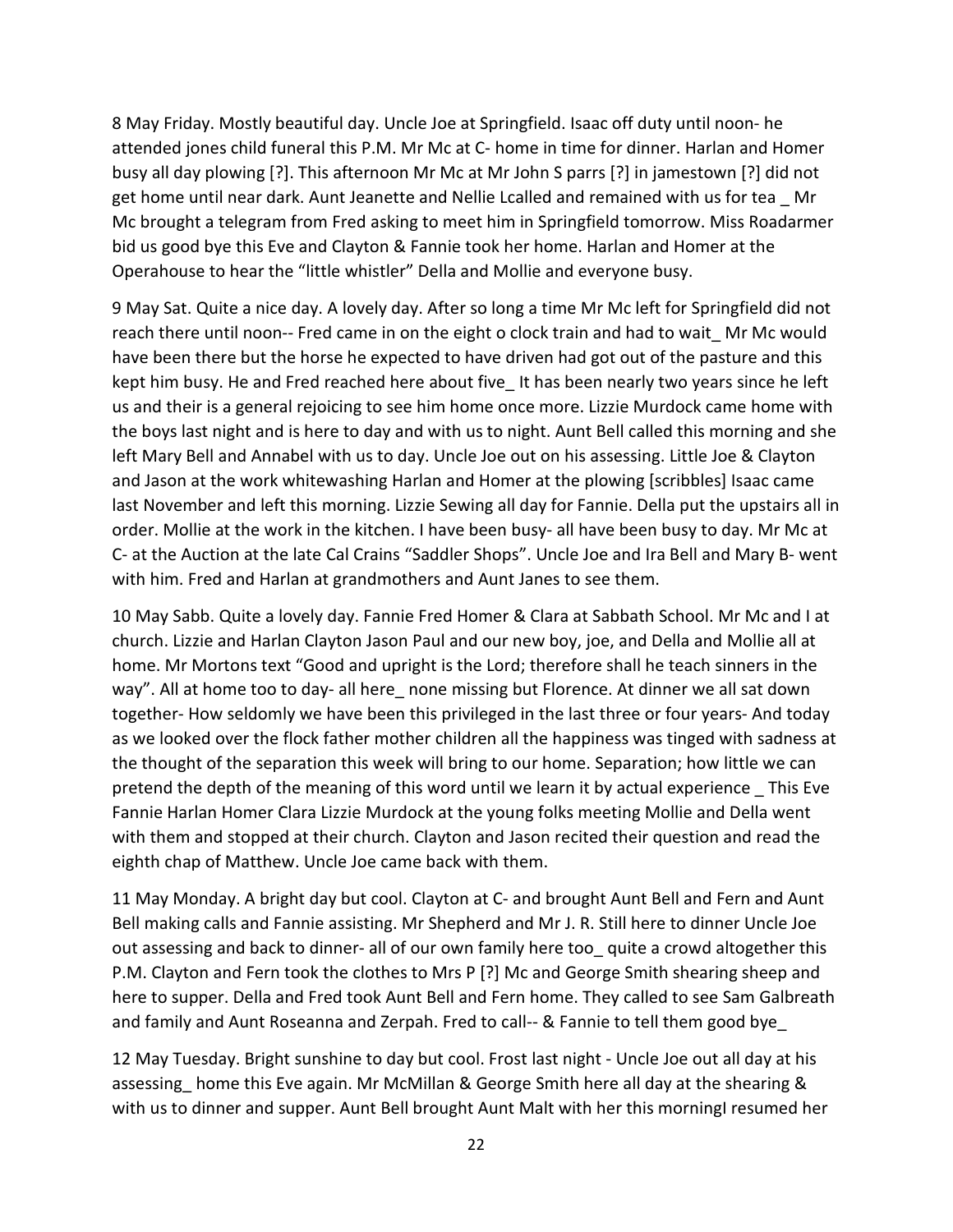8 May Friday. Mostly beautiful day. Uncle Joe at Springfield. Isaac off duty until noon- he attended jones child funeral this P.M. Mr Mc at C- home in time for dinner. Harlan and Homer busy all day plowing [?]. This afternoon Mr Mc at Mr John S parrs [?] in jamestown [?] did not get home until near dark. Aunt Jeanette and Nellie Lcalled and remained with us for tea _ Mr Mc brought a telegram from Fred asking to meet him in Springfield tomorrow. Miss Roadarmer bid us good bye this Eve and Clayton & Fannie took her home. Harlan and Homer at the Operahouse to hear the "little whistler" Della and Mollie and everyone busy.

9 May Sat. Quite a nice day. A lovely day. After so long a time Mr Mc left for Springfield did not reach there until noon-- Fred came in on the eight o clock train and had to wait_ Mr Mc would have been there but the horse he expected to have driven had got out of the pasture and this kept him busy. He and Fred reached here about five_ It has been nearly two years since he left us and their is a general rejoicing to see him home once more. Lizzie Murdock came home with the boys last night and is here to day and with us to night. Aunt Bell called this morning and she left Mary Bell and Annabel with us to day. Uncle Joe out on his assessing. Little Joe & Clayton and Jason at the work whitewashing Harlan and Homer at the plowing [scribbles] Isaac came last November and left this morning. Lizzie Sewing all day for Fannie. Della put the upstairs all in order. Mollie at the work in the kitchen. I have been busy- all have been busy to day. Mr Mc at C- at the Auction at the late Cal Crains "Saddler Shops". Uncle Joe and Ira Bell and Mary B- went with him. Fred and Harlan at grandmothers and Aunt Janes to see them.

10 May Sabb. Quite a lovely day. Fannie Fred Homer & Clara at Sabbath School. Mr Mc and I at church. Lizzie and Harlan Clayton Jason Paul and our new boy, joe, and Della and Mollie all at home. Mr Mortons text "Good and upright is the Lord; therefore shall he teach sinners in the way". All at home too to day- all here_ none missing but Florence. At dinner we all sat down together- How seldomly we have been this privileged in the last three or four years- And today as we looked over the flock father mother children all the happiness was tinged with sadness at the thought of the separation this week will bring to our home. Separation; how little we can pretend the depth of the meaning of this word until we learn it by actual experience _ This Eve Fannie Harlan Homer Clara Lizzie Murdock at the young folks meeting Mollie and Della went with them and stopped at their church. Clayton and Jason recited their question and read the eighth chap of Matthew. Uncle Joe came back with them.

11 May Monday. A bright day but cool. Clayton at C- and brought Aunt Bell and Fern and Aunt Bell making calls and Fannie assisting. Mr Shepherd and Mr J. R. Still here to dinner Uncle Joe out assessing and back to dinner- all of our own family here too_ quite a crowd altogether this P.M. Clayton and Fern took the clothes to Mrs P [?] Mc and George Smith shearing sheep and here to supper. Della and Fred took Aunt Bell and Fern home. They called to see Sam Galbreath and family and Aunt Roseanna and Zerpah. Fred to call-- & Fannie to tell them good bye_

12 May Tuesday. Bright sunshine to day but cool. Frost last night - Uncle Joe out all day at his assessing_ home this Eve again. Mr McMillan & George Smith here all day at the shearing & with us to dinner and supper. Aunt Bell brought Aunt Malt with her this morningI resumed her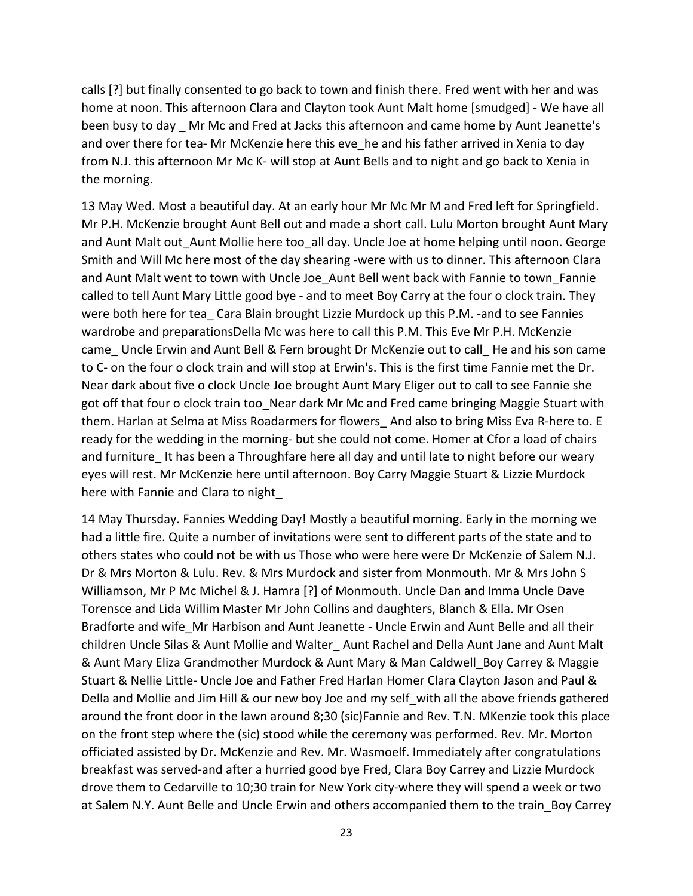calls [?] but finally consented to go back to town and finish there. Fred went with her and was home at noon. This afternoon Clara and Clayton took Aunt Malt home [smudged] - We have all been busy to day _ Mr Mc and Fred at Jacks this afternoon and came home by Aunt Jeanette's and over there for tea- Mr McKenzie here this eve_he and his father arrived in Xenia to day from N.J. this afternoon Mr Mc K- will stop at Aunt Bells and to night and go back to Xenia in the morning.

13 May Wed. Most a beautiful day. At an early hour Mr Mc Mr M and Fred left for Springfield. Mr P.H. McKenzie brought Aunt Bell out and made a short call. Lulu Morton brought Aunt Mary and Aunt Malt out_Aunt Mollie here too_all day. Uncle Joe at home helping until noon. George Smith and Will Mc here most of the day shearing -were with us to dinner. This afternoon Clara and Aunt Malt went to town with Uncle Joe_Aunt Bell went back with Fannie to town_Fannie called to tell Aunt Mary Little good bye - and to meet Boy Carry at the four o clock train. They were both here for tea_ Cara Blain brought Lizzie Murdock up this P.M. -and to see Fannies wardrobe and preparationsDella Mc was here to call this P.M. This Eve Mr P.H. McKenzie came_ Uncle Erwin and Aunt Bell & Fern brought Dr McKenzie out to call_ He and his son came to C- on the four o clock train and will stop at Erwin's. This is the first time Fannie met the Dr. Near dark about five o clock Uncle Joe brought Aunt Mary Eliger out to call to see Fannie she got off that four o clock train too_Near dark Mr Mc and Fred came bringing Maggie Stuart with them. Harlan at Selma at Miss Roadarmers for flowers_ And also to bring Miss Eva R-here to. E ready for the wedding in the morning- but she could not come. Homer at Cfor a load of chairs and furniture_ It has been a Throughfare here all day and until late to night before our weary eyes will rest. Mr McKenzie here until afternoon. Boy Carry Maggie Stuart & Lizzie Murdock here with Fannie and Clara to night_

14 May Thursday. Fannies Wedding Day! Mostly a beautiful morning. Early in the morning we had a little fire. Quite a number of invitations were sent to different parts of the state and to others states who could not be with us Those who were here were Dr McKenzie of Salem N.J. Dr & Mrs Morton & Lulu. Rev. & Mrs Murdock and sister from Monmouth. Mr & Mrs John S Williamson, Mr P Mc Michel & J. Hamra [?] of Monmouth. Uncle Dan and Imma Uncle Dave Torensce and Lida Willim Master Mr John Collins and daughters, Blanch & Ella. Mr Osen Bradforte and wife_Mr Harbison and Aunt Jeanette - Uncle Erwin and Aunt Belle and all their children Uncle Silas & Aunt Mollie and Walter_ Aunt Rachel and Della Aunt Jane and Aunt Malt & Aunt Mary Eliza Grandmother Murdock & Aunt Mary & Man Caldwell_Boy Carrey & Maggie Stuart & Nellie Little- Uncle Joe and Father Fred Harlan Homer Clara Clayton Jason and Paul & Della and Mollie and Jim Hill & our new boy Joe and my self_with all the above friends gathered around the front door in the lawn around 8;30 (sic)Fannie and Rev. T.N. MKenzie took this place on the front step where the (sic) stood while the ceremony was performed. Rev. Mr. Morton officiated assisted by Dr. McKenzie and Rev. Mr. Wasmoelf. Immediately after congratulations breakfast was served-and after a hurried good bye Fred, Clara Boy Carrey and Lizzie Murdock drove them to Cedarville to 10;30 train for New York city-where they will spend a week or two at Salem N.Y. Aunt Belle and Uncle Erwin and others accompanied them to the train_Boy Carrey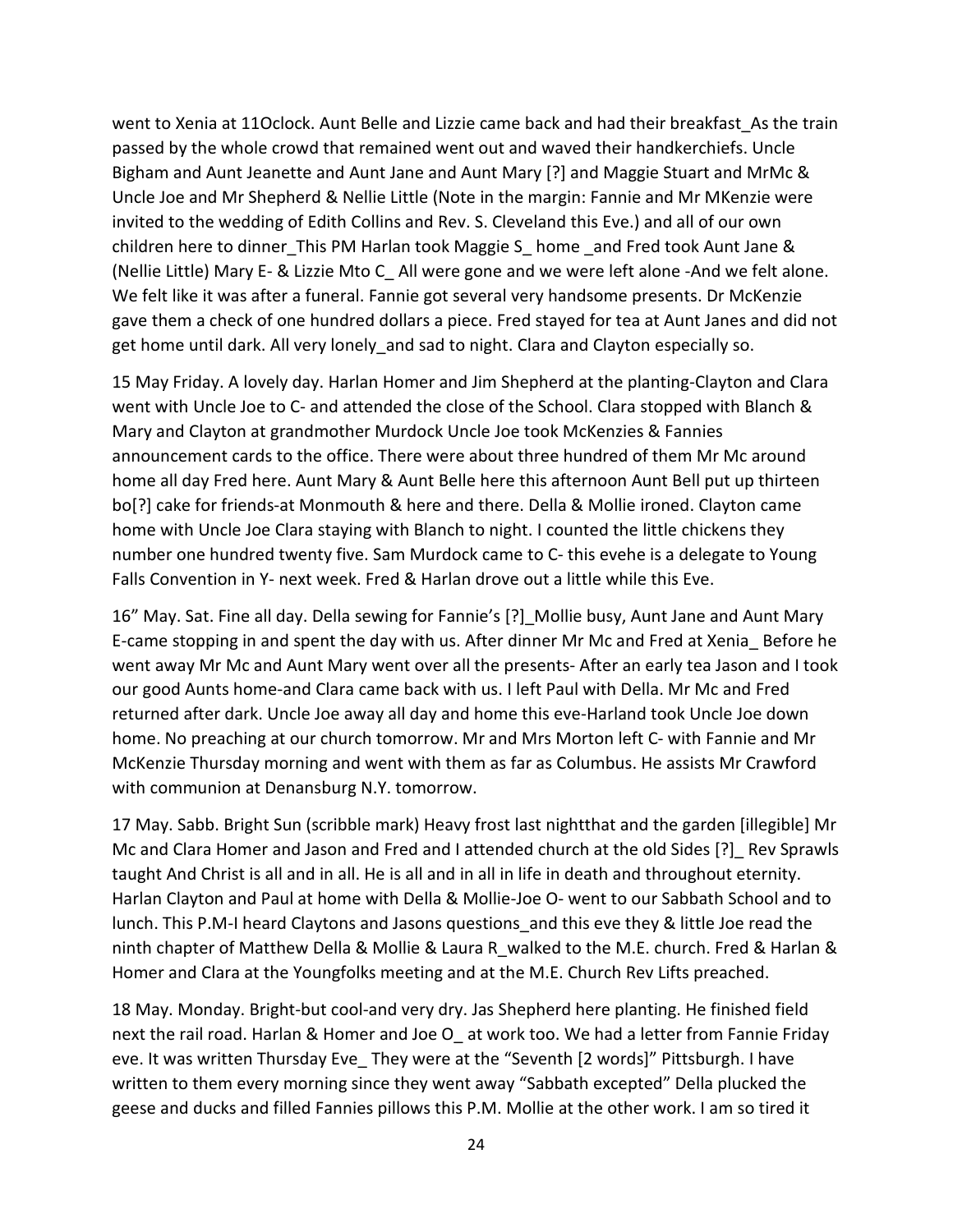went to Xenia at 11Oclock. Aunt Belle and Lizzie came back and had their breakfast_As the train passed by the whole crowd that remained went out and waved their handkerchiefs. Uncle Bigham and Aunt Jeanette and Aunt Jane and Aunt Mary [?] and Maggie Stuart and MrMc & Uncle Joe and Mr Shepherd & Nellie Little (Note in the margin: Fannie and Mr MKenzie were invited to the wedding of Edith Collins and Rev. S. Cleveland this Eve.) and all of our own children here to dinner_This PM Harlan took Maggie S_ home _and Fred took Aunt Jane & (Nellie Little) Mary E- & Lizzie Mto C_ All were gone and we were left alone -And we felt alone. We felt like it was after a funeral. Fannie got several very handsome presents. Dr McKenzie gave them a check of one hundred dollars a piece. Fred stayed for tea at Aunt Janes and did not get home until dark. All very lonely_and sad to night. Clara and Clayton especially so.

15 May Friday. A lovely day. Harlan Homer and Jim Shepherd at the planting-Clayton and Clara went with Uncle Joe to C- and attended the close of the School. Clara stopped with Blanch & Mary and Clayton at grandmother Murdock Uncle Joe took McKenzies & Fannies announcement cards to the office. There were about three hundred of them Mr Mc around home all day Fred here. Aunt Mary & Aunt Belle here this afternoon Aunt Bell put up thirteen bo[?] cake for friends-at Monmouth & here and there. Della & Mollie ironed. Clayton came home with Uncle Joe Clara staying with Blanch to night. I counted the little chickens they number one hundred twenty five. Sam Murdock came to C- this evehe is a delegate to Young Falls Convention in Y- next week. Fred & Harlan drove out a little while this Eve.

16" May. Sat. Fine all day. Della sewing for Fannie's [?]_Mollie busy, Aunt Jane and Aunt Mary E-came stopping in and spent the day with us. After dinner Mr Mc and Fred at Xenia_ Before he went away Mr Mc and Aunt Mary went over all the presents- After an early tea Jason and I took our good Aunts home-and Clara came back with us. I left Paul with Della. Mr Mc and Fred returned after dark. Uncle Joe away all day and home this eve-Harland took Uncle Joe down home. No preaching at our church tomorrow. Mr and Mrs Morton left C- with Fannie and Mr McKenzie Thursday morning and went with them as far as Columbus. He assists Mr Crawford with communion at Denansburg N.Y. tomorrow.

17 May. Sabb. Bright Sun (scribble mark) Heavy frost last nightthat and the garden [illegible] Mr Mc and Clara Homer and Jason and Fred and I attended church at the old Sides [?]_ Rev Sprawls taught And Christ is all and in all. He is all and in all in life in death and throughout eternity. Harlan Clayton and Paul at home with Della & Mollie-Joe O- went to our Sabbath School and to lunch. This P.M-I heard Claytons and Jasons questions_and this eve they & little Joe read the ninth chapter of Matthew Della & Mollie & Laura R_walked to the M.E. church. Fred & Harlan & Homer and Clara at the Youngfolks meeting and at the M.E. Church Rev Lifts preached.

18 May. Monday. Bright-but cool-and very dry. Jas Shepherd here planting. He finished field next the rail road. Harlan & Homer and Joe O_ at work too. We had a letter from Fannie Friday eve. It was written Thursday Eve_ They were at the "Seventh [2 words]" Pittsburgh. I have written to them every morning since they went away "Sabbath excepted" Della plucked the geese and ducks and filled Fannies pillows this P.M. Mollie at the other work. I am so tired it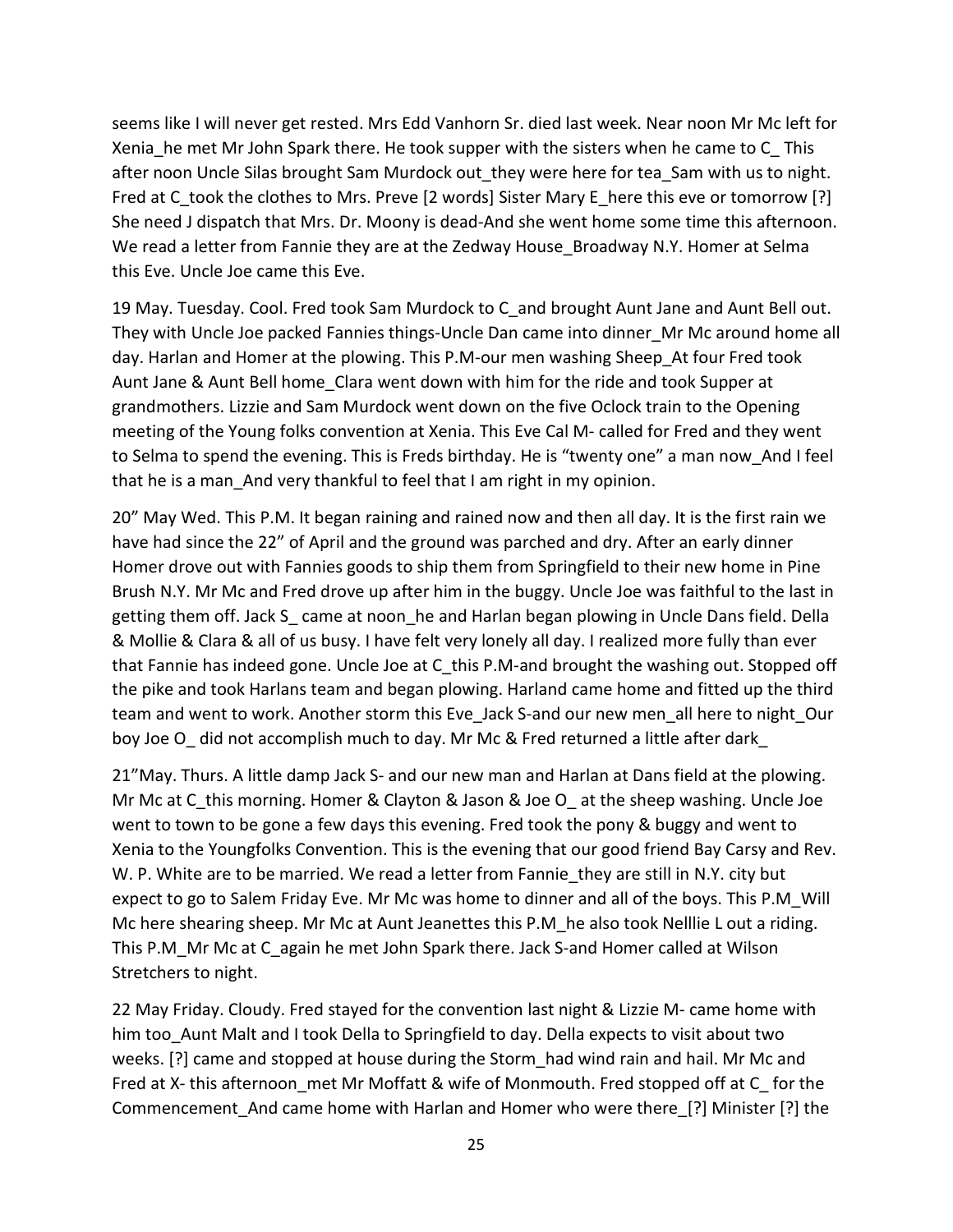seems like I will never get rested. Mrs Edd Vanhorn Sr. died last week. Near noon Mr Mc left for Xenia_he met Mr John Spark there. He took supper with the sisters when he came to C_ This after noon Uncle Silas brought Sam Murdock out_they were here for tea_Sam with us to night. Fred at C_took the clothes to Mrs. Preve [2 words] Sister Mary E_here this eve or tomorrow [?] She need J dispatch that Mrs. Dr. Moony is dead-And she went home some time this afternoon. We read a letter from Fannie they are at the Zedway House_Broadway N.Y. Homer at Selma this Eve. Uncle Joe came this Eve.

19 May. Tuesday. Cool. Fred took Sam Murdock to C_and brought Aunt Jane and Aunt Bell out. They with Uncle Joe packed Fannies things-Uncle Dan came into dinner_Mr Mc around home all day. Harlan and Homer at the plowing. This P.M-our men washing Sheep_At four Fred took Aunt Jane & Aunt Bell home_Clara went down with him for the ride and took Supper at grandmothers. Lizzie and Sam Murdock went down on the five Oclock train to the Opening meeting of the Young folks convention at Xenia. This Eve Cal M- called for Fred and they went to Selma to spend the evening. This is Freds birthday. He is "twenty one" a man now_And I feel that he is a man_And very thankful to feel that I am right in my opinion.

20" May Wed. This P.M. It began raining and rained now and then all day. It is the first rain we have had since the 22" of April and the ground was parched and dry. After an early dinner Homer drove out with Fannies goods to ship them from Springfield to their new home in Pine Brush N.Y. Mr Mc and Fred drove up after him in the buggy. Uncle Joe was faithful to the last in getting them off. Jack S_ came at noon_he and Harlan began plowing in Uncle Dans field. Della & Mollie & Clara & all of us busy. I have felt very lonely all day. I realized more fully than ever that Fannie has indeed gone. Uncle Joe at C_this P.M-and brought the washing out. Stopped off the pike and took Harlans team and began plowing. Harland came home and fitted up the third team and went to work. Another storm this Eve_Jack S-and our new men_all here to night_Our boy Joe O_ did not accomplish much to day. Mr Mc & Fred returned a little after dark_

21"May. Thurs. A little damp Jack S- and our new man and Harlan at Dans field at the plowing. Mr Mc at C_this morning. Homer & Clayton & Jason & Joe O_ at the sheep washing. Uncle Joe went to town to be gone a few days this evening. Fred took the pony & buggy and went to Xenia to the Youngfolks Convention. This is the evening that our good friend Bay Carsy and Rev. W. P. White are to be married. We read a letter from Fannie_they are still in N.Y. city but expect to go to Salem Friday Eve. Mr Mc was home to dinner and all of the boys. This P.M_Will Mc here shearing sheep. Mr Mc at Aunt Jeanettes this P.M_he also took Nelllie L out a riding. This P.M_Mr Mc at C_again he met John Spark there. Jack S-and Homer called at Wilson Stretchers to night.

22 May Friday. Cloudy. Fred stayed for the convention last night & Lizzie M- came home with him too_Aunt Malt and I took Della to Springfield to day. Della expects to visit about two weeks. [?] came and stopped at house during the Storm_had wind rain and hail. Mr Mc and Fred at X- this afternoon_met Mr Moffatt & wife of Monmouth. Fred stopped off at C_ for the Commencement_And came home with Harlan and Homer who were there_[?] Minister [?] the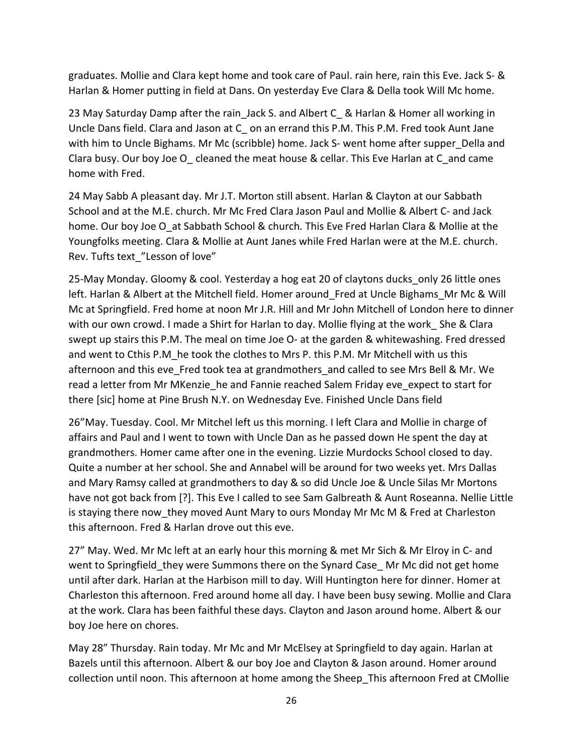graduates. Mollie and Clara kept home and took care of Paul. rain here, rain this Eve. Jack S- & Harlan & Homer putting in field at Dans. On yesterday Eve Clara & Della took Will Mc home.

23 May Saturday Damp after the rain_Jack S. and Albert C_ & Harlan & Homer all working in Uncle Dans field. Clara and Jason at C_ on an errand this P.M. This P.M. Fred took Aunt Jane with him to Uncle Bighams. Mr Mc (scribble) home. Jack S- went home after supper_Della and Clara busy. Our boy Joe O_ cleaned the meat house & cellar. This Eve Harlan at C_and came home with Fred.

24 May Sabb A pleasant day. Mr J.T. Morton still absent. Harlan & Clayton at our Sabbath School and at the M.E. church. Mr Mc Fred Clara Jason Paul and Mollie & Albert C- and Jack home. Our boy Joe O_at Sabbath School & church. This Eve Fred Harlan Clara & Mollie at the Youngfolks meeting. Clara & Mollie at Aunt Janes while Fred Harlan were at the M.E. church. Rev. Tufts text_"Lesson of love"

25-May Monday. Gloomy & cool. Yesterday a hog eat 20 of claytons ducks_only 26 little ones left. Harlan & Albert at the Mitchell field. Homer around_Fred at Uncle Bighams_Mr Mc & Will Mc at Springfield. Fred home at noon Mr J.R. Hill and Mr John Mitchell of London here to dinner with our own crowd. I made a Shirt for Harlan to day. Mollie flying at the work_ She & Clara swept up stairs this P.M. The meal on time Joe O- at the garden & whitewashing. Fred dressed and went to Cthis P.M_he took the clothes to Mrs P. this P.M. Mr Mitchell with us this afternoon and this eve_Fred took tea at grandmothers_and called to see Mrs Bell & Mr. We read a letter from Mr MKenzie_he and Fannie reached Salem Friday eve_expect to start for there [sic] home at Pine Brush N.Y. on Wednesday Eve. Finished Uncle Dans field

26"May. Tuesday. Cool. Mr Mitchel left us this morning. I left Clara and Mollie in charge of affairs and Paul and I went to town with Uncle Dan as he passed down He spent the day at grandmothers. Homer came after one in the evening. Lizzie Murdocks School closed to day. Quite a number at her school. She and Annabel will be around for two weeks yet. Mrs Dallas and Mary Ramsy called at grandmothers to day & so did Uncle Joe & Uncle Silas Mr Mortons have not got back from [?]. This Eve I called to see Sam Galbreath & Aunt Roseanna. Nellie Little is staying there now_they moved Aunt Mary to ours Monday Mr Mc M & Fred at Charleston this afternoon. Fred & Harlan drove out this eve.

27" May. Wed. Mr Mc left at an early hour this morning & met Mr Sich & Mr Elroy in C- and went to Springfield_they were Summons there on the Synard Case_ Mr Mc did not get home until after dark. Harlan at the Harbison mill to day. Will Huntington here for dinner. Homer at Charleston this afternoon. Fred around home all day. I have been busy sewing. Mollie and Clara at the work. Clara has been faithful these days. Clayton and Jason around home. Albert & our boy Joe here on chores.

May 28" Thursday. Rain today. Mr Mc and Mr McElsey at Springfield to day again. Harlan at Bazels until this afternoon. Albert & our boy Joe and Clayton & Jason around. Homer around collection until noon. This afternoon at home among the Sheep_This afternoon Fred at CMollie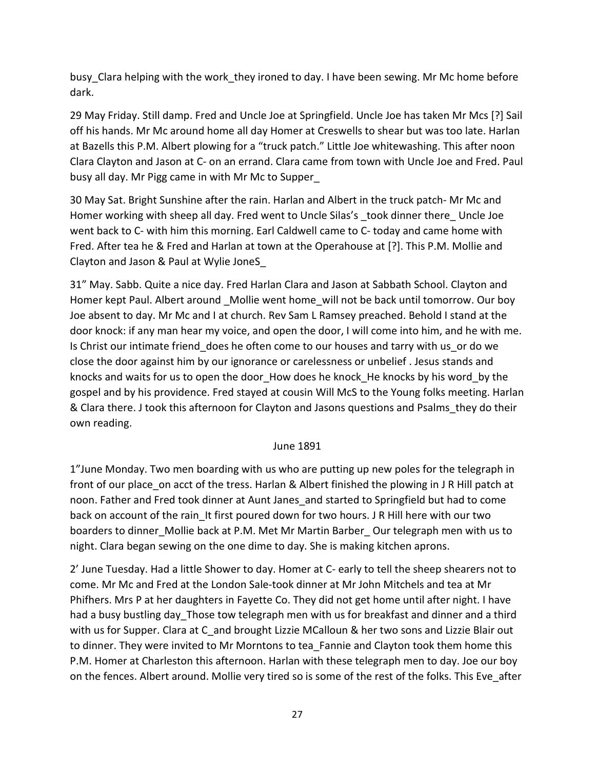busy_Clara helping with the work_they ironed to day. I have been sewing. Mr Mc home before dark.

29 May Friday. Still damp. Fred and Uncle Joe at Springfield. Uncle Joe has taken Mr Mcs [?] Sail off his hands. Mr Mc around home all day Homer at Creswells to shear but was too late. Harlan at Bazells this P.M. Albert plowing for a "truck patch." Little Joe whitewashing. This after noon Clara Clayton and Jason at C- on an errand. Clara came from town with Uncle Joe and Fred. Paul busy all day. Mr Pigg came in with Mr Mc to Supper_

30 May Sat. Bright Sunshine after the rain. Harlan and Albert in the truck patch- Mr Mc and Homer working with sheep all day. Fred went to Uncle Silas's _took dinner there_ Uncle Joe went back to C- with him this morning. Earl Caldwell came to C- today and came home with Fred. After tea he & Fred and Harlan at town at the Operahouse at [?]. This P.M. Mollie and Clayton and Jason & Paul at Wylie JoneS_

31" May. Sabb. Quite a nice day. Fred Harlan Clara and Jason at Sabbath School. Clayton and Homer kept Paul. Albert around _Mollie went home_will not be back until tomorrow. Our boy Joe absent to day. Mr Mc and I at church. Rev Sam L Ramsey preached. Behold I stand at the door knock: if any man hear my voice, and open the door, I will come into him, and he with me. Is Christ our intimate friend_does he often come to our houses and tarry with us_or do we close the door against him by our ignorance or carelessness or unbelief . Jesus stands and knocks and waits for us to open the door_How does he knock_He knocks by his word_by the gospel and by his providence. Fred stayed at cousin Will McS to the Young folks meeting. Harlan & Clara there. J took this afternoon for Clayton and Jasons questions and Psalms_they do their own reading.

June 1891

1"June Monday. Two men boarding with us who are putting up new poles for the telegraph in front of our place_on acct of the tress. Harlan & Albert finished the plowing in J R Hill patch at noon. Father and Fred took dinner at Aunt Janes_and started to Springfield but had to come back on account of the rain_It first poured down for two hours. J R Hill here with our two boarders to dinner_Mollie back at P.M. Met Mr Martin Barber_ Our telegraph men with us to night. Clara began sewing on the one dime to day. She is making kitchen aprons.

2' June Tuesday. Had a little Shower to day. Homer at C- early to tell the sheep shearers not to come. Mr Mc and Fred at the London Sale-took dinner at Mr John Mitchels and tea at Mr Phifhers. Mrs P at her daughters in Fayette Co. They did not get home until after night. I have had a busy bustling day_Those tow telegraph men with us for breakfast and dinner and a third with us for Supper. Clara at C_and brought Lizzie MCalloun & her two sons and Lizzie Blair out to dinner. They were invited to Mr Morntons to tea_Fannie and Clayton took them home this P.M. Homer at Charleston this afternoon. Harlan with these telegraph men to day. Joe our boy on the fences. Albert around. Mollie very tired so is some of the rest of the folks. This Eve_after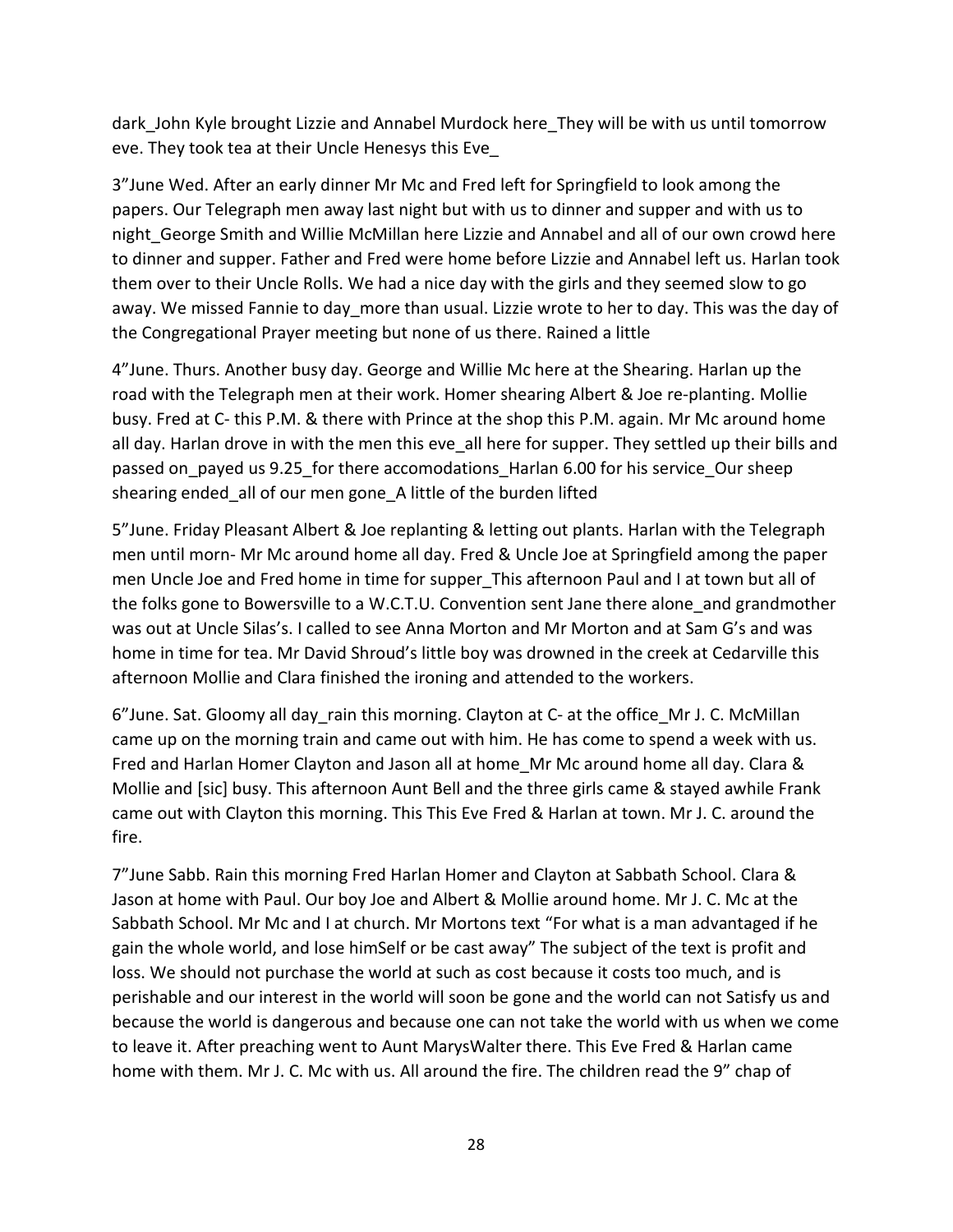dark_John Kyle brought Lizzie and Annabel Murdock here_They will be with us until tomorrow eve. They took tea at their Uncle Henesys this Eve_

3"June Wed. After an early dinner Mr Mc and Fred left for Springfield to look among the papers. Our Telegraph men away last night but with us to dinner and supper and with us to night_George Smith and Willie McMillan here Lizzie and Annabel and all of our own crowd here to dinner and supper. Father and Fred were home before Lizzie and Annabel left us. Harlan took them over to their Uncle Rolls. We had a nice day with the girls and they seemed slow to go away. We missed Fannie to day_more than usual. Lizzie wrote to her to day. This was the day of the Congregational Prayer meeting but none of us there. Rained a little

4"June. Thurs. Another busy day. George and Willie Mc here at the Shearing. Harlan up the road with the Telegraph men at their work. Homer shearing Albert & Joe re-planting. Mollie busy. Fred at C- this P.M. & there with Prince at the shop this P.M. again. Mr Mc around home all day. Harlan drove in with the men this eve_all here for supper. They settled up their bills and passed on_payed us 9.25_for there accomodations_Harlan 6.00 for his service_Our sheep shearing ended_all of our men gone_A little of the burden lifted

5"June. Friday Pleasant Albert & Joe replanting & letting out plants. Harlan with the Telegraph men until morn- Mr Mc around home all day. Fred & Uncle Joe at Springfield among the paper men Uncle Joe and Fred home in time for supper_This afternoon Paul and I at town but all of the folks gone to Bowersville to a W.C.T.U. Convention sent Jane there alone_and grandmother was out at Uncle Silas's. I called to see Anna Morton and Mr Morton and at Sam G's and was home in time for tea. Mr David Shroud's little boy was drowned in the creek at Cedarville this afternoon Mollie and Clara finished the ironing and attended to the workers.

6"June. Sat. Gloomy all day_rain this morning. Clayton at C- at the office_Mr J. C. McMillan came up on the morning train and came out with him. He has come to spend a week with us. Fred and Harlan Homer Clayton and Jason all at home_Mr Mc around home all day. Clara & Mollie and [sic] busy. This afternoon Aunt Bell and the three girls came & stayed awhile Frank came out with Clayton this morning. This This Eve Fred & Harlan at town. Mr J. C. around the fire.

7"June Sabb. Rain this morning Fred Harlan Homer and Clayton at Sabbath School. Clara & Jason at home with Paul. Our boy Joe and Albert & Mollie around home. Mr J. C. Mc at the Sabbath School. Mr Mc and I at church. Mr Mortons text "For what is a man advantaged if he gain the whole world, and lose himSelf or be cast away" The subject of the text is profit and loss. We should not purchase the world at such as cost because it costs too much, and is perishable and our interest in the world will soon be gone and the world can not Satisfy us and because the world is dangerous and because one can not take the world with us when we come to leave it. After preaching went to Aunt MarysWalter there. This Eve Fred & Harlan came home with them. Mr J. C. Mc with us. All around the fire. The children read the 9" chap of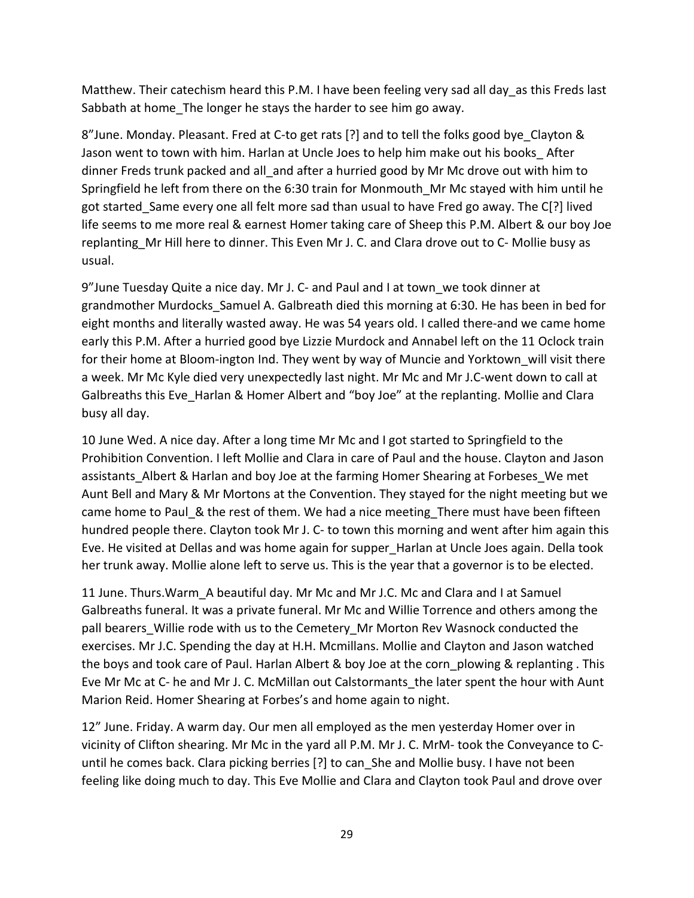Matthew. Their catechism heard this P.M. I have been feeling very sad all day_as this Freds last Sabbath at home_The longer he stays the harder to see him go away.

8"June. Monday. Pleasant. Fred at C-to get rats [?] and to tell the folks good bye_Clayton & Jason went to town with him. Harlan at Uncle Joes to help him make out his books_ After dinner Freds trunk packed and all_and after a hurried good by Mr Mc drove out with him to Springfield he left from there on the 6:30 train for Monmouth_Mr Mc stayed with him until he got started_Same every one all felt more sad than usual to have Fred go away. The C[?] lived life seems to me more real & earnest Homer taking care of Sheep this P.M. Albert & our boy Joe replanting_Mr Hill here to dinner. This Even Mr J. C. and Clara drove out to C- Mollie busy as usual.

9"June Tuesday Quite a nice day. Mr J. C- and Paul and I at town_we took dinner at grandmother Murdocks_Samuel A. Galbreath died this morning at 6:30. He has been in bed for eight months and literally wasted away. He was 54 years old. I called there-and we came home early this P.M. After a hurried good bye Lizzie Murdock and Annabel left on the 11 Oclock train for their home at Bloom-ington Ind. They went by way of Muncie and Yorktown_will visit there a week. Mr Mc Kyle died very unexpectedly last night. Mr Mc and Mr J.C-went down to call at Galbreaths this Eve_Harlan & Homer Albert and "boy Joe" at the replanting. Mollie and Clara busy all day.

10 June Wed. A nice day. After a long time Mr Mc and I got started to Springfield to the Prohibition Convention. I left Mollie and Clara in care of Paul and the house. Clayton and Jason assistants_Albert & Harlan and boy Joe at the farming Homer Shearing at Forbeses_We met Aunt Bell and Mary & Mr Mortons at the Convention. They stayed for the night meeting but we came home to Paul_& the rest of them. We had a nice meeting_There must have been fifteen hundred people there. Clayton took Mr J. C- to town this morning and went after him again this Eve. He visited at Dellas and was home again for supper_Harlan at Uncle Joes again. Della took her trunk away. Mollie alone left to serve us. This is the year that a governor is to be elected.

11 June. Thurs.Warm_A beautiful day. Mr Mc and Mr J.C. Mc and Clara and I at Samuel Galbreaths funeral. It was a private funeral. Mr Mc and Willie Torrence and others among the pall bearers_Willie rode with us to the Cemetery_Mr Morton Rev Wasnock conducted the exercises. Mr J.C. Spending the day at H.H. Mcmillans. Mollie and Clayton and Jason watched the boys and took care of Paul. Harlan Albert & boy Joe at the corn_plowing & replanting . This Eve Mr Mc at C- he and Mr J. C. McMillan out Calstormants_the later spent the hour with Aunt Marion Reid. Homer Shearing at Forbes's and home again to night.

12" June. Friday. A warm day. Our men all employed as the men yesterday Homer over in vicinity of Clifton shearing. Mr Mc in the yard all P.M. Mr J. C. MrM- took the Conveyance to C- until he comes back. Clara picking berries [?] to can_She and Mollie busy. I have not been feeling like doing much to day. This Eve Mollie and Clara and Clayton took Paul and drove over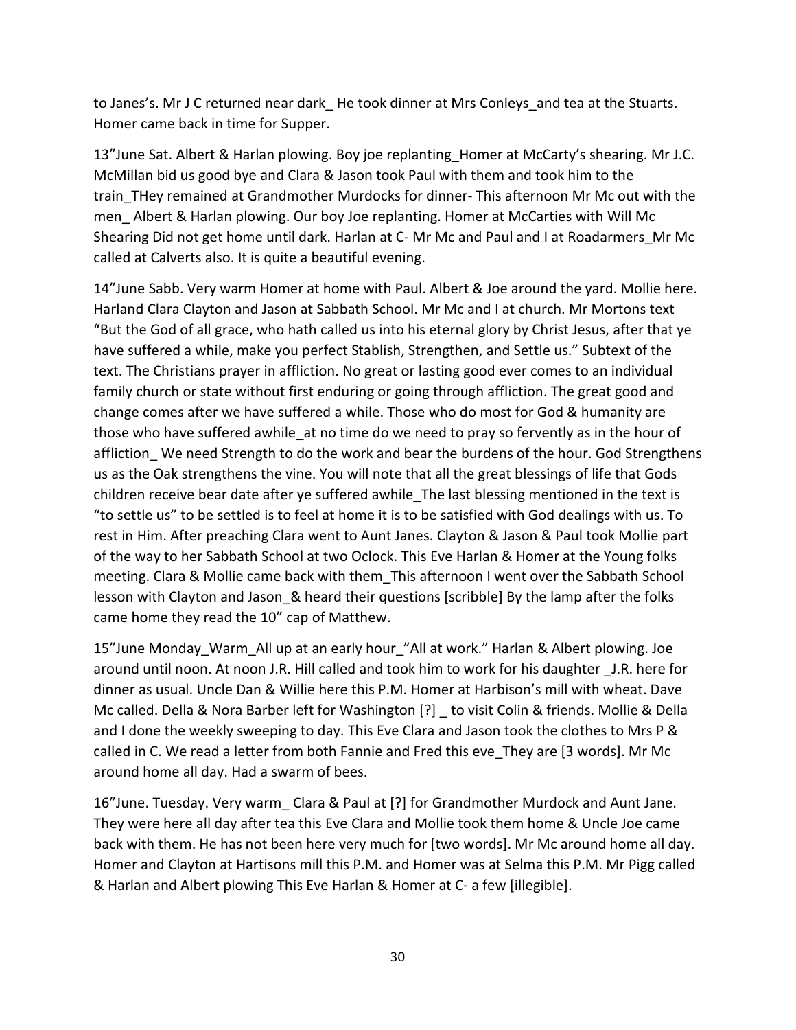to Janes's. Mr J C returned near dark_ He took dinner at Mrs Conleys_and tea at the Stuarts. Homer came back in time for Supper.

13"June Sat. Albert & Harlan plowing. Boy joe replanting_Homer at McCarty's shearing. Mr J.C. McMillan bid us good bye and Clara & Jason took Paul with them and took him to the train_THey remained at Grandmother Murdocks for dinner- This afternoon Mr Mc out with the men_ Albert & Harlan plowing. Our boy Joe replanting. Homer at McCarties with Will Mc Shearing Did not get home until dark. Harlan at C- Mr Mc and Paul and I at Roadarmers_Mr Mc called at Calverts also. It is quite a beautiful evening.

14"June Sabb. Very warm Homer at home with Paul. Albert & Joe around the yard. Mollie here. Harland Clara Clayton and Jason at Sabbath School. Mr Mc and I at church. Mr Mortons text "But the God of all grace, who hath called us into his eternal glory by Christ Jesus, after that ye have suffered a while, make you perfect Stablish, Strengthen, and Settle us." Subtext of the text. The Christians prayer in affliction. No great or lasting good ever comes to an individual family church or state without first enduring or going through affliction. The great good and change comes after we have suffered a while. Those who do most for God & humanity are those who have suffered awhile_at no time do we need to pray so fervently as in the hour of affliction_ We need Strength to do the work and bear the burdens of the hour. God Strengthens us as the Oak strengthens the vine. You will note that all the great blessings of life that Gods children receive bear date after ye suffered awhile_The last blessing mentioned in the text is "to settle us" to be settled is to feel at home it is to be satisfied with God dealings with us. To rest in Him. After preaching Clara went to Aunt Janes. Clayton & Jason & Paul took Mollie part of the way to her Sabbath School at two Oclock. This Eve Harlan & Homer at the Young folks meeting. Clara & Mollie came back with them_This afternoon I went over the Sabbath School lesson with Clayton and Jason_& heard their questions [scribble] By the lamp after the folks came home they read the 10" cap of Matthew.

15"June Monday_Warm_All up at an early hour_"All at work." Harlan & Albert plowing. Joe around until noon. At noon J.R. Hill called and took him to work for his daughter _J.R. here for dinner as usual. Uncle Dan & Willie here this P.M. Homer at Harbison's mill with wheat. Dave Mc called. Della & Nora Barber left for Washington [?] _ to visit Colin & friends. Mollie & Della and I done the weekly sweeping to day. This Eve Clara and Jason took the clothes to Mrs P & called in C. We read a letter from both Fannie and Fred this eve_They are [3 words]. Mr Mc around home all day. Had a swarm of bees.

16"June. Tuesday. Very warm_ Clara & Paul at [?] for Grandmother Murdock and Aunt Jane. They were here all day after tea this Eve Clara and Mollie took them home & Uncle Joe came back with them. He has not been here very much for [two words]. Mr Mc around home all day. Homer and Clayton at Hartisons mill this P.M. and Homer was at Selma this P.M. Mr Pigg called & Harlan and Albert plowing This Eve Harlan & Homer at C- a few [illegible].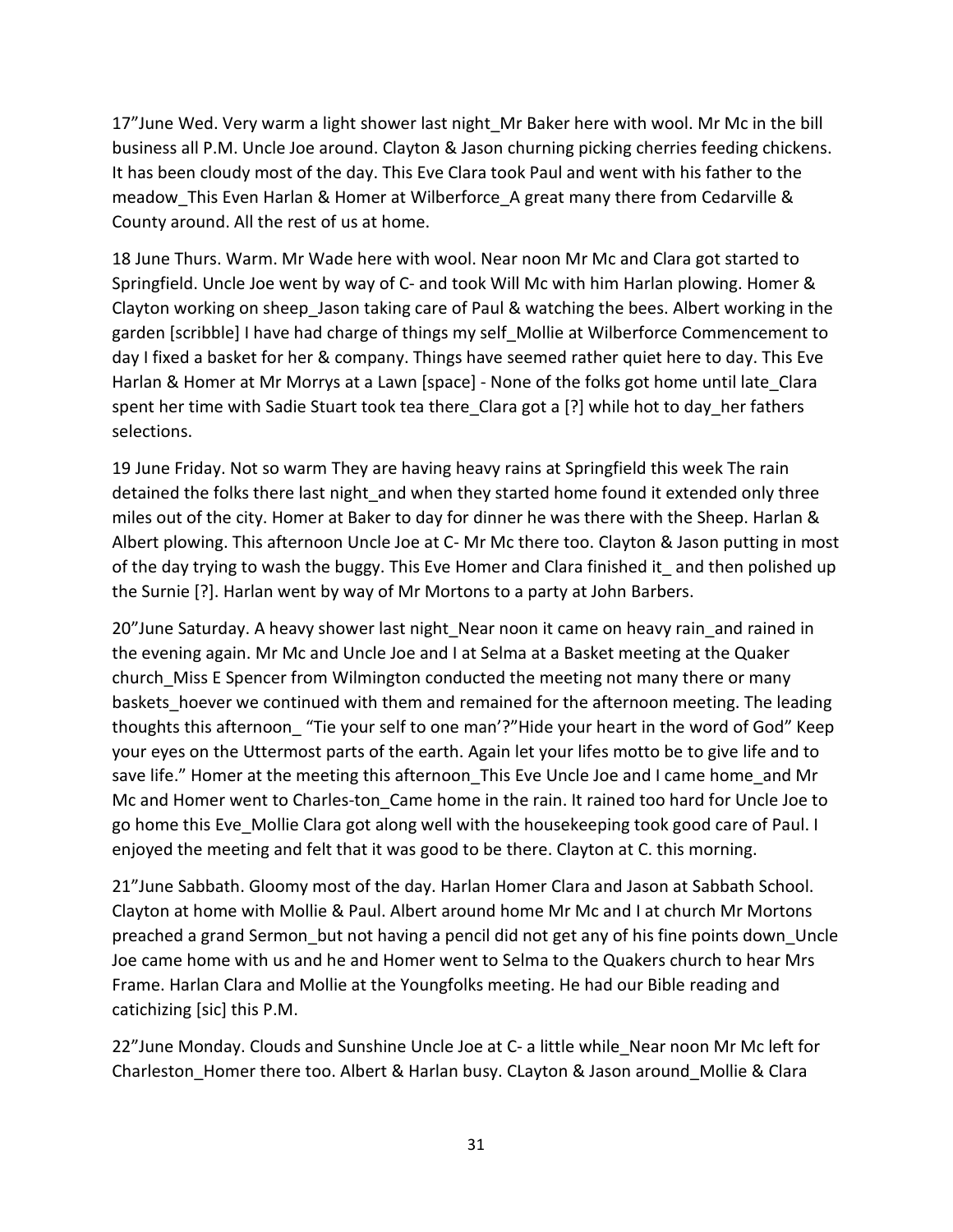17”June Wed. Very warm a light shower last night_Mr Baker here with wool. Mr Mc in the bill business all P.M. Uncle Joe around. Clayton & Jason churning picking cherries feeding chickens. It has been cloudy most of the day. This Eve Clara took Paul and went with his father to the meadow_This Even Harlan & Homer at Wilberforce_A great many there from Cedarville & County around. All the rest of us at home.

18 June Thurs. Warm. Mr Wade here with wool. Near noon Mr Mc and Clara got started to Springfield. Uncle Joe went by way of C- and took Will Mc with him Harlan plowing. Homer & Clayton working on sheep_Jason taking care of Paul & watching the bees. Albert working in the garden [scribble] I have had charge of things my self_Mollie at Wilberforce Commencement to day I fixed a basket for her & company. Things have seemed rather quiet here to day. This Eve Harlan & Homer at Mr Morrys at a Lawn [space] - None of the folks got home until late_Clara spent her time with Sadie Stuart took tea there_Clara got a [?] while hot to day_her fathers selections.

19 June Friday. Not so warm They are having heavy rains at Springfield this week The rain detained the folks there last night_and when they started home found it extended only three miles out of the city. Homer at Baker to day for dinner he was there with the Sheep. Harlan & Albert plowing. This afternoon Uncle Joe at C- Mr Mc there too. Clayton & Jason putting in most of the day trying to wash the buggy. This Eve Homer and Clara finished it_ and then polished up the Surnie [?]. Harlan went by way of Mr Mortons to a party at John Barbers.

20”June Saturday. A heavy shower last night_Near noon it came on heavy rain_and rained in the evening again. Mr Mc and Uncle Joe and I at Selma at a Basket meeting at the Quaker church_Miss E Spencer from Wilmington conducted the meeting not many there or many baskets_hoever we continued with them and remained for the afternoon meeting. The leading thoughts this afternoon_ “Tie your self to one man’?”Hide your heart in the word of God” Keep your eyes on the Uttermost parts of the earth. Again let your lifes motto be to give life and to save life.” Homer at the meeting this afternoon_This Eve Uncle Joe and I came home_and Mr Mc and Homer went to Charles-ton_Came home in the rain. It rained too hard for Uncle Joe to go home this Eve_Mollie Clara got along well with the housekeeping took good care of Paul. I enjoyed the meeting and felt that it was good to be there. Clayton at C. this morning.

21”June Sabbath. Gloomy most of the day. Harlan Homer Clara and Jason at Sabbath School. Clayton at home with Mollie & Paul. Albert around home Mr Mc and I at church Mr Mortons preached a grand Sermon_but not having a pencil did not get any of his fine points down_Uncle Joe came home with us and he and Homer went to Selma to the Quakers church to hear Mrs Frame. Harlan Clara and Mollie at the Youngfolks meeting. He had our Bible reading and catichizing [sic] this P.M.

22”June Monday. Clouds and Sunshine Uncle Joe at C- a little while_Near noon Mr Mc left for Charleston_Homer there too. Albert & Harlan busy. CLayton & Jason around_Mollie & Clara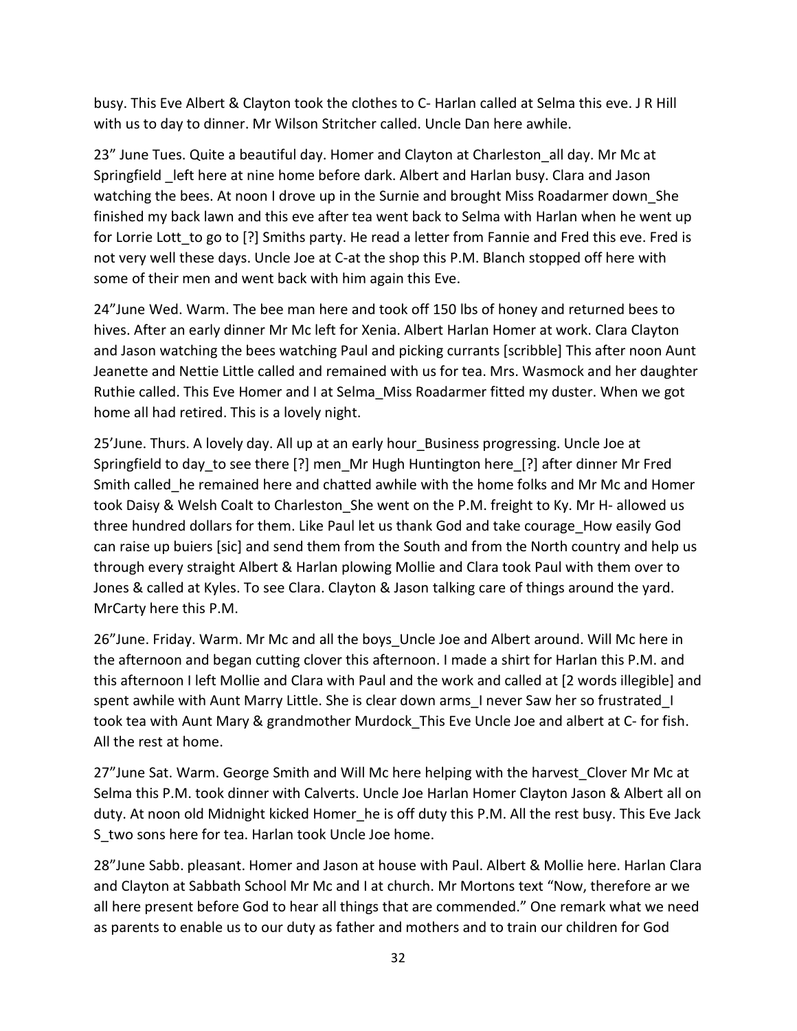busy. This Eve Albert & Clayton took the clothes to C- Harlan called at Selma this eve. J R Hill with us to day to dinner. Mr Wilson Stritcher called. Uncle Dan here awhile.

23" June Tues. Quite a beautiful day. Homer and Clayton at Charleston_all day. Mr Mc at Springfield _left here at nine home before dark. Albert and Harlan busy. Clara and Jason watching the bees. At noon I drove up in the Surnie and brought Miss Roadarmer down_She finished my back lawn and this eve after tea went back to Selma with Harlan when he went up for Lorrie Lott_to go to [?] Smiths party. He read a letter from Fannie and Fred this eve. Fred is not very well these days. Uncle Joe at C-at the shop this P.M. Blanch stopped off here with some of their men and went back with him again this Eve.

24"June Wed. Warm. The bee man here and took off 150 lbs of honey and returned bees to hives. After an early dinner Mr Mc left for Xenia. Albert Harlan Homer at work. Clara Clayton and Jason watching the bees watching Paul and picking currants [scribble] This after noon Aunt Jeanette and Nettie Little called and remained with us for tea. Mrs. Wasmock and her daughter Ruthie called. This Eve Homer and I at Selma_Miss Roadarmer fitted my duster. When we got home all had retired. This is a lovely night.

25'June. Thurs. A lovely day. All up at an early hour_Business progressing. Uncle Joe at Springfield to day_to see there [?] men_Mr Hugh Huntington here_[?] after dinner Mr Fred Smith called_he remained here and chatted awhile with the home folks and Mr Mc and Homer took Daisy & Welsh Coalt to Charleston_She went on the P.M. freight to Ky. Mr H- allowed us three hundred dollars for them. Like Paul let us thank God and take courage_How easily God can raise up buiers [sic] and send them from the South and from the North country and help us through every straight Albert & Harlan plowing Mollie and Clara took Paul with them over to Jones & called at Kyles. To see Clara. Clayton & Jason talking care of things around the yard. MrCarty here this P.M.

26"June. Friday. Warm. Mr Mc and all the boys_Uncle Joe and Albert around. Will Mc here in the afternoon and began cutting clover this afternoon. I made a shirt for Harlan this P.M. and this afternoon I left Mollie and Clara with Paul and the work and called at [2 words illegible] and spent awhile with Aunt Marry Little. She is clear down arms_I never Saw her so frustrated_I took tea with Aunt Mary & grandmother Murdock_This Eve Uncle Joe and albert at C- for fish. All the rest at home.

27"June Sat. Warm. George Smith and Will Mc here helping with the harvest_Clover Mr Mc at Selma this P.M. took dinner with Calverts. Uncle Joe Harlan Homer Clayton Jason & Albert all on duty. At noon old Midnight kicked Homer_he is off duty this P.M. All the rest busy. This Eve Jack S_two sons here for tea. Harlan took Uncle Joe home.

28"June Sabb. pleasant. Homer and Jason at house with Paul. Albert & Mollie here. Harlan Clara and Clayton at Sabbath School Mr Mc and I at church. Mr Mortons text "Now, therefore ar we all here present before God to hear all things that are commended." One remark what we need as parents to enable us to our duty as father and mothers and to train our children for God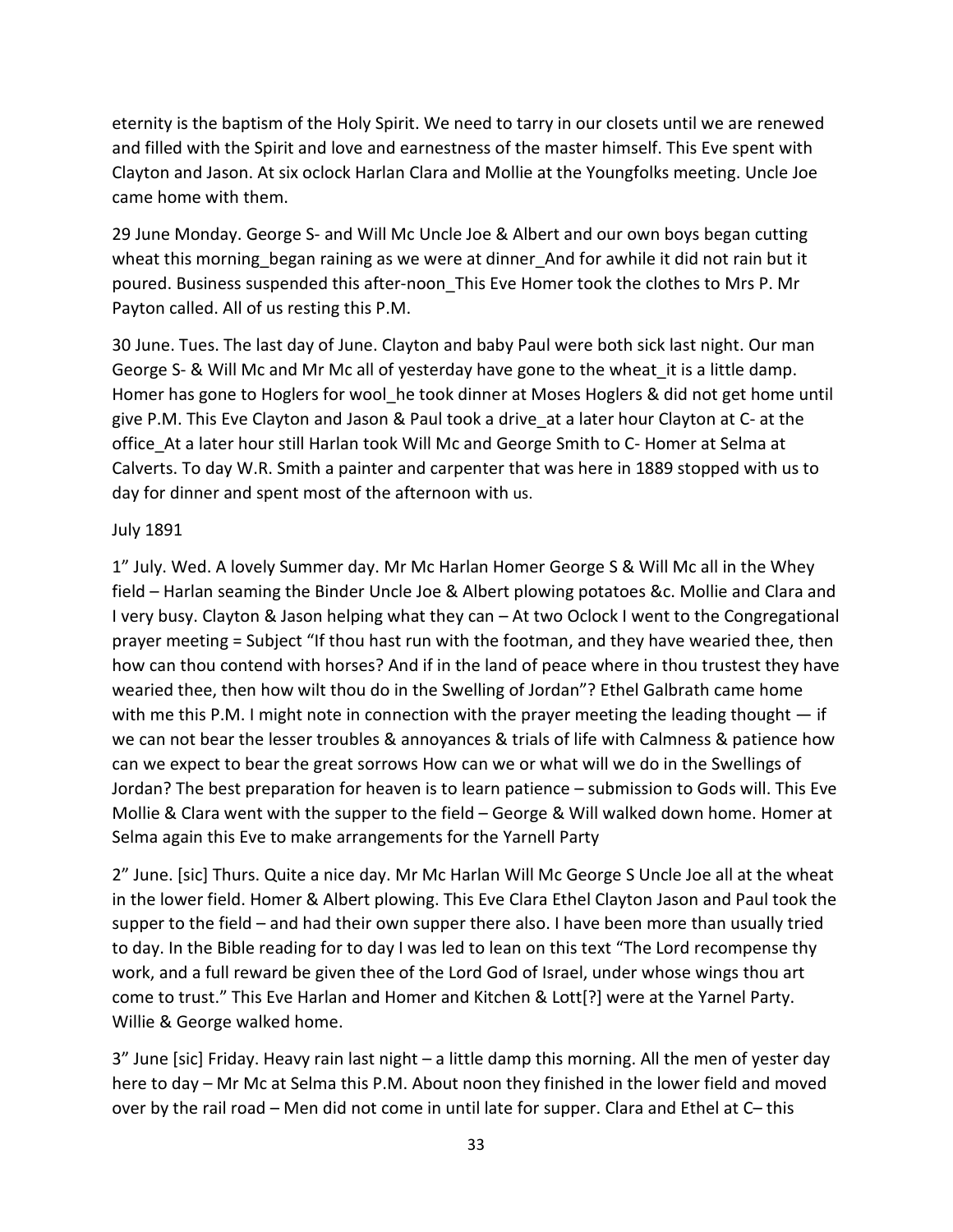eternity is the baptism of the Holy Spirit. We need to tarry in our closets until we are renewed and filled with the Spirit and love and earnestness of the master himself. This Eve spent with Clayton and Jason. At six oclock Harlan Clara and Mollie at the Youngfolks meeting. Uncle Joe came home with them.

29 June Monday. George S- and Will Mc Uncle Joe & Albert and our own boys began cutting wheat this morning_began raining as we were at dinner_And for awhile it did not rain but it poured. Business suspended this after-noon_This Eve Homer took the clothes to Mrs P. Mr Payton called. All of us resting this P.M.

30 June. Tues. The last day of June. Clayton and baby Paul were both sick last night. Our man George S- & Will Mc and Mr Mc all of yesterday have gone to the wheat_it is a little damp. Homer has gone to Hoglers for wool_he took dinner at Moses Hoglers & did not get home until give P.M. This Eve Clayton and Jason & Paul took a drive_at a later hour Clayton at C- at the office_At a later hour still Harlan took Will Mc and George Smith to C- Homer at Selma at Calverts. To day W.R. Smith a painter and carpenter that was here in 1889 stopped with us to day for dinner and spent most of the afternoon with us.

July 1891

1" July. Wed. A lovely Summer day. Mr Mc Harlan Homer George S & Will Mc all in the Whey field – Harlan seaming the Binder Uncle Joe & Albert plowing potatoes &c. Mollie and Clara and I very busy. Clayton & Jason helping what they can – At two Oclock I went to the Congregational prayer meeting = Subject "If thou hast run with the footman, and they have wearied thee, then how can thou contend with horses? And if in the land of peace where in thou trustest they have wearied thee, then how wilt thou do in the Swelling of Jordan"? Ethel Galbrath came home with me this P.M. I might note in connection with the prayer meeting the leading thought — if we can not bear the lesser troubles & annoyances & trials of life with Calmness & patience how can we expect to bear the great sorrows How can we or what will we do in the Swellings of Jordan? The best preparation for heaven is to learn patience – submission to Gods will. This Eve Mollie & Clara went with the supper to the field – George & Will walked down home. Homer at Selma again this Eve to make arrangements for the Yarnell Party

2" June. [sic] Thurs. Quite a nice day. Mr Mc Harlan Will Mc George S Uncle Joe all at the wheat in the lower field. Homer & Albert plowing. This Eve Clara Ethel Clayton Jason and Paul took the supper to the field – and had their own supper there also. I have been more than usually tried to day. In the Bible reading for to day I was led to lean on this text "The Lord recompense thy work, and a full reward be given thee of the Lord God of Israel, under whose wings thou art come to trust." This Eve Harlan and Homer and Kitchen & Lott[?] were at the Yarnel Party. Willie & George walked home.

3" June [sic] Friday. Heavy rain last night – a little damp this morning. All the men of yester day here to day – Mr Mc at Selma this P.M. About noon they finished in the lower field and moved over by the rail road – Men did not come in until late for supper. Clara and Ethel at C– this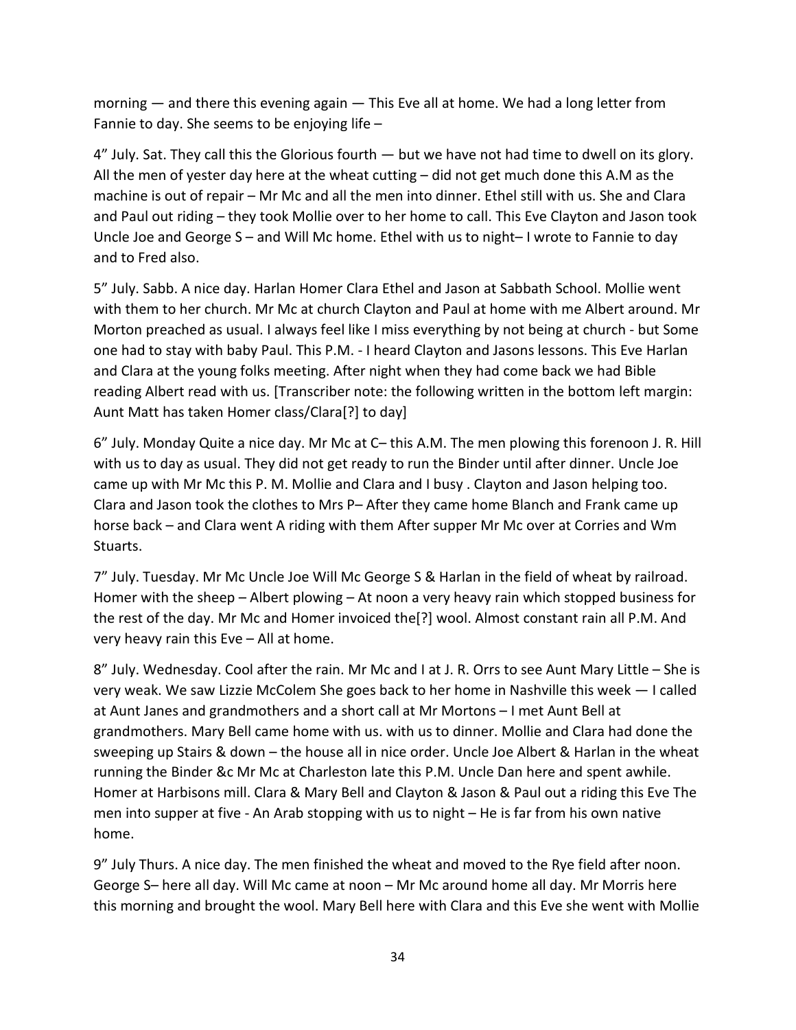morning — and there this evening again — This Eve all at home. We had a long letter from Fannie to day. She seems to be enjoying life –

4" July. Sat. They call this the Glorious fourth — but we have not had time to dwell on its glory. All the men of yester day here at the wheat cutting – did not get much done this A.M as the machine is out of repair – Mr Mc and all the men into dinner. Ethel still with us. She and Clara and Paul out riding – they took Mollie over to her home to call. This Eve Clayton and Jason took Uncle Joe and George S – and Will Mc home. Ethel with us to night– I wrote to Fannie to day and to Fred also.

5" July. Sabb. A nice day. Harlan Homer Clara Ethel and Jason at Sabbath School. Mollie went with them to her church. Mr Mc at church Clayton and Paul at home with me Albert around. Mr Morton preached as usual. I always feel like I miss everything by not being at church - but Some one had to stay with baby Paul. This P.M. - I heard Clayton and Jasons lessons. This Eve Harlan and Clara at the young folks meeting. After night when they had come back we had Bible reading Albert read with us. [Transcriber note: the following written in the bottom left margin: Aunt Matt has taken Homer class/Clara[?] to day]

6" July. Monday Quite a nice day. Mr Mc at C– this A.M. The men plowing this forenoon J. R. Hill with us to day as usual. They did not get ready to run the Binder until after dinner. Uncle Joe came up with Mr Mc this P. M. Mollie and Clara and I busy . Clayton and Jason helping too. Clara and Jason took the clothes to Mrs P– After they came home Blanch and Frank came up horse back – and Clara went A riding with them After supper Mr Mc over at Corries and Wm Stuarts.

7" July. Tuesday. Mr Mc Uncle Joe Will Mc George S & Harlan in the field of wheat by railroad. Homer with the sheep – Albert plowing – At noon a very heavy rain which stopped business for the rest of the day. Mr Mc and Homer invoiced the[?] wool. Almost constant rain all P.M. And very heavy rain this Eve – All at home.

8" July. Wednesday. Cool after the rain. Mr Mc and I at J. R. Orrs to see Aunt Mary Little – She is very weak. We saw Lizzie McColem She goes back to her home in Nashville this week — I called at Aunt Janes and grandmothers and a short call at Mr Mortons – I met Aunt Bell at grandmothers. Mary Bell came home with us. with us to dinner. Mollie and Clara had done the sweeping up Stairs & down – the house all in nice order. Uncle Joe Albert & Harlan in the wheat running the Binder &c Mr Mc at Charleston late this P.M. Uncle Dan here and spent awhile. Homer at Harbisons mill. Clara & Mary Bell and Clayton & Jason & Paul out a riding this Eve The men into supper at five - An Arab stopping with us to night – He is far from his own native home.

9" July Thurs. A nice day. The men finished the wheat and moved to the Rye field after noon. George S– here all day. Will Mc came at noon – Mr Mc around home all day. Mr Morris here this morning and brought the wool. Mary Bell here with Clara and this Eve she went with Mollie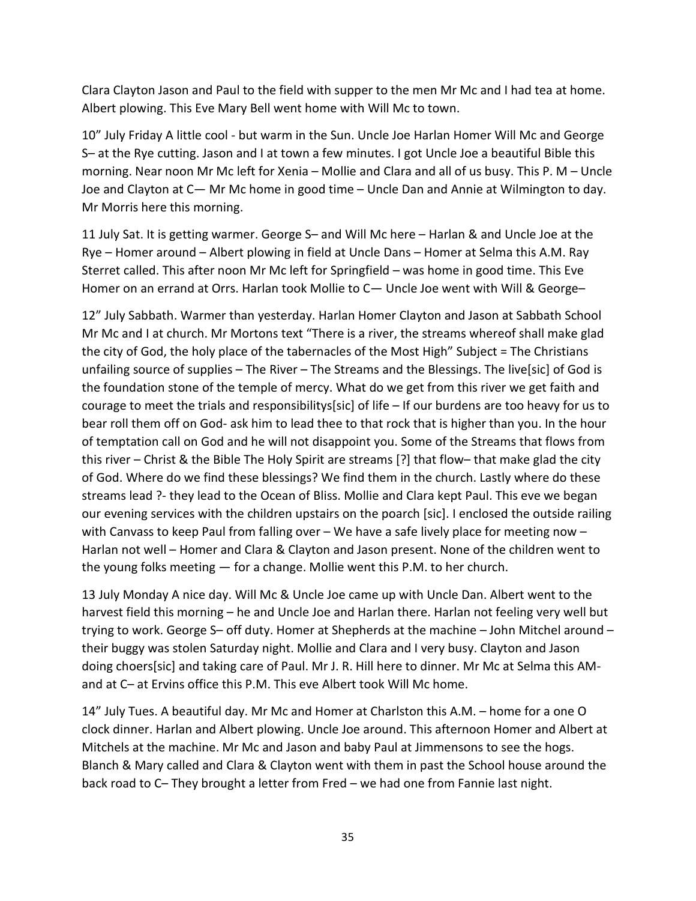Clara Clayton Jason and Paul to the field with supper to the men Mr Mc and I had tea at home. Albert plowing. This Eve Mary Bell went home with Will Mc to town.

10" July Friday A little cool - but warm in the Sun. Uncle Joe Harlan Homer Will Mc and George S– at the Rye cutting. Jason and I at town a few minutes. I got Uncle Joe a beautiful Bible this morning. Near noon Mr Mc left for Xenia – Mollie and Clara and all of us busy. This P. M – Uncle Joe and Clayton at C— Mr Mc home in good time – Uncle Dan and Annie at Wilmington to day. Mr Morris here this morning.

11 July Sat. It is getting warmer. George S– and Will Mc here – Harlan & and Uncle Joe at the Rye – Homer around – Albert plowing in field at Uncle Dans – Homer at Selma this A.M. Ray Sterret called. This after noon Mr Mc left for Springfield – was home in good time. This Eve Homer on an errand at Orrs. Harlan took Mollie to C— Uncle Joe went with Will & George–

12" July Sabbath. Warmer than yesterday. Harlan Homer Clayton and Jason at Sabbath School Mr Mc and I at church. Mr Mortons text "There is a river, the streams whereof shall make glad the city of God, the holy place of the tabernacles of the Most High" Subject = The Christians unfailing source of supplies – The River – The Streams and the Blessings. The live[sic] of God is the foundation stone of the temple of mercy. What do we get from this river we get faith and courage to meet the trials and responsibilitys[sic] of life – If our burdens are too heavy for us to bear roll them off on God- ask him to lead thee to that rock that is higher than you. In the hour of temptation call on God and he will not disappoint you. Some of the Streams that flows from this river – Christ & the Bible The Holy Spirit are streams [?] that flow– that make glad the city of God. Where do we find these blessings? We find them in the church. Lastly where do these streams lead ?- they lead to the Ocean of Bliss. Mollie and Clara kept Paul. This eve we began our evening services with the children upstairs on the poarch [sic]. I enclosed the outside railing with Canvass to keep Paul from falling over – We have a safe lively place for meeting now – Harlan not well – Homer and Clara & Clayton and Jason present. None of the children went to the young folks meeting — for a change. Mollie went this P.M. to her church.

13 July Monday A nice day. Will Mc & Uncle Joe came up with Uncle Dan. Albert went to the harvest field this morning – he and Uncle Joe and Harlan there. Harlan not feeling very well but trying to work. George S– off duty. Homer at Shepherds at the machine – John Mitchel around – their buggy was stolen Saturday night. Mollie and Clara and I very busy. Clayton and Jason doing choers[sic] and taking care of Paul. Mr J. R. Hill here to dinner. Mr Mc at Selma this AM- and at C– at Ervins office this P.M. This eve Albert took Will Mc home.

14" July Tues. A beautiful day. Mr Mc and Homer at Charlston this A.M. – home for a one O clock dinner. Harlan and Albert plowing. Uncle Joe around. This afternoon Homer and Albert at Mitchels at the machine. Mr Mc and Jason and baby Paul at Jimmensons to see the hogs. Blanch & Mary called and Clara & Clayton went with them in past the School house around the back road to C– They brought a letter from Fred – we had one from Fannie last night.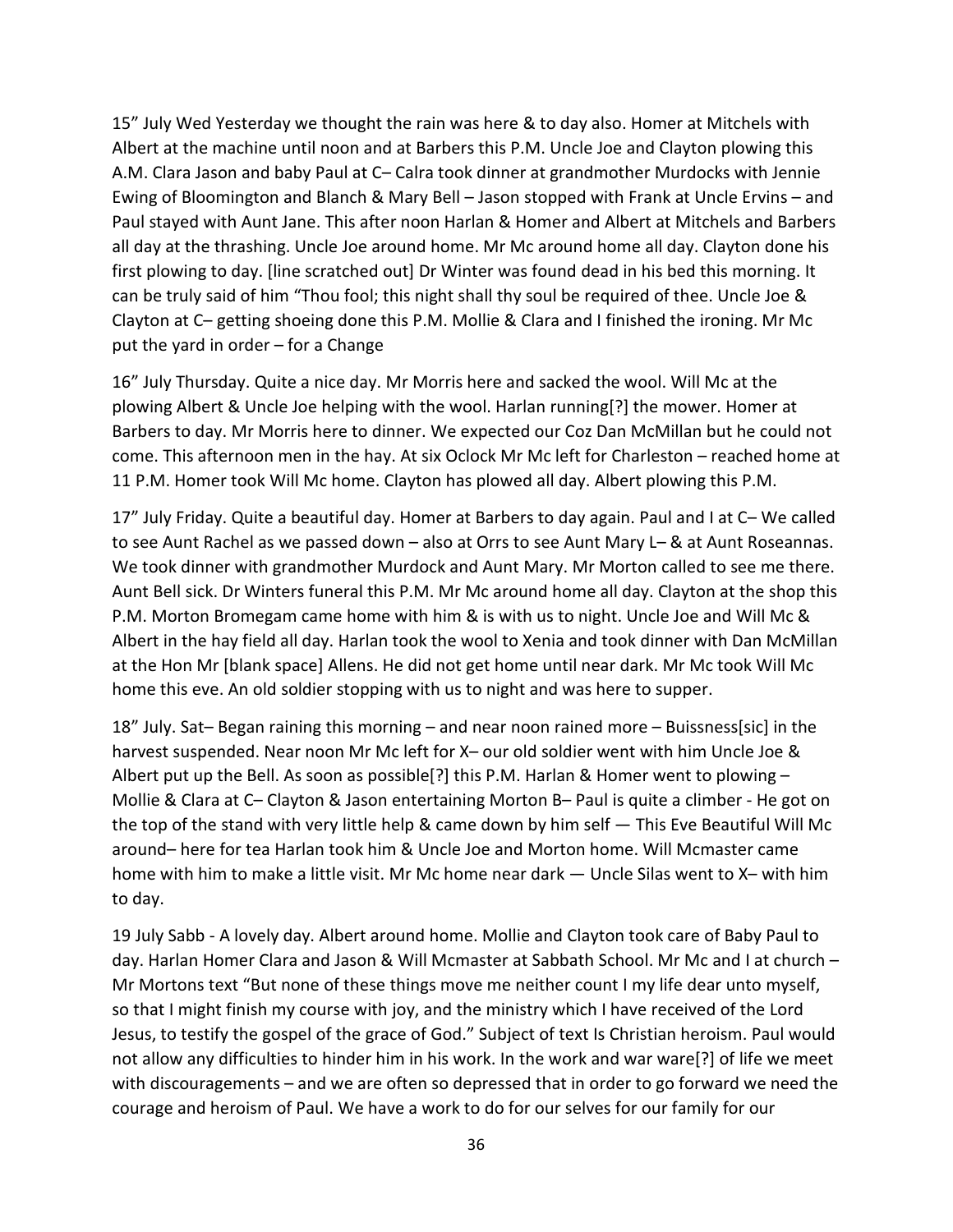15” July Wed Yesterday we thought the rain was here & to day also. Homer at Mitchels with Albert at the machine until noon and at Barbers this P.M. Uncle Joe and Clayton plowing this A.M. Clara Jason and baby Paul at C– Calra took dinner at grandmother Murdocks with Jennie Ewing of Bloomington and Blanch & Mary Bell – Jason stopped with Frank at Uncle Ervins – and Paul stayed with Aunt Jane. This after noon Harlan & Homer and Albert at Mitchels and Barbers all day at the thrashing. Uncle Joe around home. Mr Mc around home all day. Clayton done his first plowing to day. [line scratched out] Dr Winter was found dead in his bed this morning. It can be truly said of him “Thou fool; this night shall thy soul be required of thee. Uncle Joe & Clayton at C– getting shoeing done this P.M. Mollie & Clara and I finished the ironing. Mr Mc put the yard in order – for a Change

16” July Thursday. Quite a nice day. Mr Morris here and sacked the wool. Will Mc at the plowing Albert & Uncle Joe helping with the wool. Harlan running[?] the mower. Homer at Barbers to day. Mr Morris here to dinner. We expected our Coz Dan McMillan but he could not come. This afternoon men in the hay. At six Oclock Mr Mc left for Charleston – reached home at 11 P.M. Homer took Will Mc home. Clayton has plowed all day. Albert plowing this P.M.

17” July Friday. Quite a beautiful day. Homer at Barbers to day again. Paul and I at C– We called to see Aunt Rachel as we passed down – also at Orrs to see Aunt Mary L– & at Aunt Roseannas. We took dinner with grandmother Murdock and Aunt Mary. Mr Morton called to see me there. Aunt Bell sick. Dr Winters funeral this P.M. Mr Mc around home all day. Clayton at the shop this P.M. Morton Bromegam came home with him & is with us to night. Uncle Joe and Will Mc & Albert in the hay field all day. Harlan took the wool to Xenia and took dinner with Dan McMillan at the Hon Mr [blank space] Allens. He did not get home until near dark. Mr Mc took Will Mc home this eve. An old soldier stopping with us to night and was here to supper.

18” July. Sat– Began raining this morning – and near noon rained more – Buissness[sic] in the harvest suspended. Near noon Mr Mc left for X– our old soldier went with him Uncle Joe & Albert put up the Bell. As soon as possible[?] this P.M. Harlan & Homer went to plowing – Mollie & Clara at C– Clayton & Jason entertaining Morton B– Paul is quite a climber - He got on the top of the stand with very little help & came down by him self — This Eve Beautiful Will Mc around– here for tea Harlan took him & Uncle Joe and Morton home. Will Mcmaster came home with him to make a little visit. Mr Mc home near dark — Uncle Silas went to X– with him to day.

19 July Sabb - A lovely day. Albert around home. Mollie and Clayton took care of Baby Paul to day. Harlan Homer Clara and Jason & Will Mcmaster at Sabbath School. Mr Mc and I at church – Mr Mortons text “But none of these things move me neither count I my life dear unto myself, so that I might finish my course with joy, and the ministry which I have received of the Lord Jesus, to testify the gospel of the grace of God.” Subject of text Is Christian heroism. Paul would not allow any difficulties to hinder him in his work. In the work and war ware[?] of life we meet with discouragements – and we are often so depressed that in order to go forward we need the courage and heroism of Paul. We have a work to do for our selves for our family for our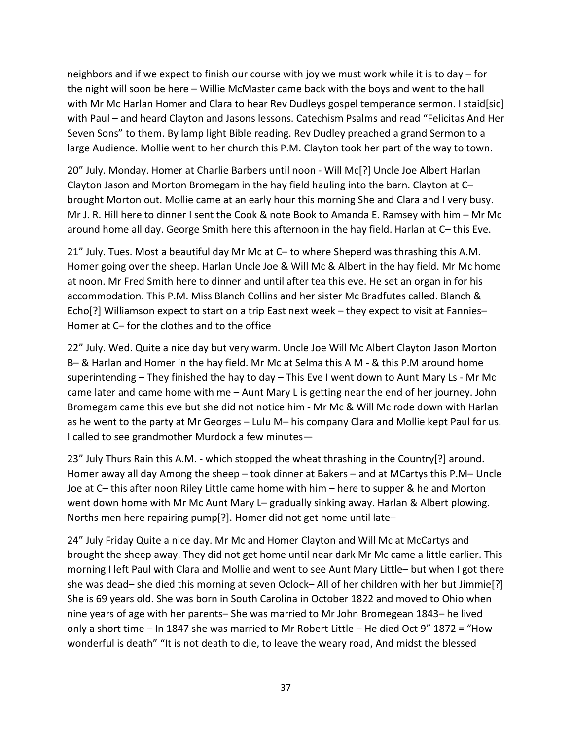neighbors and if we expect to finish our course with joy we must work while it is to day – for the night will soon be here – Willie McMaster came back with the boys and went to the hall with Mr Mc Harlan Homer and Clara to hear Rev Dudleys gospel temperance sermon. I staid[sic] with Paul – and heard Clayton and Jasons lessons. Catechism Psalms and read "Felicitas And Her Seven Sons" to them. By lamp light Bible reading. Rev Dudley preached a grand Sermon to a large Audience. Mollie went to her church this P.M. Clayton took her part of the way to town.

20" July. Monday. Homer at Charlie Barbers until noon - Will Mc[?] Uncle Joe Albert Harlan Clayton Jason and Morton Bromegam in the hay field hauling into the barn. Clayton at C– brought Morton out. Mollie came at an early hour this morning She and Clara and I very busy. Mr J. R. Hill here to dinner I sent the Cook & note Book to Amanda E. Ramsey with him – Mr Mc around home all day. George Smith here this afternoon in the hay field. Harlan at C– this Eve.

21" July. Tues. Most a beautiful day Mr Mc at C– to where Sheperd was thrashing this A.M. Homer going over the sheep. Harlan Uncle Joe & Will Mc & Albert in the hay field. Mr Mc home at noon. Mr Fred Smith here to dinner and until after tea this eve. He set an organ in for his accommodation. This P.M. Miss Blanch Collins and her sister Mc Bradfutes called. Blanch & Echo[?] Williamson expect to start on a trip East next week – they expect to visit at Fannies– Homer at C– for the clothes and to the office

22" July. Wed. Quite a nice day but very warm. Uncle Joe Will Mc Albert Clayton Jason Morton B– & Harlan and Homer in the hay field. Mr Mc at Selma this A M - & this P.M around home superintending – They finished the hay to day – This Eve I went down to Aunt Mary Ls - Mr Mc came later and came home with me – Aunt Mary L is getting near the end of her journey. John Bromegam came this eve but she did not notice him - Mr Mc & Will Mc rode down with Harlan as he went to the party at Mr Georges – Lulu M– his company Clara and Mollie kept Paul for us. I called to see grandmother Murdock a few minutes—

23" July Thurs Rain this A.M. - which stopped the wheat thrashing in the Country[?] around. Homer away all day Among the sheep – took dinner at Bakers – and at MCartys this P.M– Uncle Joe at C– this after noon Riley Little came home with him – here to supper & he and Morton went down home with Mr Mc Aunt Mary L– gradually sinking away. Harlan & Albert plowing. Norths men here repairing pump[?]. Homer did not get home until late–

24" July Friday Quite a nice day. Mr Mc and Homer Clayton and Will Mc at McCartys and brought the sheep away. They did not get home until near dark Mr Mc came a little earlier. This morning I left Paul with Clara and Mollie and went to see Aunt Mary Little– but when I got there she was dead– she died this morning at seven Oclock– All of her children with her but Jimmie[?] She is 69 years old. She was born in South Carolina in October 1822 and moved to Ohio when nine years of age with her parents– She was married to Mr John Bromegean 1843– he lived only a short time – In 1847 she was married to Mr Robert Little – He died Oct 9" 1872 = "How wonderful is death" "It is not death to die, to leave the weary road, And midst the blessed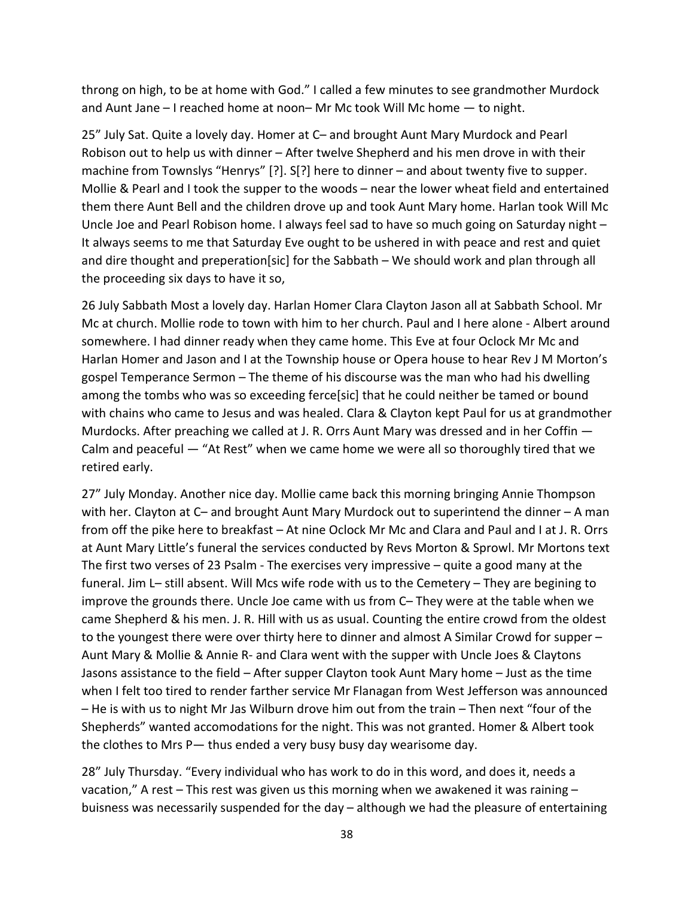throng on high, to be at home with God." I called a few minutes to see grandmother Murdock and Aunt Jane – I reached home at noon– Mr Mc took Will Mc home — to night.

25" July Sat. Quite a lovely day. Homer at C– and brought Aunt Mary Murdock and Pearl Robison out to help us with dinner – After twelve Shepherd and his men drove in with their machine from Townslys "Henrys" [?]. S[?] here to dinner – and about twenty five to supper. Mollie & Pearl and I took the supper to the woods – near the lower wheat field and entertained them there Aunt Bell and the children drove up and took Aunt Mary home. Harlan took Will Mc Uncle Joe and Pearl Robison home. I always feel sad to have so much going on Saturday night – It always seems to me that Saturday Eve ought to be ushered in with peace and rest and quiet and dire thought and preperation[sic] for the Sabbath – We should work and plan through all the proceeding six days to have it so,

26 July Sabbath Most a lovely day. Harlan Homer Clara Clayton Jason all at Sabbath School. Mr Mc at church. Mollie rode to town with him to her church. Paul and I here alone - Albert around somewhere. I had dinner ready when they came home. This Eve at four Oclock Mr Mc and Harlan Homer and Jason and I at the Township house or Opera house to hear Rev J M Morton's gospel Temperance Sermon – The theme of his discourse was the man who had his dwelling among the tombs who was so exceeding ferce[sic] that he could neither be tamed or bound with chains who came to Jesus and was healed. Clara & Clayton kept Paul for us at grandmother Murdocks. After preaching we called at J. R. Orrs Aunt Mary was dressed and in her Coffin — Calm and peaceful — "At Rest" when we came home we were all so thoroughly tired that we retired early.

27" July Monday. Another nice day. Mollie came back this morning bringing Annie Thompson with her. Clayton at C– and brought Aunt Mary Murdock out to superintend the dinner – A man from off the pike here to breakfast – At nine Oclock Mr Mc and Clara and Paul and I at J. R. Orrs at Aunt Mary Little's funeral the services conducted by Revs Morton & Sprowl. Mr Mortons text The first two verses of 23 Psalm - The exercises very impressive – quite a good many at the funeral. Jim L– still absent. Will Mcs wife rode with us to the Cemetery – They are begining to improve the grounds there. Uncle Joe came with us from C– They were at the table when we came Shepherd & his men. J. R. Hill with us as usual. Counting the entire crowd from the oldest to the youngest there were over thirty here to dinner and almost A Similar Crowd for supper – Aunt Mary & Mollie & Annie R- and Clara went with the supper with Uncle Joes & Claytons Jasons assistance to the field – After supper Clayton took Aunt Mary home – Just as the time when I felt too tired to render farther service Mr Flanagan from West Jefferson was announced – He is with us to night Mr Jas Wilburn drove him out from the train – Then next "four of the Shepherds" wanted accomodations for the night. This was not granted. Homer & Albert took the clothes to Mrs P— thus ended a very busy busy day wearisome day.

28" July Thursday. "Every individual who has work to do in this word, and does it, needs a vacation," A rest – This rest was given us this morning when we awakened it was raining – buisness was necessarily suspended for the day – although we had the pleasure of entertaining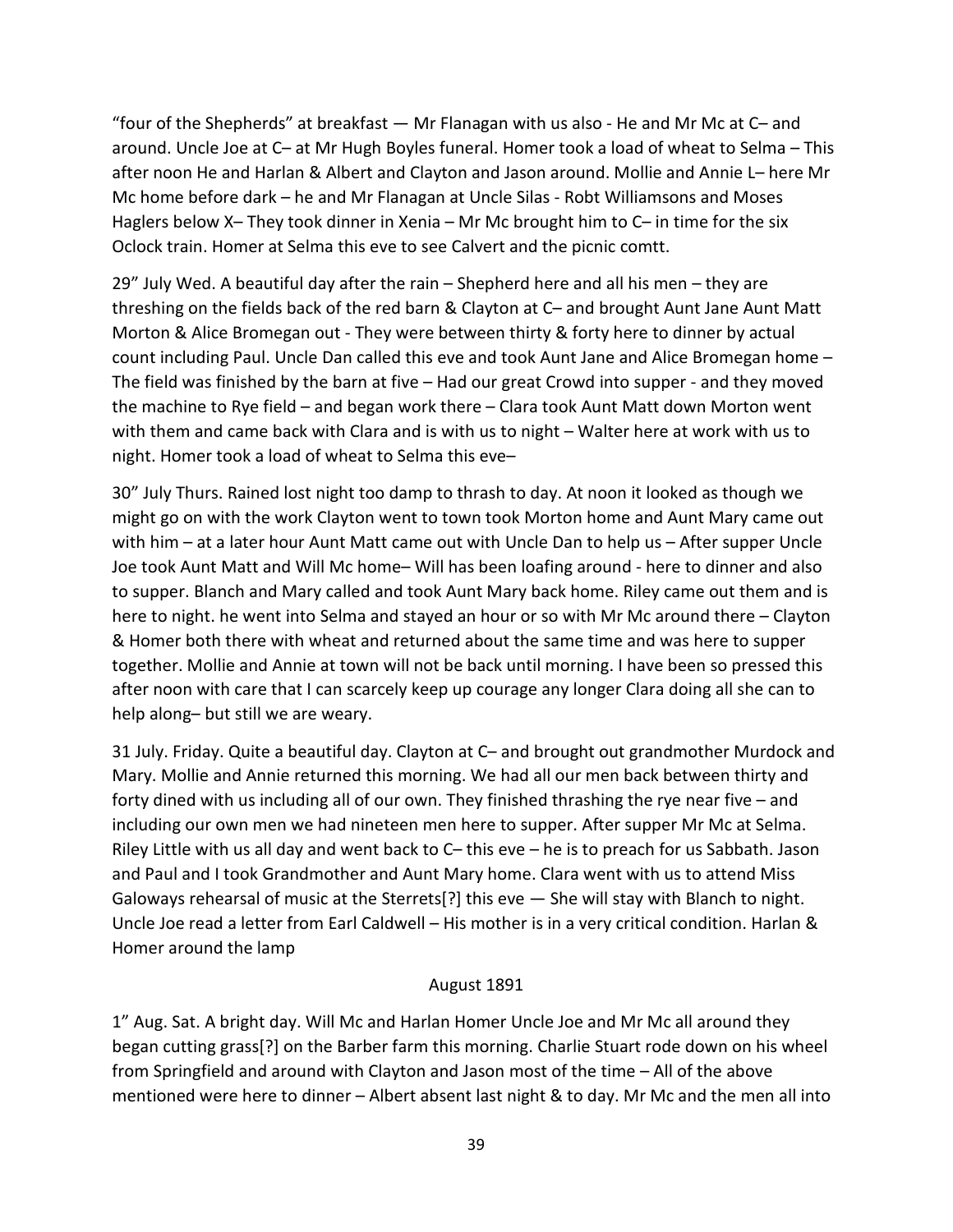"four of the Shepherds" at breakfast — Mr Flanagan with us also - He and Mr Mc at C– and around. Uncle Joe at C– at Mr Hugh Boyles funeral. Homer took a load of wheat to Selma – This after noon He and Harlan & Albert and Clayton and Jason around. Mollie and Annie L– here Mr Mc home before dark – he and Mr Flanagan at Uncle Silas - Robt Williamsons and Moses Haglers below X– They took dinner in Xenia – Mr Mc brought him to C– in time for the six Oclock train. Homer at Selma this eve to see Calvert and the picnic comtt.

29" July Wed. A beautiful day after the rain – Shepherd here and all his men – they are threshing on the fields back of the red barn & Clayton at C– and brought Aunt Jane Aunt Matt Morton & Alice Bromegan out - They were between thirty & forty here to dinner by actual count including Paul. Uncle Dan called this eve and took Aunt Jane and Alice Bromegan home – The field was finished by the barn at five – Had our great Crowd into supper - and they moved the machine to Rye field – and began work there – Clara took Aunt Matt down Morton went with them and came back with Clara and is with us to night – Walter here at work with us to night. Homer took a load of wheat to Selma this eve–

30" July Thurs. Rained lost night too damp to thrash to day. At noon it looked as though we might go on with the work Clayton went to town took Morton home and Aunt Mary came out with him – at a later hour Aunt Matt came out with Uncle Dan to help us – After supper Uncle Joe took Aunt Matt and Will Mc home– Will has been loafing around - here to dinner and also to supper. Blanch and Mary called and took Aunt Mary back home. Riley came out them and is here to night. he went into Selma and stayed an hour or so with Mr Mc around there – Clayton & Homer both there with wheat and returned about the same time and was here to supper together. Mollie and Annie at town will not be back until morning. I have been so pressed this after noon with care that I can scarcely keep up courage any longer Clara doing all she can to help along– but still we are weary.

31 July. Friday. Quite a beautiful day. Clayton at C– and brought out grandmother Murdock and Mary. Mollie and Annie returned this morning. We had all our men back between thirty and forty dined with us including all of our own. They finished thrashing the rye near five – and including our own men we had nineteen men here to supper. After supper Mr Mc at Selma. Riley Little with us all day and went back to C– this eve – he is to preach for us Sabbath. Jason and Paul and I took Grandmother and Aunt Mary home. Clara went with us to attend Miss Galoways rehearsal of music at the Sterrets[?] this eve — She will stay with Blanch to night. Uncle Joe read a letter from Earl Caldwell – His mother is in a very critical condition. Harlan & Homer around the lamp

August 1891

1" Aug. Sat. A bright day. Will Mc and Harlan Homer Uncle Joe and Mr Mc all around they began cutting grass[?] on the Barber farm this morning. Charlie Stuart rode down on his wheel from Springfield and around with Clayton and Jason most of the time – All of the above mentioned were here to dinner – Albert absent last night & to day. Mr Mc and the men all into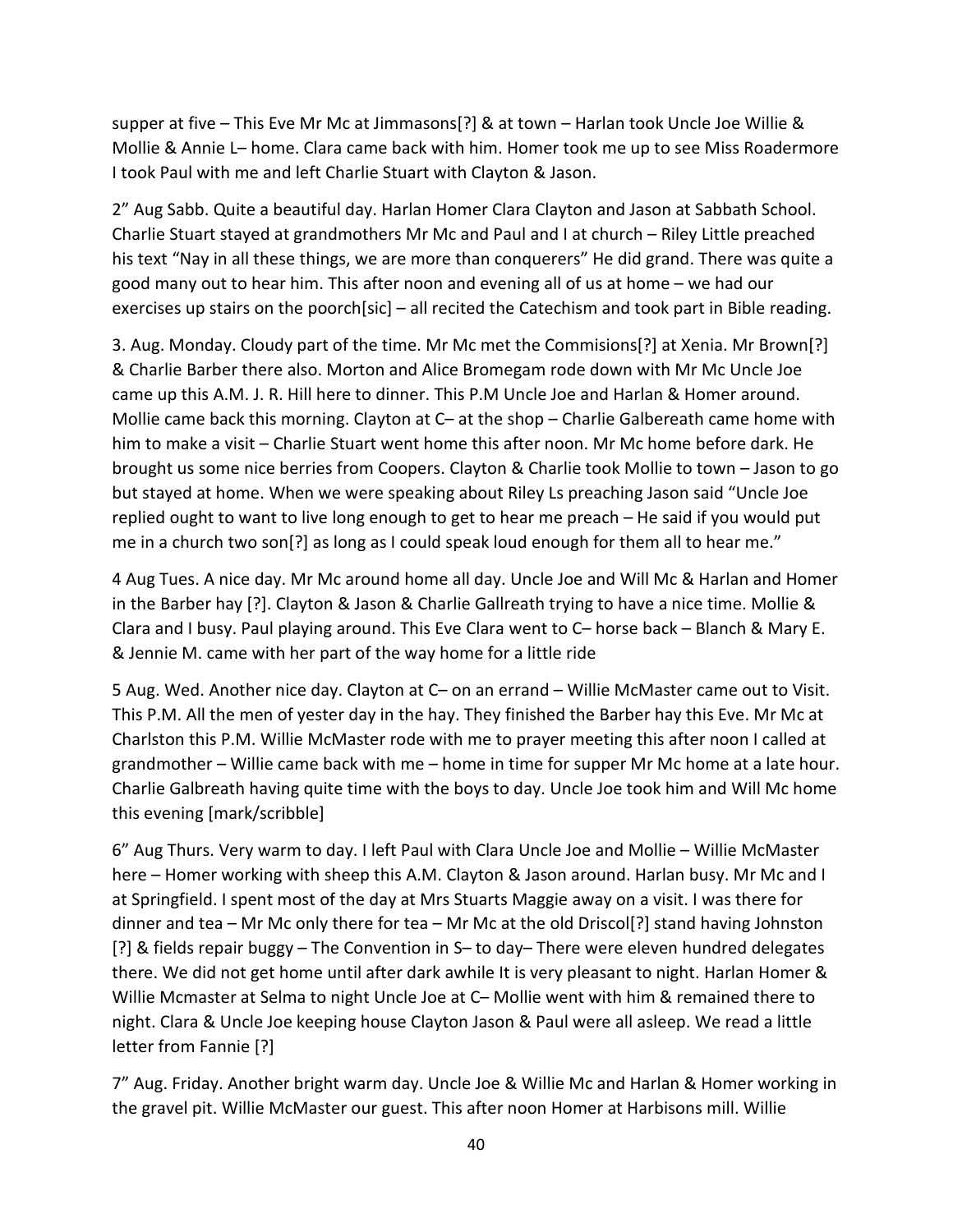supper at five – This Eve Mr Mc at Jimmasons[?] & at town – Harlan took Uncle Joe Willie & Mollie & Annie L– home. Clara came back with him. Homer took me up to see Miss Roadermore I took Paul with me and left Charlie Stuart with Clayton & Jason.

2" Aug Sabb. Quite a beautiful day. Harlan Homer Clara Clayton and Jason at Sabbath School. Charlie Stuart stayed at grandmothers Mr Mc and Paul and I at church – Riley Little preached his text "Nay in all these things, we are more than conquerers" He did grand. There was quite a good many out to hear him. This after noon and evening all of us at home – we had our exercises up stairs on the poorch[sic] – all recited the Catechism and took part in Bible reading.

3. Aug. Monday. Cloudy part of the time. Mr Mc met the Commisions[?] at Xenia. Mr Brown[?] & Charlie Barber there also. Morton and Alice Bromegam rode down with Mr Mc Uncle Joe came up this A.M. J. R. Hill here to dinner. This P.M Uncle Joe and Harlan & Homer around. Mollie came back this morning. Clayton at C– at the shop – Charlie Galbereath came home with him to make a visit – Charlie Stuart went home this after noon. Mr Mc home before dark. He brought us some nice berries from Coopers. Clayton & Charlie took Mollie to town – Jason to go but stayed at home. When we were speaking about Riley Ls preaching Jason said "Uncle Joe replied ought to want to live long enough to get to hear me preach – He said if you would put me in a church two son[?] as long as I could speak loud enough for them all to hear me."

4 Aug Tues. A nice day. Mr Mc around home all day. Uncle Joe and Will Mc & Harlan and Homer in the Barber hay [?]. Clayton & Jason & Charlie Gallreath trying to have a nice time. Mollie & Clara and I busy. Paul playing around. This Eve Clara went to C– horse back – Blanch & Mary E. & Jennie M. came with her part of the way home for a little ride

5 Aug. Wed. Another nice day. Clayton at C– on an errand – Willie McMaster came out to Visit. This P.M. All the men of yester day in the hay. They finished the Barber hay this Eve. Mr Mc at Charlston this P.M. Willie McMaster rode with me to prayer meeting this after noon I called at grandmother – Willie came back with me – home in time for supper Mr Mc home at a late hour. Charlie Galbreath having quite time with the boys to day. Uncle Joe took him and Will Mc home this evening [mark/scribble]

6" Aug Thurs. Very warm to day. I left Paul with Clara Uncle Joe and Mollie – Willie McMaster here – Homer working with sheep this A.M. Clayton & Jason around. Harlan busy. Mr Mc and I at Springfield. I spent most of the day at Mrs Stuarts Maggie away on a visit. I was there for dinner and tea – Mr Mc only there for tea – Mr Mc at the old Driscol[?] stand having Johnston [?] & fields repair buggy – The Convention in S– to day– There were eleven hundred delegates there. We did not get home until after dark awhile It is very pleasant to night. Harlan Homer & Willie Mcmaster at Selma to night Uncle Joe at C– Mollie went with him & remained there to night. Clara & Uncle Joe keeping house Clayton Jason & Paul were all asleep. We read a little letter from Fannie [?]

7" Aug. Friday. Another bright warm day. Uncle Joe & Willie Mc and Harlan & Homer working in the gravel pit. Willie McMaster our guest. This after noon Homer at Harbisons mill. Willie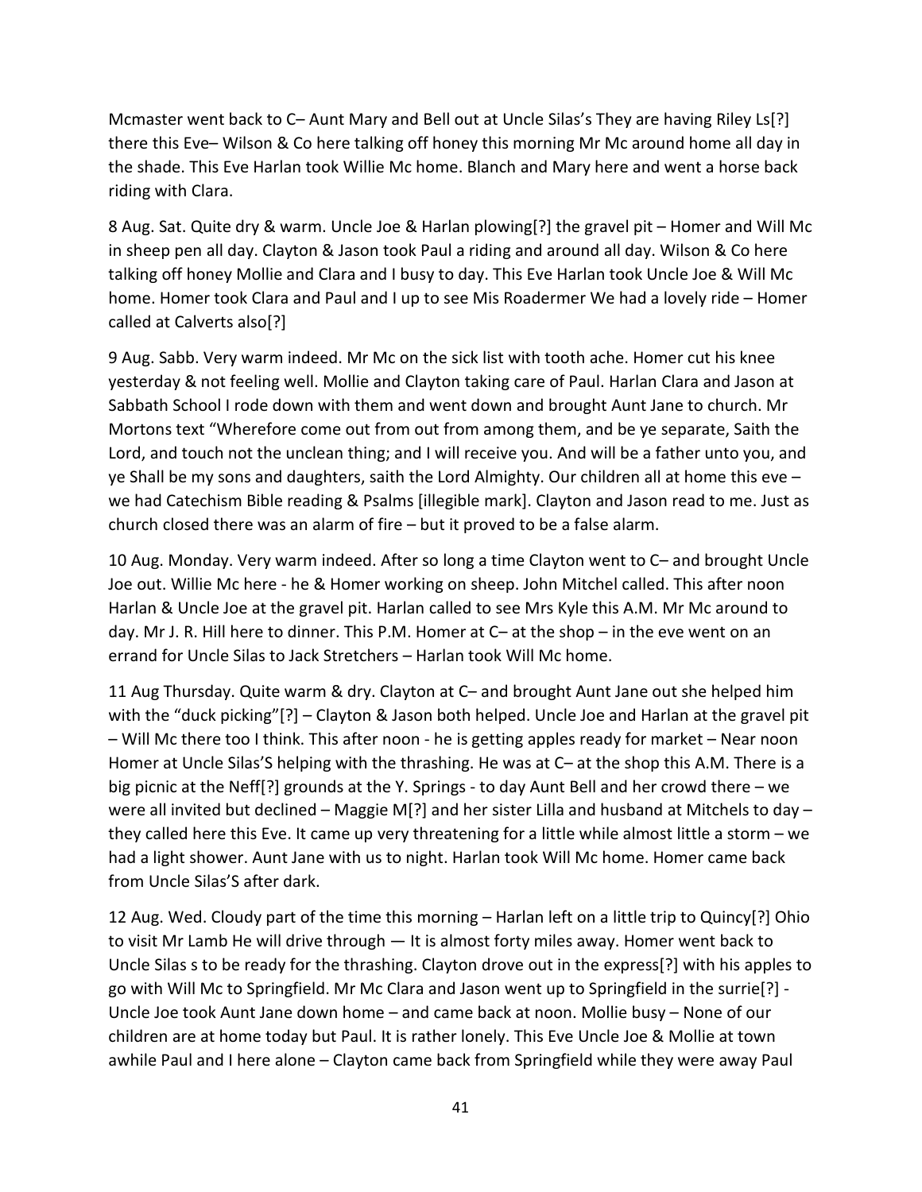Mcmaster went back to C– Aunt Mary and Bell out at Uncle Silas's They are having Riley Ls[?] there this Eve– Wilson & Co here talking off honey this morning Mr Mc around home all day in the shade. This Eve Harlan took Willie Mc home. Blanch and Mary here and went a horse back riding with Clara.

8 Aug. Sat. Quite dry & warm. Uncle Joe & Harlan plowing[?] the gravel pit – Homer and Will Mc in sheep pen all day. Clayton & Jason took Paul a riding and around all day. Wilson & Co here talking off honey Mollie and Clara and I busy to day. This Eve Harlan took Uncle Joe & Will Mc home. Homer took Clara and Paul and I up to see Mis Roadermer We had a lovely ride – Homer called at Calverts also[?]

9 Aug. Sabb. Very warm indeed. Mr Mc on the sick list with tooth ache. Homer cut his knee yesterday & not feeling well. Mollie and Clayton taking care of Paul. Harlan Clara and Jason at Sabbath School I rode down with them and went down and brought Aunt Jane to church. Mr Mortons text "Wherefore come out from out from among them, and be ye separate, Saith the Lord, and touch not the unclean thing; and I will receive you. And will be a father unto you, and ye Shall be my sons and daughters, saith the Lord Almighty. Our children all at home this eve – we had Catechism Bible reading & Psalms [illegible mark]. Clayton and Jason read to me. Just as church closed there was an alarm of fire – but it proved to be a false alarm.

10 Aug. Monday. Very warm indeed. After so long a time Clayton went to C– and brought Uncle Joe out. Willie Mc here - he & Homer working on sheep. John Mitchel called. This after noon Harlan & Uncle Joe at the gravel pit. Harlan called to see Mrs Kyle this A.M. Mr Mc around to day. Mr J. R. Hill here to dinner. This P.M. Homer at C– at the shop – in the eve went on an errand for Uncle Silas to Jack Stretchers – Harlan took Will Mc home.

11 Aug Thursday. Quite warm & dry. Clayton at C– and brought Aunt Jane out she helped him with the "duck picking"[?] – Clayton & Jason both helped. Uncle Joe and Harlan at the gravel pit – Will Mc there too I think. This after noon - he is getting apples ready for market – Near noon Homer at Uncle Silas'S helping with the thrashing. He was at C– at the shop this A.M. There is a big picnic at the Neff[?] grounds at the Y. Springs - to day Aunt Bell and her crowd there – we were all invited but declined – Maggie M[?] and her sister Lilla and husband at Mitchels to day – they called here this Eve. It came up very threatening for a little while almost little a storm – we had a light shower. Aunt Jane with us to night. Harlan took Will Mc home. Homer came back from Uncle Silas'S after dark.

12 Aug. Wed. Cloudy part of the time this morning – Harlan left on a little trip to Quincy[?] Ohio to visit Mr Lamb He will drive through — It is almost forty miles away. Homer went back to Uncle Silas s to be ready for the thrashing. Clayton drove out in the express[?] with his apples to go with Will Mc to Springfield. Mr Mc Clara and Jason went up to Springfield in the surrie[?] - Uncle Joe took Aunt Jane down home – and came back at noon. Mollie busy – None of our children are at home today but Paul. It is rather lonely. This Eve Uncle Joe & Mollie at town awhile Paul and I here alone – Clayton came back from Springfield while they were away Paul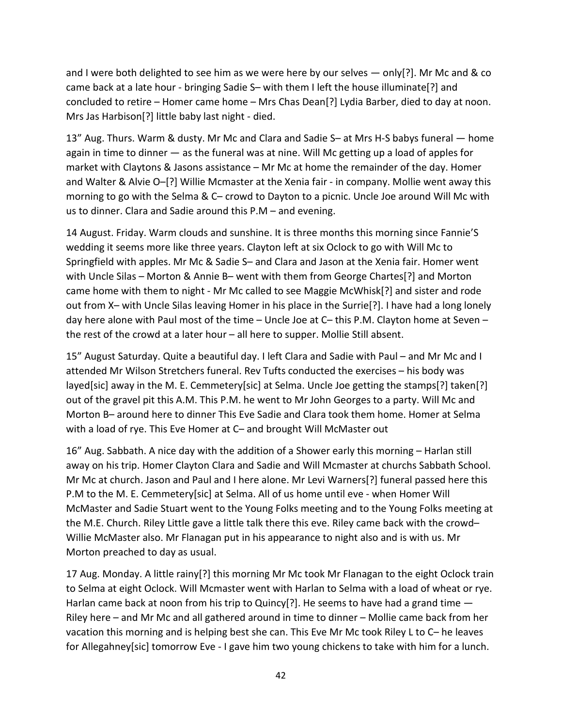and I were both delighted to see him as we were here by our selves — only[?]. Mr Mc and & co came back at a late hour - bringing Sadie S– with them I left the house illuminate[?] and concluded to retire – Homer came home – Mrs Chas Dean[?] Lydia Barber, died to day at noon. Mrs Jas Harbison[?] little baby last night - died.

13" Aug. Thurs. Warm & dusty. Mr Mc and Clara and Sadie S– at Mrs H-S babys funeral — home again in time to dinner — as the funeral was at nine. Will Mc getting up a load of apples for market with Claytons & Jasons assistance – Mr Mc at home the remainder of the day. Homer and Walter & Alvie O–[?] Willie Mcmaster at the Xenia fair - in company. Mollie went away this morning to go with the Selma & C– crowd to Dayton to a picnic. Uncle Joe around Will Mc with us to dinner. Clara and Sadie around this P.M – and evening.

14 August. Friday. Warm clouds and sunshine. It is three months this morning since Fannie'S wedding it seems more like three years. Clayton left at six Oclock to go with Will Mc to Springfield with apples. Mr Mc & Sadie S– and Clara and Jason at the Xenia fair. Homer went with Uncle Silas – Morton & Annie B– went with them from George Chartes[?] and Morton came home with them to night - Mr Mc called to see Maggie McWhisk[?] and sister and rode out from X– with Uncle Silas leaving Homer in his place in the Surrie[?]. I have had a long lonely day here alone with Paul most of the time – Uncle Joe at C– this P.M. Clayton home at Seven – the rest of the crowd at a later hour – all here to supper. Mollie Still absent.

15" August Saturday. Quite a beautiful day. I left Clara and Sadie with Paul – and Mr Mc and I attended Mr Wilson Stretchers funeral. Rev Tufts conducted the exercises – his body was layed[sic] away in the M. E. Cemmetery[sic] at Selma. Uncle Joe getting the stamps[?] taken[?] out of the gravel pit this A.M. This P.M. he went to Mr John Georges to a party. Will Mc and Morton B– around here to dinner This Eve Sadie and Clara took them home. Homer at Selma with a load of rye. This Eve Homer at C– and brought Will McMaster out

16" Aug. Sabbath. A nice day with the addition of a Shower early this morning – Harlan still away on his trip. Homer Clayton Clara and Sadie and Will Mcmaster at churchs Sabbath School. Mr Mc at church. Jason and Paul and I here alone. Mr Levi Warners[?] funeral passed here this P.M to the M. E. Cemmetery[sic] at Selma. All of us home until eve - when Homer Will McMaster and Sadie Stuart went to the Young Folks meeting and to the Young Folks meeting at the M.E. Church. Riley Little gave a little talk there this eve. Riley came back with the crowd– Willie McMaster also. Mr Flanagan put in his appearance to night also and is with us. Mr Morton preached to day as usual.

17 Aug. Monday. A little rainy[?] this morning Mr Mc took Mr Flanagan to the eight Oclock train to Selma at eight Oclock. Will Mcmaster went with Harlan to Selma with a load of wheat or rye. Harlan came back at noon from his trip to Quincy[?]. He seems to have had a grand time — Riley here – and Mr Mc and all gathered around in time to dinner – Mollie came back from her vacation this morning and is helping best she can. This Eve Mr Mc took Riley L to C– he leaves for Allegahney[sic] tomorrow Eve - I gave him two young chickens to take with him for a lunch.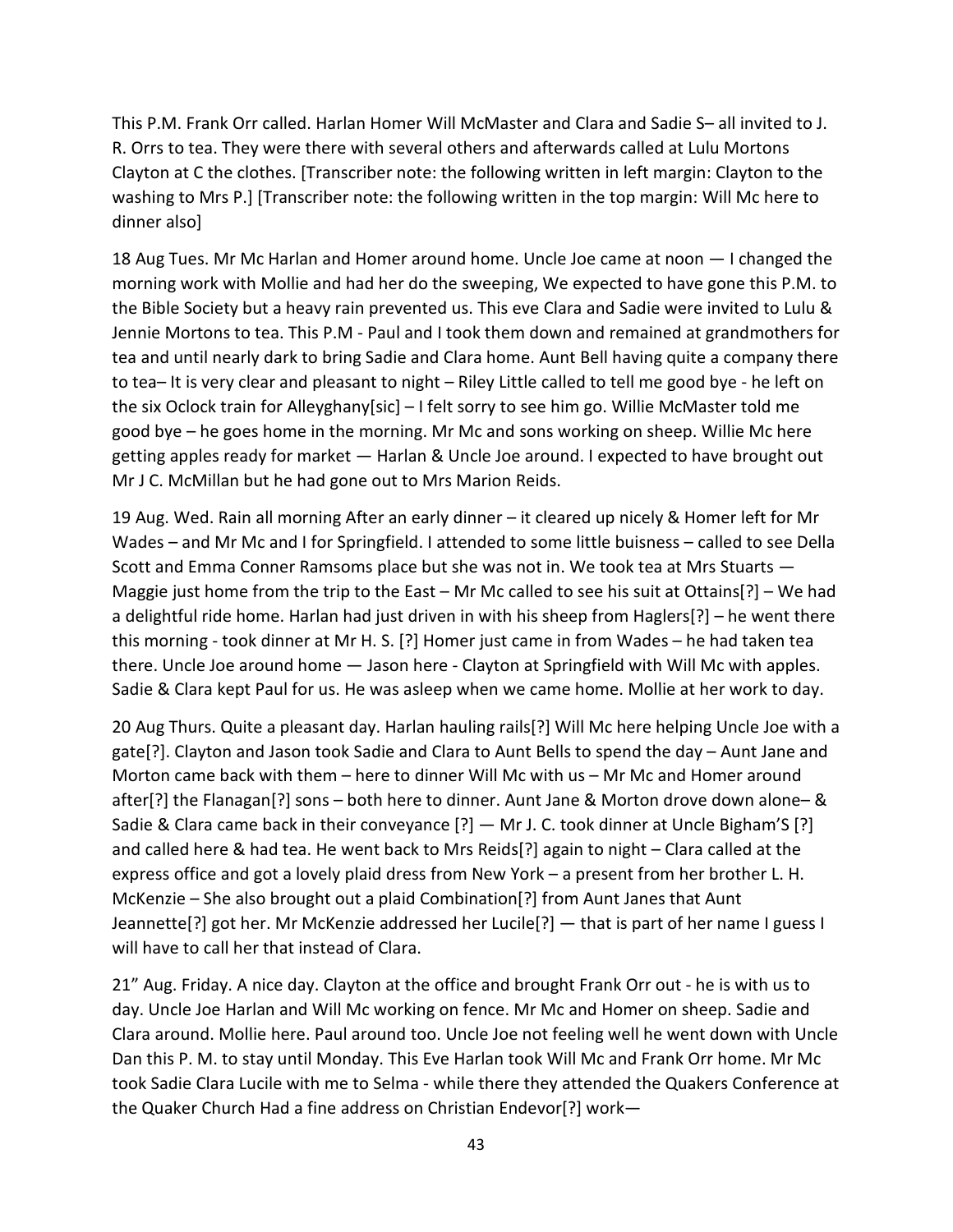This P.M. Frank Orr called. Harlan Homer Will McMaster and Clara and Sadie S– all invited to J. R. Orrs to tea. They were there with several others and afterwards called at Lulu Mortons Clayton at C the clothes. [Transcriber note: the following written in left margin: Clayton to the washing to Mrs P.] [Transcriber note: the following written in the top margin: Will Mc here to dinner also]

18 Aug Tues. Mr Mc Harlan and Homer around home. Uncle Joe came at noon — I changed the morning work with Mollie and had her do the sweeping, We expected to have gone this P.M. to the Bible Society but a heavy rain prevented us. This eve Clara and Sadie were invited to Lulu & Jennie Mortons to tea. This P.M - Paul and I took them down and remained at grandmothers for tea and until nearly dark to bring Sadie and Clara home. Aunt Bell having quite a company there to tea– It is very clear and pleasant to night – Riley Little called to tell me good bye - he left on the six Oclock train for Alleyghany[sic] – I felt sorry to see him go. Willie McMaster told me good bye – he goes home in the morning. Mr Mc and sons working on sheep. Willie Mc here getting apples ready for market — Harlan & Uncle Joe around. I expected to have brought out Mr J C. McMillan but he had gone out to Mrs Marion Reids.

19 Aug. Wed. Rain all morning After an early dinner – it cleared up nicely & Homer left for Mr Wades – and Mr Mc and I for Springfield. I attended to some little buisness – called to see Della Scott and Emma Conner Ramsoms place but she was not in. We took tea at Mrs Stuarts — Maggie just home from the trip to the East – Mr Mc called to see his suit at Ottains[?] – We had a delightful ride home. Harlan had just driven in with his sheep from Haglers[?] – he went there this morning - took dinner at Mr H. S. [?] Homer just came in from Wades – he had taken tea there. Uncle Joe around home — Jason here - Clayton at Springfield with Will Mc with apples. Sadie & Clara kept Paul for us. He was asleep when we came home. Mollie at her work to day.

20 Aug Thurs. Quite a pleasant day. Harlan hauling rails[?] Will Mc here helping Uncle Joe with a gate[?]. Clayton and Jason took Sadie and Clara to Aunt Bells to spend the day – Aunt Jane and Morton came back with them – here to dinner Will Mc with us – Mr Mc and Homer around after[?] the Flanagan[?] sons – both here to dinner. Aunt Jane & Morton drove down alone– & Sadie & Clara came back in their conveyance [?] — Mr J. C. took dinner at Uncle Bigham'S [?] and called here & had tea. He went back to Mrs Reids[?] again to night – Clara called at the express office and got a lovely plaid dress from New York – a present from her brother L. H. McKenzie – She also brought out a plaid Combination[?] from Aunt Janes that Aunt Jeannette[?] got her. Mr McKenzie addressed her Lucile[?] — that is part of her name I guess I will have to call her that instead of Clara.

21" Aug. Friday. A nice day. Clayton at the office and brought Frank Orr out - he is with us to day. Uncle Joe Harlan and Will Mc working on fence. Mr Mc and Homer on sheep. Sadie and Clara around. Mollie here. Paul around too. Uncle Joe not feeling well he went down with Uncle Dan this P. M. to stay until Monday. This Eve Harlan took Will Mc and Frank Orr home. Mr Mc took Sadie Clara Lucile with me to Selma - while there they attended the Quakers Conference at the Quaker Church Had a fine address on Christian Endevor[?] work—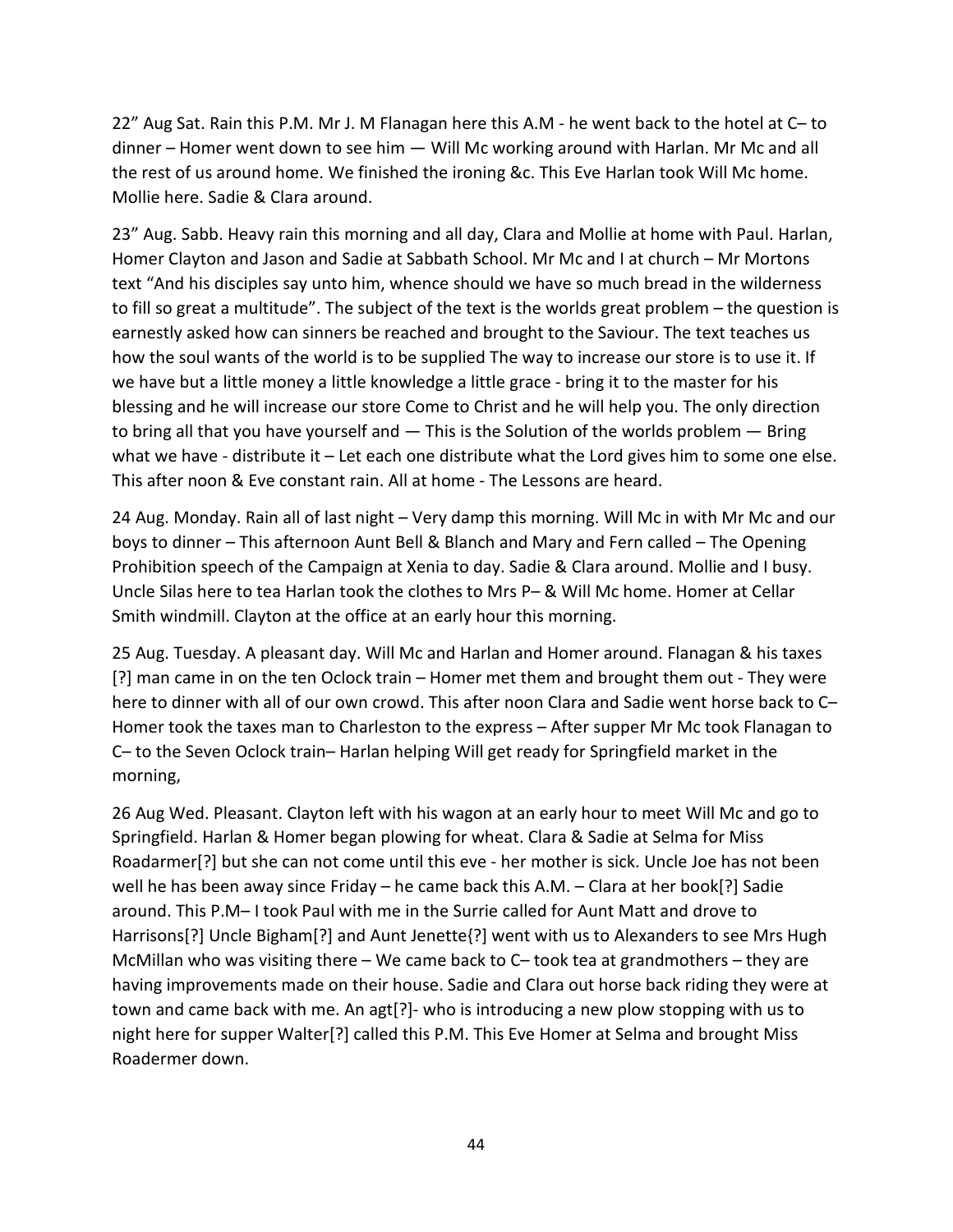22" Aug Sat. Rain this P.M. Mr J. M Flanagan here this A.M - he went back to the hotel at C– to dinner – Homer went down to see him — Will Mc working around with Harlan. Mr Mc and all the rest of us around home. We finished the ironing &c. This Eve Harlan took Will Mc home. Mollie here. Sadie & Clara around.

23" Aug. Sabb. Heavy rain this morning and all day, Clara and Mollie at home with Paul. Harlan, Homer Clayton and Jason and Sadie at Sabbath School. Mr Mc and I at church – Mr Mortons text "And his disciples say unto him, whence should we have so much bread in the wilderness to fill so great a multitude". The subject of the text is the worlds great problem – the question is earnestly asked how can sinners be reached and brought to the Saviour. The text teaches us how the soul wants of the world is to be supplied The way to increase our store is to use it. If we have but a little money a little knowledge a little grace - bring it to the master for his blessing and he will increase our store Come to Christ and he will help you. The only direction to bring all that you have yourself and — This is the Solution of the worlds problem — Bring what we have - distribute it – Let each one distribute what the Lord gives him to some one else. This after noon & Eve constant rain. All at home - The Lessons are heard.

24 Aug. Monday. Rain all of last night – Very damp this morning. Will Mc in with Mr Mc and our boys to dinner – This afternoon Aunt Bell & Blanch and Mary and Fern called – The Opening Prohibition speech of the Campaign at Xenia to day. Sadie & Clara around. Mollie and I busy. Uncle Silas here to tea Harlan took the clothes to Mrs P– & Will Mc home. Homer at Cellar Smith windmill. Clayton at the office at an early hour this morning.

25 Aug. Tuesday. A pleasant day. Will Mc and Harlan and Homer around. Flanagan & his taxes [?] man came in on the ten Oclock train – Homer met them and brought them out - They were here to dinner with all of our own crowd. This after noon Clara and Sadie went horse back to C– Homer took the taxes man to Charleston to the express – After supper Mr Mc took Flanagan to C– to the Seven Oclock train– Harlan helping Will get ready for Springfield market in the morning,

26 Aug Wed. Pleasant. Clayton left with his wagon at an early hour to meet Will Mc and go to Springfield. Harlan & Homer began plowing for wheat. Clara & Sadie at Selma for Miss Roadarmer[?] but she can not come until this eve - her mother is sick. Uncle Joe has not been well he has been away since Friday – he came back this A.M. – Clara at her book[?] Sadie around. This P.M– I took Paul with me in the Surrie called for Aunt Matt and drove to Harrisons[?] Uncle Bigham[?] and Aunt Jenette{?] went with us to Alexanders to see Mrs Hugh McMillan who was visiting there – We came back to C– took tea at grandmothers – they are having improvements made on their house. Sadie and Clara out horse back riding they were at town and came back with me. An agt[?]- who is introducing a new plow stopping with us to night here for supper Walter[?] called this P.M. This Eve Homer at Selma and brought Miss Roadermer down.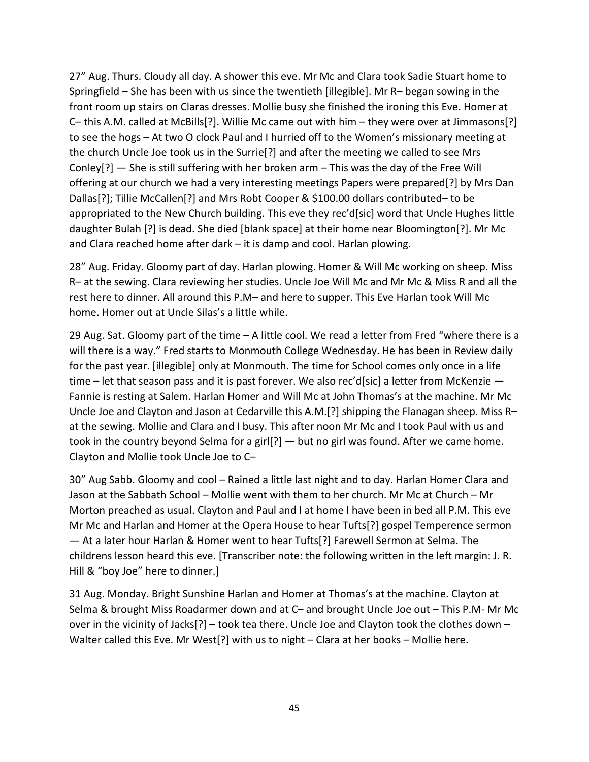27" Aug. Thurs. Cloudy all day. A shower this eve. Mr Mc and Clara took Sadie Stuart home to Springfield – She has been with us since the twentieth [illegible]. Mr R– began sowing in the front room up stairs on Claras dresses. Mollie busy she finished the ironing this Eve. Homer at C– this A.M. called at McBills[?]. Willie Mc came out with him – they were over at Jimmasons[?] to see the hogs – At two O clock Paul and I hurried off to the Women's missionary meeting at the church Uncle Joe took us in the Surrie[?] and after the meeting we called to see Mrs Conley[?] — She is still suffering with her broken arm – This was the day of the Free Will offering at our church we had a very interesting meetings Papers were prepared[?] by Mrs Dan Dallas[?]; Tillie McCallen[?] and Mrs Robt Cooper & $100.00 dollars contributed– to be appropriated to the New Church building. This eve they rec'd[sic] word that Uncle Hughes little daughter Bulah [?] is dead. She died [blank space] at their home near Bloomington[?]. Mr Mc and Clara reached home after dark – it is damp and cool. Harlan plowing.

28" Aug. Friday. Gloomy part of day. Harlan plowing. Homer & Will Mc working on sheep. Miss R– at the sewing. Clara reviewing her studies. Uncle Joe Will Mc and Mr Mc & Miss R and all the rest here to dinner. All around this P.M– and here to supper. This Eve Harlan took Will Mc home. Homer out at Uncle Silas's a little while.

29 Aug. Sat. Gloomy part of the time – A little cool. We read a letter from Fred "where there is a will there is a way." Fred starts to Monmouth College Wednesday. He has been in Review daily for the past year. [illegible] only at Monmouth. The time for School comes only once in a life time – let that season pass and it is past forever. We also rec'd[sic] a letter from McKenzie — Fannie is resting at Salem. Harlan Homer and Will Mc at John Thomas's at the machine. Mr Mc Uncle Joe and Clayton and Jason at Cedarville this A.M.[?] shipping the Flanagan sheep. Miss R– at the sewing. Mollie and Clara and I busy. This after noon Mr Mc and I took Paul with us and took in the country beyond Selma for a girl[?] — but no girl was found. After we came home. Clayton and Mollie took Uncle Joe to C–

30" Aug Sabb. Gloomy and cool – Rained a little last night and to day. Harlan Homer Clara and Jason at the Sabbath School – Mollie went with them to her church. Mr Mc at Church – Mr Morton preached as usual. Clayton and Paul and I at home I have been in bed all P.M. This eve Mr Mc and Harlan and Homer at the Opera House to hear Tufts[?] gospel Temperence sermon — At a later hour Harlan & Homer went to hear Tufts[?] Farewell Sermon at Selma. The childrens lesson heard this eve. [Transcriber note: the following written in the left margin: J. R. Hill & "boy Joe" here to dinner.]

31 Aug. Monday. Bright Sunshine Harlan and Homer at Thomas's at the machine. Clayton at Selma & brought Miss Roadarmer down and at C– and brought Uncle Joe out – This P.M- Mr Mc over in the vicinity of Jacks[?] – took tea there. Uncle Joe and Clayton took the clothes down – Walter called this Eve. Mr West[?] with us to night – Clara at her books – Mollie here.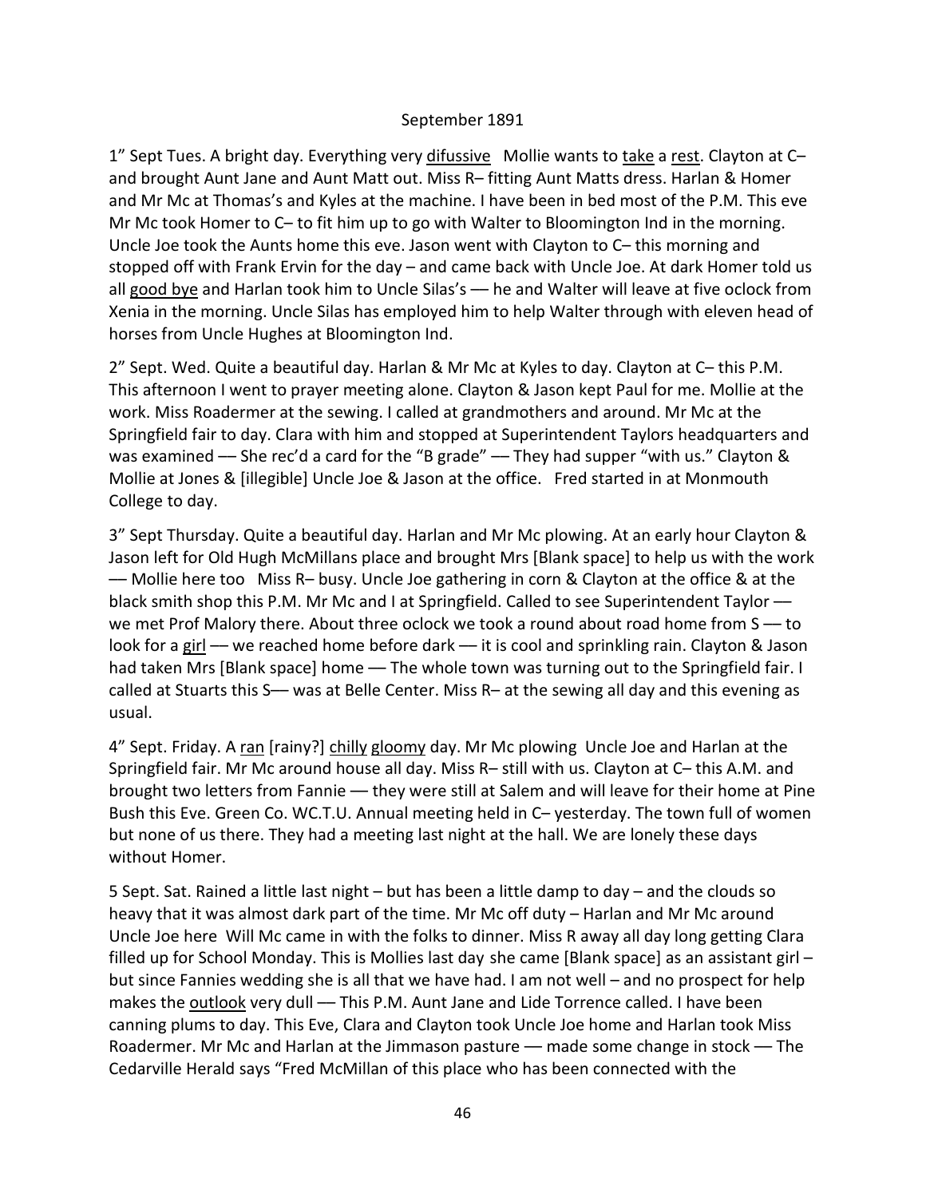September 1891

1" Sept Tues. A bright day. Everything very difussive Mollie wants to take a rest. Clayton at C– and brought Aunt Jane and Aunt Matt out. Miss R– fitting Aunt Matts dress. Harlan & Homer and Mr Mc at Thomas's and Kyles at the machine. I have been in bed most of the P.M. This eve Mr Mc took Homer to C– to fit him up to go with Walter to Bloomington Ind in the morning. Uncle Joe took the Aunts home this eve. Jason went with Clayton to C– this morning and stopped off with Frank Ervin for the day – and came back with Uncle Joe. At dark Homer told us all good bye and Harlan took him to Uncle Silas's –– he and Walter will leave at five oclock from Xenia in the morning. Uncle Silas has employed him to help Walter through with eleven head of horses from Uncle Hughes at Bloomington Ind.

2" Sept. Wed. Quite a beautiful day. Harlan & Mr Mc at Kyles to day. Clayton at C– this P.M. This afternoon I went to prayer meeting alone. Clayton & Jason kept Paul for me. Mollie at the work. Miss Roadermer at the sewing. I called at grandmothers and around. Mr Mc at the Springfield fair to day. Clara with him and stopped at Superintendent Taylors headquarters and was examined –– She rec'd a card for the "B grade" –– They had supper "with us." Clayton & Mollie at Jones & [illegible] Uncle Joe & Jason at the office. Fred started in at Monmouth College to day.

3" Sept Thursday. Quite a beautiful day. Harlan and Mr Mc plowing. At an early hour Clayton & Jason left for Old Hugh McMillans place and brought Mrs [Blank space] to help us with the work –– Mollie here too Miss R– busy. Uncle Joe gathering in corn & Clayton at the office & at the black smith shop this P.M. Mr Mc and I at Springfield. Called to see Superintendent Taylor –– we met Prof Malory there. About three oclock we took a round about road home from S –– to look for a girl –– we reached home before dark –– it is cool and sprinkling rain. Clayton & Jason had taken Mrs [Blank space] home –– The whole town was turning out to the Springfield fair. I called at Stuarts this S–– was at Belle Center. Miss R– at the sewing all day and this evening as usual.

4" Sept. Friday. A ran [rainy?] chilly gloomy day. Mr Mc plowing Uncle Joe and Harlan at the Springfield fair. Mr Mc around house all day. Miss R– still with us. Clayton at C– this A.M. and brought two letters from Fannie –– they were still at Salem and will leave for their home at Pine Bush this Eve. Green Co. WC.T.U. Annual meeting held in C– yesterday. The town full of women but none of us there. They had a meeting last night at the hall. We are lonely these days without Homer.

5 Sept. Sat. Rained a little last night – but has been a little damp to day – and the clouds so heavy that it was almost dark part of the time. Mr Mc off duty – Harlan and Mr Mc around Uncle Joe here Will Mc came in with the folks to dinner. Miss R away all day long getting Clara filled up for School Monday. This is Mollies last day she came [Blank space] as an assistant girl – but since Fannies wedding she is all that we have had. I am not well – and no prospect for help makes the outlook very dull –– This P.M. Aunt Jane and Lide Torrence called. I have been canning plums to day. This Eve, Clara and Clayton took Uncle Joe home and Harlan took Miss Roadermer. Mr Mc and Harlan at the Jimmason pasture –– made some change in stock –– The Cedarville Herald says "Fred McMillan of this place who has been connected with the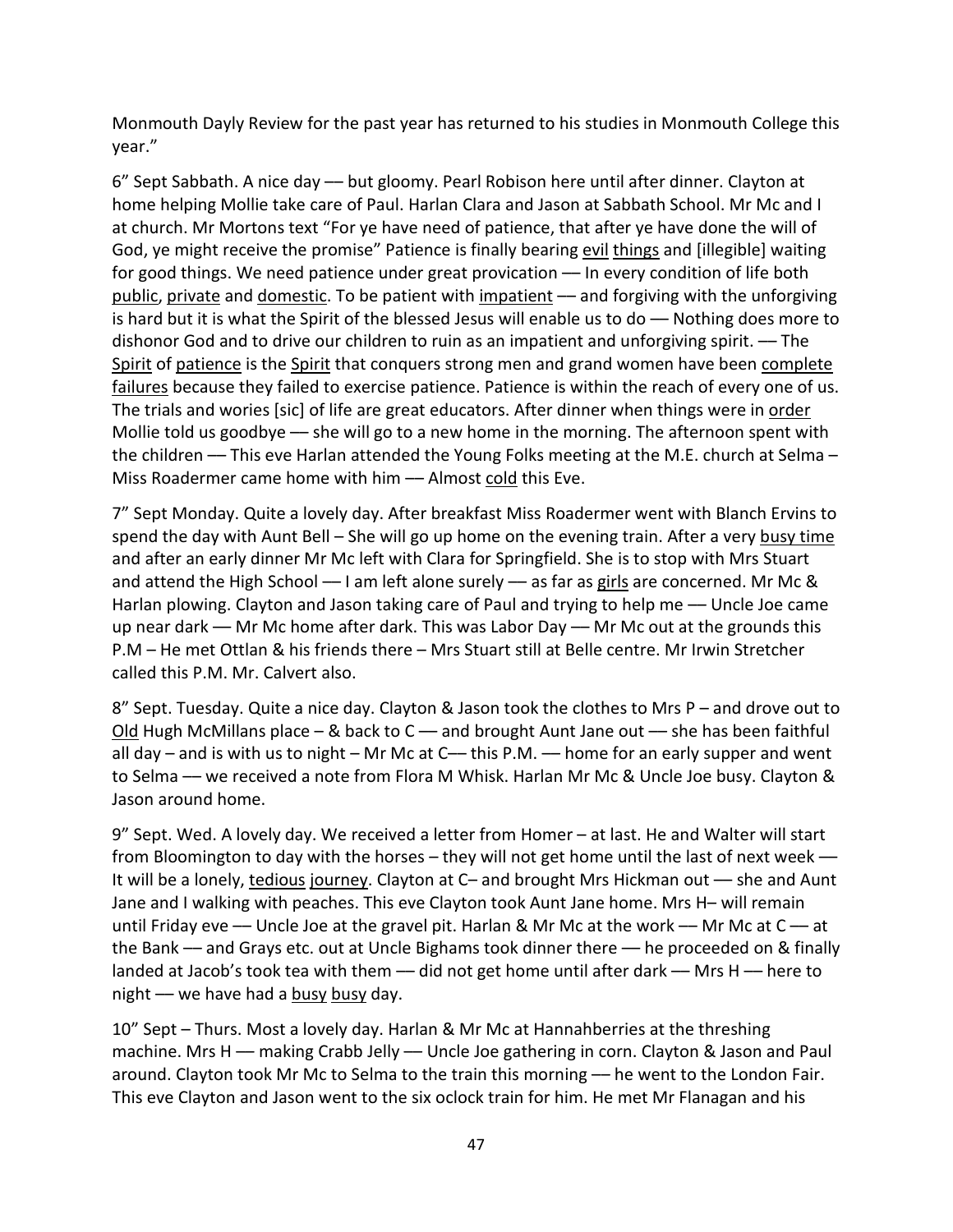Monmouth Dayly Review for the past year has returned to his studies in Monmouth College this year."

6" Sept Sabbath. A nice day — but gloomy. Pearl Robison here until after dinner. Clayton at home helping Mollie take care of Paul. Harlan Clara and Jason at Sabbath School. Mr Mc and I at church. Mr Mortons text "For ye have need of patience, that after ye have done the will of God, ye might receive the promise" Patience is finally bearing evil things and [illegible] waiting for good things. We need patience under great provication — In every condition of life both public, private and domestic. To be patient with impatient — and forgiving with the unforgiving is hard but it is what the Spirit of the blessed Jesus will enable us to do — Nothing does more to dishonor God and to drive our children to ruin as an impatient and unforgiving spirit. — The Spirit of patience is the Spirit that conquers strong men and grand women have been complete failures because they failed to exercise patience. Patience is within the reach of every one of us. The trials and wories [sic] of life are great educators. After dinner when things were in order Mollie told us goodbye — she will go to a new home in the morning. The afternoon spent with the children — This eve Harlan attended the Young Folks meeting at the M.E. church at Selma – Miss Roadermer came home with him — Almost cold this Eve.

7" Sept Monday. Quite a lovely day. After breakfast Miss Roadermer went with Blanch Ervins to spend the day with Aunt Bell – She will go up home on the evening train. After a very busy time and after an early dinner Mr Mc left with Clara for Springfield. She is to stop with Mrs Stuart and attend the High School — I am left alone surely — as far as girls are concerned. Mr Mc & Harlan plowing. Clayton and Jason taking care of Paul and trying to help me — Uncle Joe came up near dark — Mr Mc home after dark. This was Labor Day — Mr Mc out at the grounds this P.M – He met Ottlan & his friends there – Mrs Stuart still at Belle centre. Mr Irwin Stretcher called this P.M. Mr. Calvert also.

8" Sept. Tuesday. Quite a nice day. Clayton & Jason took the clothes to Mrs P – and drove out to Old Hugh McMillans place – & back to C — and brought Aunt Jane out — she has been faithful all day – and is with us to night – Mr Mc at C— this P.M. — home for an early supper and went to Selma — we received a note from Flora M Whisk. Harlan Mr Mc & Uncle Joe busy. Clayton & Jason around home.

9" Sept. Wed. A lovely day. We received a letter from Homer – at last. He and Walter will start from Bloomington to day with the horses – they will not get home until the last of next week — It will be a lonely, tedious journey. Clayton at C– and brought Mrs Hickman out — she and Aunt Jane and I walking with peaches. This eve Clayton took Aunt Jane home. Mrs H– will remain until Friday eve — Uncle Joe at the gravel pit. Harlan & Mr Mc at the work — Mr Mc at C — at the Bank — and Grays etc. out at Uncle Bighams took dinner there — he proceeded on & finally landed at Jacob's took tea with them — did not get home until after dark — Mrs H — here to night — we have had a busy busy day.

10" Sept – Thurs. Most a lovely day. Harlan & Mr Mc at Hannahberries at the threshing machine. Mrs H — making Crabb Jelly — Uncle Joe gathering in corn. Clayton & Jason and Paul around. Clayton took Mr Mc to Selma to the train this morning — he went to the London Fair. This eve Clayton and Jason went to the six oclock train for him. He met Mr Flanagan and his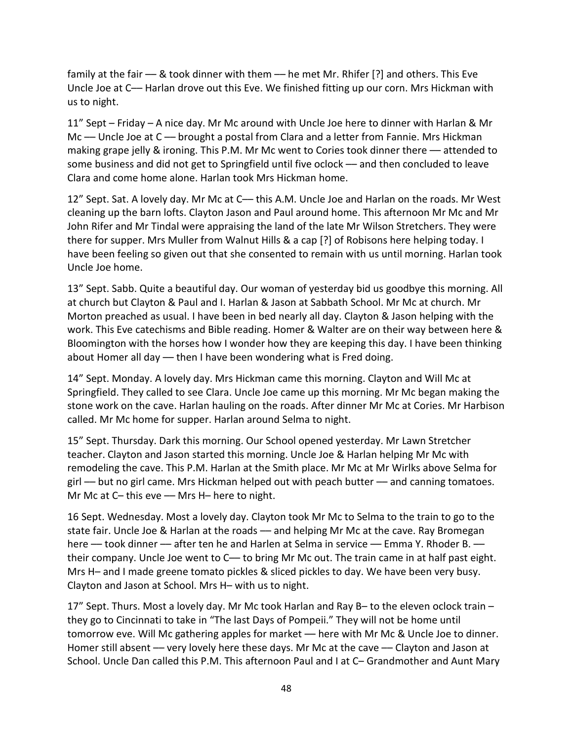family at the fair — & took dinner with them — he met Mr. Rhifer [?] and others. This Eve Uncle Joe at C— Harlan drove out this Eve. We finished fitting up our corn. Mrs Hickman with us to night.

11" Sept – Friday – A nice day. Mr Mc around with Uncle Joe here to dinner with Harlan & Mr Mc — Uncle Joe at C — brought a postal from Clara and a letter from Fannie. Mrs Hickman making grape jelly & ironing. This P.M. Mr Mc went to Cories took dinner there — attended to some business and did not get to Springfield until five oclock — and then concluded to leave Clara and come home alone. Harlan took Mrs Hickman home.

12" Sept. Sat. A lovely day. Mr Mc at C— this A.M. Uncle Joe and Harlan on the roads. Mr West cleaning up the barn lofts. Clayton Jason and Paul around home. This afternoon Mr Mc and Mr John Rifer and Mr Tindal were appraising the land of the late Mr Wilson Stretchers. They were there for supper. Mrs Muller from Walnut Hills & a cap [?] of Robisons here helping today. I have been feeling so given out that she consented to remain with us until morning. Harlan took Uncle Joe home.

13" Sept. Sabb. Quite a beautiful day. Our woman of yesterday bid us goodbye this morning. All at church but Clayton & Paul and I. Harlan & Jason at Sabbath School. Mr Mc at church. Mr Morton preached as usual. I have been in bed nearly all day. Clayton & Jason helping with the work. This Eve catechisms and Bible reading. Homer & Walter are on their way between here & Bloomington with the horses how I wonder how they are keeping this day. I have been thinking about Homer all day — then I have been wondering what is Fred doing.

14" Sept. Monday. A lovely day. Mrs Hickman came this morning. Clayton and Will Mc at Springfield. They called to see Clara. Uncle Joe came up this morning. Mr Mc began making the stone work on the cave. Harlan hauling on the roads. After dinner Mr Mc at Cories. Mr Harbison called. Mr Mc home for supper. Harlan around Selma to night.

15" Sept. Thursday. Dark this morning. Our School opened yesterday. Mr Lawn Stretcher teacher. Clayton and Jason started this morning. Uncle Joe & Harlan helping Mr Mc with remodeling the cave. This P.M. Harlan at the Smith place. Mr Mc at Mr Wirlks above Selma for girl — but no girl came. Mrs Hickman helped out with peach butter — and canning tomatoes. Mr Mc at C– this eve — Mrs H– here to night.

16 Sept. Wednesday. Most a lovely day. Clayton took Mr Mc to Selma to the train to go to the state fair. Uncle Joe & Harlan at the roads — and helping Mr Mc at the cave. Ray Bromegan here — took dinner — after ten he and Harlen at Selma in service — Emma Y. Rhoder B. — their company. Uncle Joe went to C— to bring Mr Mc out. The train came in at half past eight. Mrs H– and I made greene tomato pickles & sliced pickles to day. We have been very busy. Clayton and Jason at School. Mrs H– with us to night.

17" Sept. Thurs. Most a lovely day. Mr Mc took Harlan and Ray B– to the eleven oclock train – they go to Cincinnati to take in "The last Days of Pompeii." They will not be home until tomorrow eve. Will Mc gathering apples for market — here with Mr Mc & Uncle Joe to dinner. Homer still absent — very lovely here these days. Mr Mc at the cave — Clayton and Jason at School. Uncle Dan called this P.M. This afternoon Paul and I at C– Grandmother and Aunt Mary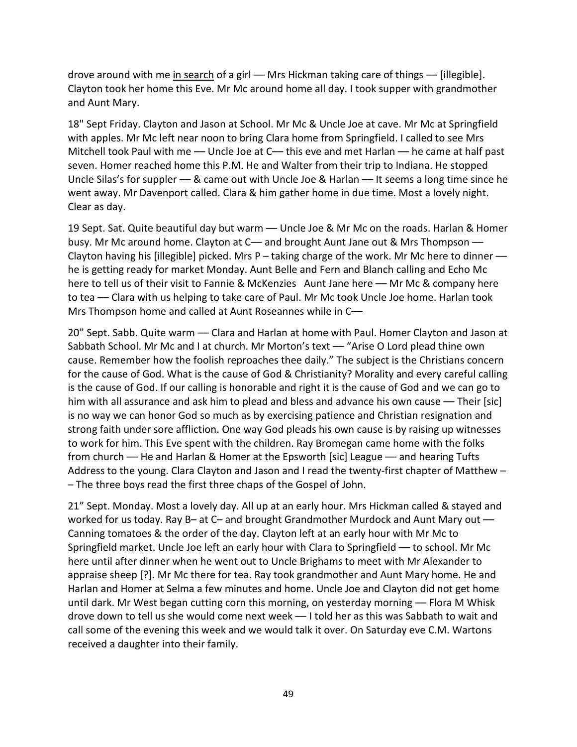drove around with me <u>in search</u> of a girl — Mrs Hickman taking care of things — [illegible]. Clayton took her home this Eve. Mr Mc around home all day. I took supper with grandmother and Aunt Mary.

18" Sept Friday. Clayton and Jason at School. Mr Mc & Uncle Joe at cave. Mr Mc at Springfield with apples. Mr Mc left near noon to bring Clara home from Springfield. I called to see Mrs Mitchell took Paul with me — Uncle Joe at C— this eve and met Harlan — he came at half past seven. Homer reached home this P.M. He and Walter from their trip to Indiana. He stopped Uncle Silas's for suppler — & came out with Uncle Joe & Harlan — It seems a long time since he went away. Mr Davenport called. Clara & him gather home in due time. Most a lovely night. Clear as day.

19 Sept. Sat. Quite beautiful day but warm — Uncle Joe & Mr Mc on the roads. Harlan & Homer busy. Mr Mc around home. Clayton at C— and brought Aunt Jane out & Mrs Thompson — Clayton having his [illegible] picked. Mrs P – taking charge of the work. Mr Mc here to dinner — he is getting ready for market Monday. Aunt Belle and Fern and Blanch calling and Echo Mc here to tell us of their visit to Fannie & McKenzies   Aunt Jane here — Mr Mc & company here to tea — Clara with us helping to take care of Paul. Mr Mc took Uncle Joe home. Harlan took Mrs Thompson home and called at Aunt Roseannes while in C—

20" Sept. Sabb. Quite warm — Clara and Harlan at home with Paul. Homer Clayton and Jason at Sabbath School. Mr Mc and I at church. Mr Morton's text — "Arise O Lord plead thine own cause. Remember how the foolish reproaches thee daily." The subject is the Christians concern for the cause of God. What is the cause of God & Christianity? Morality and every careful calling is the cause of God. If our calling is honorable and right it is the cause of God and we can go to him with all assurance and ask him to plead and bless and advance his own cause — Their [sic] is no way we can honor God so much as by exercising patience and Christian resignation and strong faith under sore affliction. One way God pleads his own cause is by raising up witnesses to work for him. This Eve spent with the children. Ray Bromegan came home with the folks from church — He and Harlan & Homer at the Epsworth [sic] League — and hearing Tufts Address to the young. Clara Clayton and Jason and I read the twenty-first chapter of Matthew – – The three boys read the first three chaps of the Gospel of John.

21" Sept. Monday. Most a lovely day. All up at an early hour. Mrs Hickman called & stayed and worked for us today. Ray B– at C– and brought Grandmother Murdock and Aunt Mary out — Canning tomatoes & the order of the day. Clayton left at an early hour with Mr Mc to Springfield market. Uncle Joe left an early hour with Clara to Springfield — to school. Mr Mc here until after dinner when he went out to Uncle Brighams to meet with Mr Alexander to appraise sheep [?]. Mr Mc there for tea. Ray took grandmother and Aunt Mary home. He and Harlan and Homer at Selma a few minutes and home. Uncle Joe and Clayton did not get home until dark. Mr West began cutting corn this morning, on yesterday morning — Flora M Whisk drove down to tell us she would come next week — I told her as this was Sabbath to wait and call some of the evening this week and we would talk it over. On Saturday eve C.M. Wartons received a daughter into their family.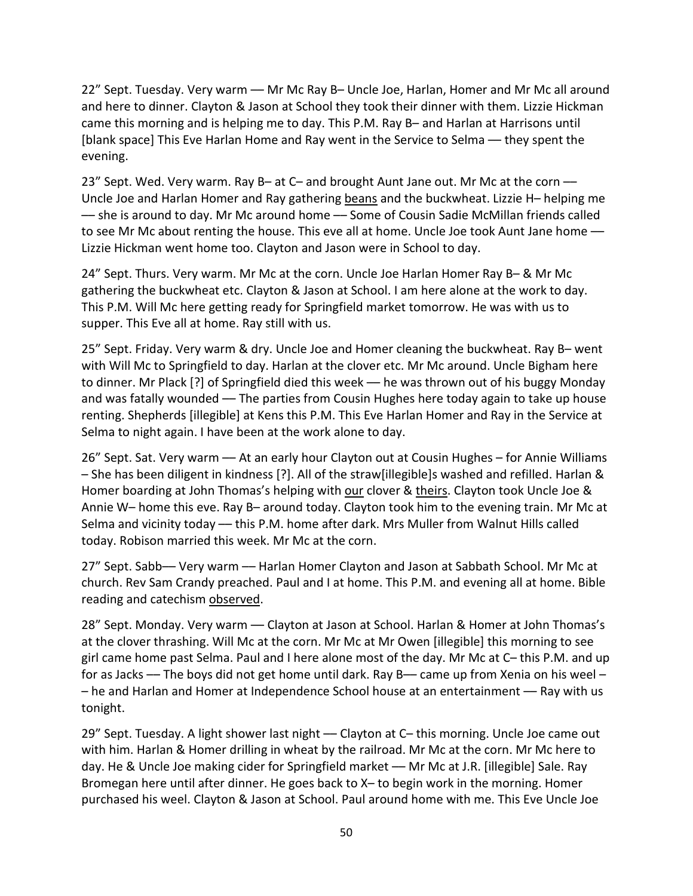22" Sept. Tuesday. Very warm –– Mr Mc Ray B– Uncle Joe, Harlan, Homer and Mr Mc all around and here to dinner. Clayton & Jason at School they took their dinner with them. Lizzie Hickman came this morning and is helping me to day. This P.M. Ray B– and Harlan at Harrisons until [blank space] This Eve Harlan Home and Ray went in the Service to Selma –– they spent the evening.

23" Sept. Wed. Very warm. Ray B– at C– and brought Aunt Jane out. Mr Mc at the corn –– Uncle Joe and Harlan Homer and Ray gathering <u>beans</u> and the buckwheat. Lizzie H– helping me –– she is around to day. Mr Mc around home –– Some of Cousin Sadie McMillan friends called to see Mr Mc about renting the house. This eve all at home. Uncle Joe took Aunt Jane home –– Lizzie Hickman went home too. Clayton and Jason were in School to day.

24" Sept. Thurs. Very warm. Mr Mc at the corn. Uncle Joe Harlan Homer Ray B– & Mr Mc gathering the buckwheat etc. Clayton & Jason at School. I am here alone at the work to day. This P.M. Will Mc here getting ready for Springfield market tomorrow. He was with us to supper. This Eve all at home. Ray still with us.

25" Sept. Friday. Very warm & dry. Uncle Joe and Homer cleaning the buckwheat. Ray B– went with Will Mc to Springfield to day. Harlan at the clover etc. Mr Mc around. Uncle Bigham here to dinner. Mr Plack [?] of Springfield died this week –– he was thrown out of his buggy Monday and was fatally wounded –– The parties from Cousin Hughes here today again to take up house renting. Shepherds [illegible] at Kens this P.M. This Eve Harlan Homer and Ray in the Service at Selma to night again. I have been at the work alone to day.

26" Sept. Sat. Very warm –– At an early hour Clayton out at Cousin Hughes – for Annie Williams – She has been diligent in kindness [?]. All of the straw[illegible]s washed and refilled. Harlan & Homer boarding at John Thomas's helping with <u>our</u> clover & <u>theirs</u>. Clayton took Uncle Joe & Annie W– home this eve. Ray B– around today. Clayton took him to the evening train. Mr Mc at Selma and vicinity today –– this P.M. home after dark. Mrs Muller from Walnut Hills called today. Robison married this week. Mr Mc at the corn.

27" Sept. Sabb–– Very warm –– Harlan Homer Clayton and Jason at Sabbath School. Mr Mc at church. Rev Sam Crandy preached. Paul and I at home. This P.M. and evening all at home. Bible reading and catechism <u>observed</u>.

28" Sept. Monday. Very warm –– Clayton at Jason at School. Harlan & Homer at John Thomas's at the clover thrashing. Will Mc at the corn. Mr Mc at Mr Owen [illegible] this morning to see girl came home past Selma. Paul and I here alone most of the day. Mr Mc at C– this P.M. and up for as Jacks –– The boys did not get home until dark. Ray B–– came up from Xenia on his weel – – he and Harlan and Homer at Independence School house at an entertainment –– Ray with us tonight.

29" Sept. Tuesday. A light shower last night –– Clayton at C– this morning. Uncle Joe came out with him. Harlan & Homer drilling in wheat by the railroad. Mr Mc at the corn. Mr Mc here to day. He & Uncle Joe making cider for Springfield market –– Mr Mc at J.R. [illegible] Sale. Ray Bromegan here until after dinner. He goes back to X– to begin work in the morning. Homer purchased his weel. Clayton & Jason at School. Paul around home with me. This Eve Uncle Joe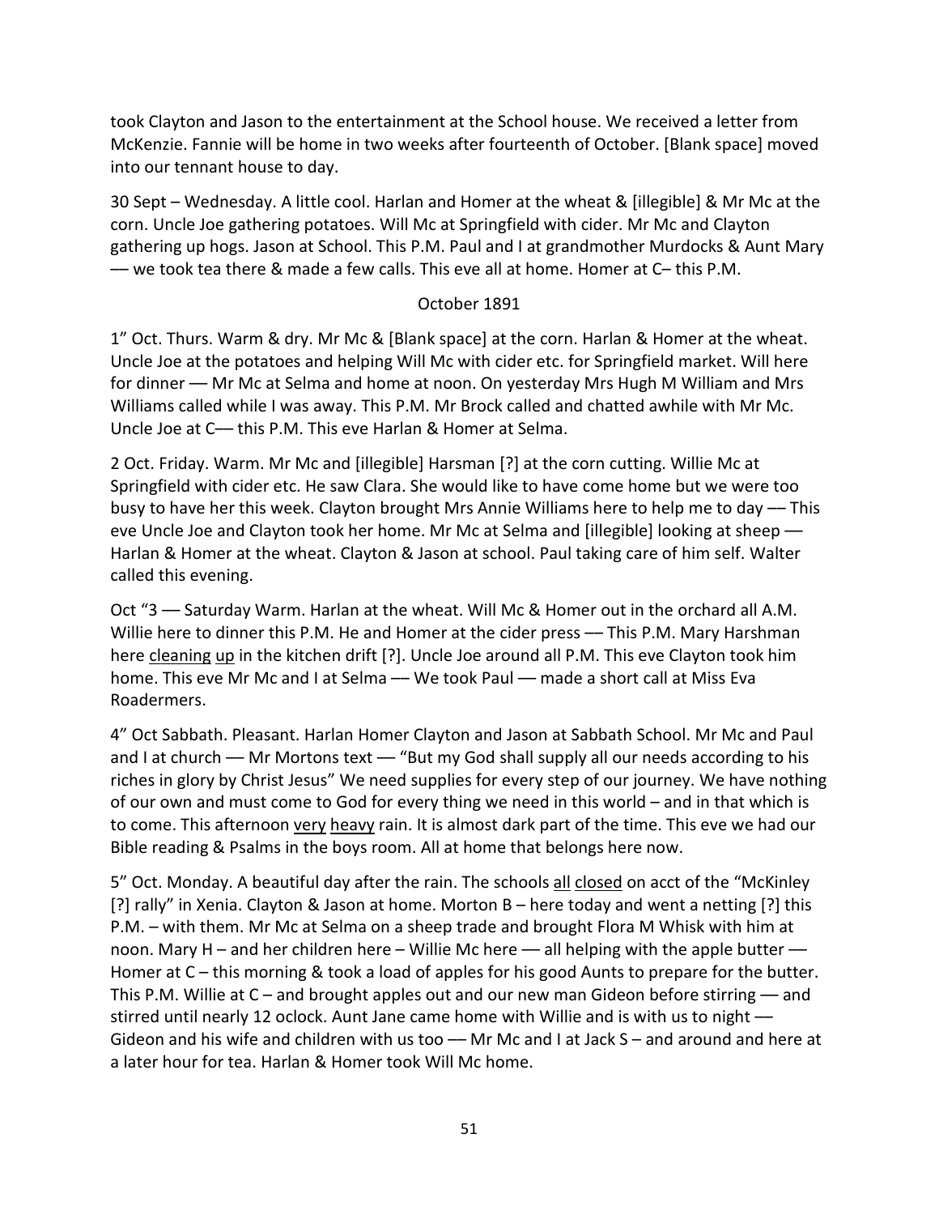took Clayton and Jason to the entertainment at the School house. We received a letter from McKenzie. Fannie will be home in two weeks after fourteenth of October. [Blank space] moved into our tennant house to day.

30 Sept – Wednesday. A little cool. Harlan and Homer at the wheat & [illegible] & Mr Mc at the corn. Uncle Joe gathering potatoes. Will Mc at Springfield with cider. Mr Mc and Clayton gathering up hogs. Jason at School. This P.M. Paul and I at grandmother Murdocks & Aunt Mary –– we took tea there & made a few calls. This eve all at home. Homer at C– this P.M.

October 1891

1" Oct. Thurs. Warm & dry. Mr Mc & [Blank space] at the corn. Harlan & Homer at the wheat. Uncle Joe at the potatoes and helping Will Mc with cider etc. for Springfield market. Will here for dinner –– Mr Mc at Selma and home at noon. On yesterday Mrs Hugh M William and Mrs Williams called while I was away. This P.M. Mr Brock called and chatted awhile with Mr Mc. Uncle Joe at C–– this P.M. This eve Harlan & Homer at Selma.

2 Oct. Friday. Warm. Mr Mc and [illegible] Harsman [?] at the corn cutting. Willie Mc at Springfield with cider etc. He saw Clara. She would like to have come home but we were too busy to have her this week. Clayton brought Mrs Annie Williams here to help me to day –– This eve Uncle Joe and Clayton took her home. Mr Mc at Selma and [illegible] looking at sheep –– Harlan & Homer at the wheat. Clayton & Jason at school. Paul taking care of him self. Walter called this evening.

Oct "3 –– Saturday Warm. Harlan at the wheat. Will Mc & Homer out in the orchard all A.M. Willie here to dinner this P.M. He and Homer at the cider press –– This P.M. Mary Harshman here cleaning up in the kitchen drift [?]. Uncle Joe around all P.M. This eve Clayton took him home. This eve Mr Mc and I at Selma –– We took Paul –– made a short call at Miss Eva Roadermers.

4" Oct Sabbath. Pleasant. Harlan Homer Clayton and Jason at Sabbath School. Mr Mc and Paul and I at church –– Mr Mortons text –– "But my God shall supply all our needs according to his riches in glory by Christ Jesus" We need supplies for every step of our journey. We have nothing of our own and must come to God for every thing we need in this world – and in that which is to come. This afternoon very heavy rain. It is almost dark part of the time. This eve we had our Bible reading & Psalms in the boys room. All at home that belongs here now.

5" Oct. Monday. A beautiful day after the rain. The schools all closed on acct of the "McKinley [?] rally" in Xenia. Clayton & Jason at home. Morton B – here today and went a netting [?] this P.M. – with them. Mr Mc at Selma on a sheep trade and brought Flora M Whisk with him at noon. Mary H – and her children here – Willie Mc here –– all helping with the apple butter –– Homer at C – this morning & took a load of apples for his good Aunts to prepare for the butter. This P.M. Willie at C – and brought apples out and our new man Gideon before stirring –– and stirred until nearly 12 oclock. Aunt Jane came home with Willie and is with us to night –– Gideon and his wife and children with us too –– Mr Mc and I at Jack S – and around and here at a later hour for tea. Harlan & Homer took Will Mc home.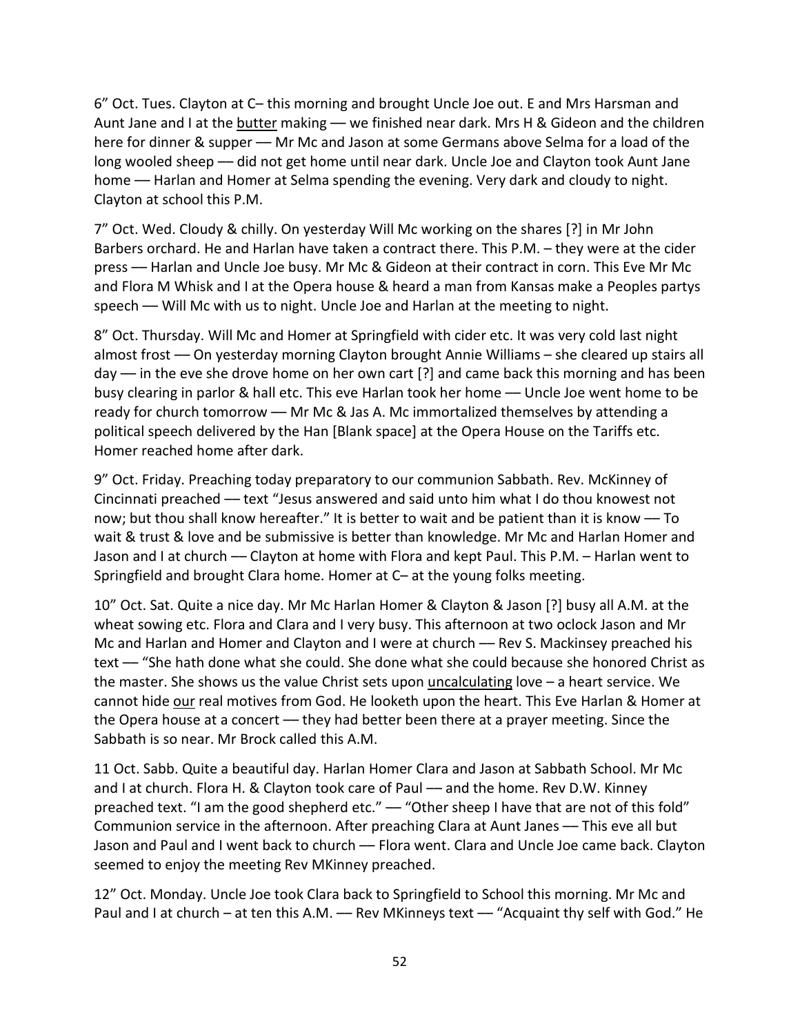6" Oct. Tues. Clayton at C– this morning and brought Uncle Joe out. E and Mrs Harsman and Aunt Jane and I at the butter making — we finished near dark. Mrs H & Gideon and the children here for dinner & supper — Mr Mc and Jason at some Germans above Selma for a load of the long wooled sheep — did not get home until near dark. Uncle Joe and Clayton took Aunt Jane home — Harlan and Homer at Selma spending the evening. Very dark and cloudy to night. Clayton at school this P.M.

7" Oct. Wed. Cloudy & chilly. On yesterday Will Mc working on the shares [?] in Mr John Barbers orchard. He and Harlan have taken a contract there. This P.M. – they were at the cider press — Harlan and Uncle Joe busy. Mr Mc & Gideon at their contract in corn. This Eve Mr Mc and Flora M Whisk and I at the Opera house & heard a man from Kansas make a Peoples partys speech — Will Mc with us to night. Uncle Joe and Harlan at the meeting to night.

8" Oct. Thursday. Will Mc and Homer at Springfield with cider etc. It was very cold last night almost frost — On yesterday morning Clayton brought Annie Williams – she cleared up stairs all day — in the eve she drove home on her own cart [?] and came back this morning and has been busy clearing in parlor & hall etc. This eve Harlan took her home — Uncle Joe went home to be ready for church tomorrow — Mr Mc & Jas A. Mc immortalized themselves by attending a political speech delivered by the Han [Blank space] at the Opera House on the Tariffs etc. Homer reached home after dark.

9" Oct. Friday. Preaching today preparatory to our communion Sabbath. Rev. McKinney of Cincinnati preached — text "Jesus answered and said unto him what I do thou knowest not now; but thou shall know hereafter." It is better to wait and be patient than it is know — To wait & trust & love and be submissive is better than knowledge. Mr Mc and Harlan Homer and Jason and I at church — Clayton at home with Flora and kept Paul. This P.M. – Harlan went to Springfield and brought Clara home. Homer at C– at the young folks meeting.

10" Oct. Sat. Quite a nice day. Mr Mc Harlan Homer & Clayton & Jason [?] busy all A.M. at the wheat sowing etc. Flora and Clara and I very busy. This afternoon at two oclock Jason and Mr Mc and Harlan and Homer and Clayton and I were at church — Rev S. Mackinsey preached his text — "She hath done what she could. She done what she could because she honored Christ as the master. She shows us the value Christ sets upon <u>uncalculating</u> love – a heart service. We cannot hide <u>our</u> real motives from God. He looketh upon the heart. This Eve Harlan & Homer at the Opera house at a concert — they had better been there at a prayer meeting. Since the Sabbath is so near. Mr Brock called this A.M.

11 Oct. Sabb. Quite a beautiful day. Harlan Homer Clara and Jason at Sabbath School. Mr Mc and I at church. Flora H. & Clayton took care of Paul — and the home. Rev D.W. Kinney preached text. "I am the good shepherd etc." — "Other sheep I have that are not of this fold" Communion service in the afternoon. After preaching Clara at Aunt Janes — This eve all but Jason and Paul and I went back to church — Flora went. Clara and Uncle Joe came back. Clayton seemed to enjoy the meeting Rev MKinney preached.

12" Oct. Monday. Uncle Joe took Clara back to Springfield to School this morning. Mr Mc and Paul and I at church – at ten this A.M. — Rev MKinneys text — "Acquaint thy self with God." He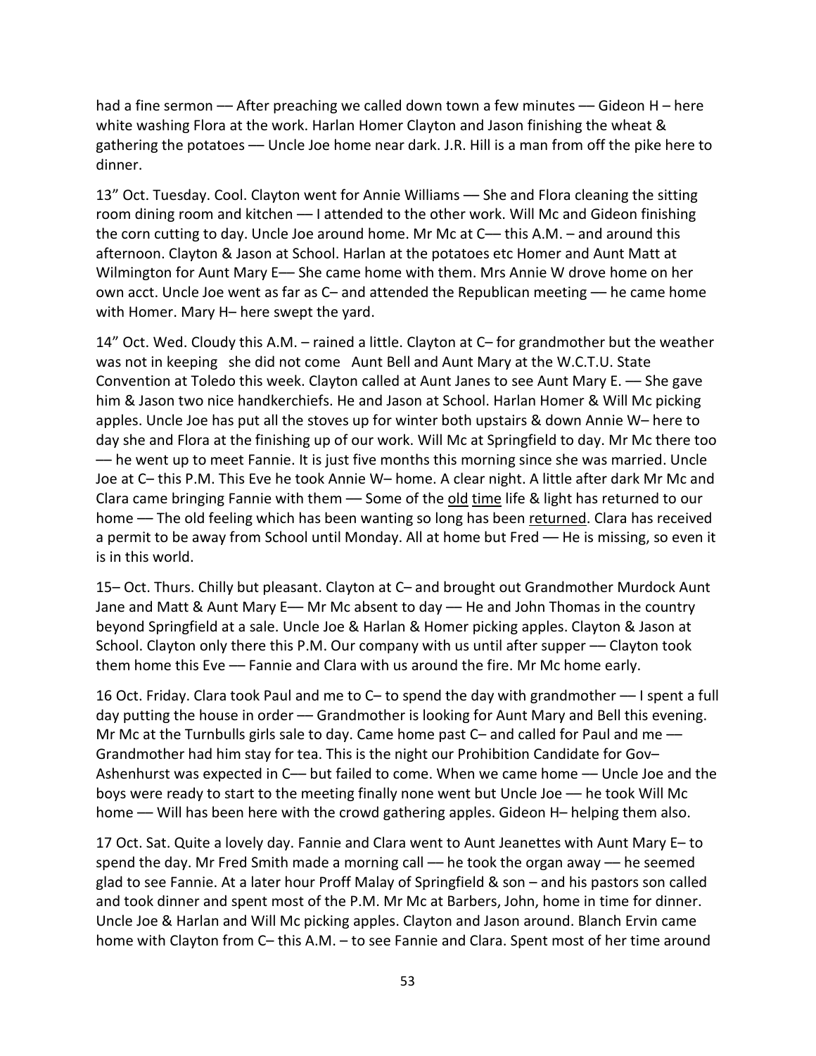had a fine sermon — After preaching we called down town a few minutes — Gideon H – here white washing Flora at the work. Harlan Homer Clayton and Jason finishing the wheat & gathering the potatoes — Uncle Joe home near dark. J.R. Hill is a man from off the pike here to dinner.

13" Oct. Tuesday. Cool. Clayton went for Annie Williams — She and Flora cleaning the sitting room dining room and kitchen — I attended to the other work. Will Mc and Gideon finishing the corn cutting to day. Uncle Joe around home. Mr Mc at C— this A.M. – and around this afternoon. Clayton & Jason at School. Harlan at the potatoes etc Homer and Aunt Matt at Wilmington for Aunt Mary E— She came home with them. Mrs Annie W drove home on her own acct. Uncle Joe went as far as C– and attended the Republican meeting — he came home with Homer. Mary H– here swept the yard.

14" Oct. Wed. Cloudy this A.M. – rained a little. Clayton at C– for grandmother but the weather was not in keeping she did not come Aunt Bell and Aunt Mary at the W.C.T.U. State Convention at Toledo this week. Clayton called at Aunt Janes to see Aunt Mary E. — She gave him & Jason two nice handkerchiefs. He and Jason at School. Harlan Homer & Will Mc picking apples. Uncle Joe has put all the stoves up for winter both upstairs & down Annie W– here to day she and Flora at the finishing up of our work. Will Mc at Springfield to day. Mr Mc there too — he went up to meet Fannie. It is just five months this morning since she was married. Uncle Joe at C– this P.M. This Eve he took Annie W– home. A clear night. A little after dark Mr Mc and Clara came bringing Fannie with them — Some of the <u>old</u> <u>time</u> life & light has returned to our home — The old feeling which has been wanting so long has been <u>returned</u>. Clara has received a permit to be away from School until Monday. All at home but Fred — He is missing, so even it is in this world.

15– Oct. Thurs. Chilly but pleasant. Clayton at C– and brought out Grandmother Murdock Aunt Jane and Matt & Aunt Mary E— Mr Mc absent to day — He and John Thomas in the country beyond Springfield at a sale. Uncle Joe & Harlan & Homer picking apples. Clayton & Jason at School. Clayton only there this P.M. Our company with us until after supper — Clayton took them home this Eve — Fannie and Clara with us around the fire. Mr Mc home early.

16 Oct. Friday. Clara took Paul and me to C– to spend the day with grandmother — I spent a full day putting the house in order — Grandmother is looking for Aunt Mary and Bell this evening. Mr Mc at the Turnbulls girls sale to day. Came home past C– and called for Paul and me — Grandmother had him stay for tea. This is the night our Prohibition Candidate for Gov– Ashenhurst was expected in C— but failed to come. When we came home — Uncle Joe and the boys were ready to start to the meeting finally none went but Uncle Joe — he took Will Mc home — Will has been here with the crowd gathering apples. Gideon H– helping them also.

17 Oct. Sat. Quite a lovely day. Fannie and Clara went to Aunt Jeanettes with Aunt Mary E– to spend the day. Mr Fred Smith made a morning call — he took the organ away — he seemed glad to see Fannie. At a later hour Proff Malay of Springfield & son – and his pastors son called and took dinner and spent most of the P.M. Mr Mc at Barbers, John, home in time for dinner. Uncle Joe & Harlan and Will Mc picking apples. Clayton and Jason around. Blanch Ervin came home with Clayton from C– this A.M. – to see Fannie and Clara. Spent most of her time around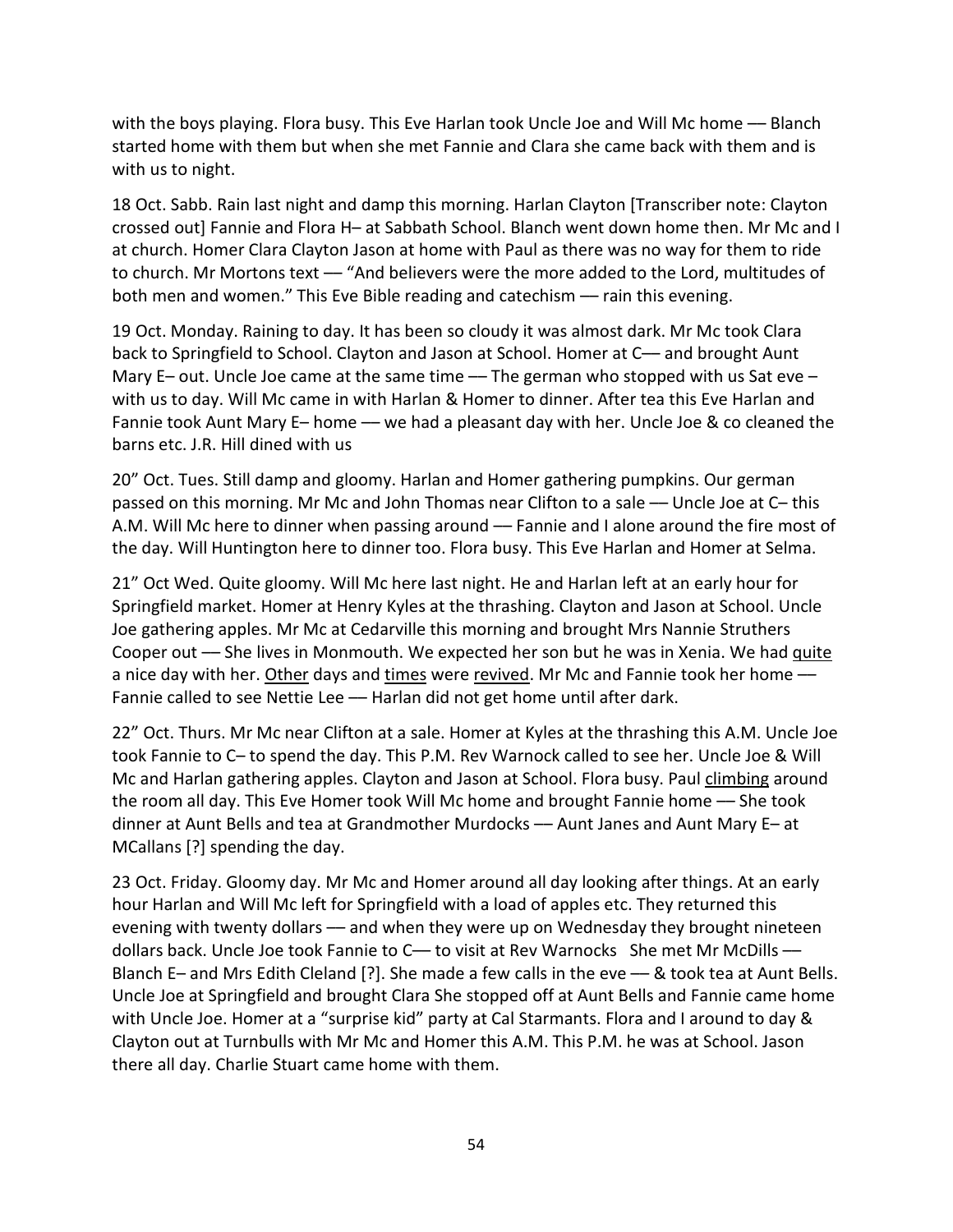with the boys playing. Flora busy. This Eve Harlan took Uncle Joe and Will Mc home –– Blanch started home with them but when she met Fannie and Clara she came back with them and is with us to night.

18 Oct. Sabb. Rain last night and damp this morning. Harlan Clayton [Transcriber note: Clayton crossed out] Fannie and Flora H– at Sabbath School. Blanch went down home then. Mr Mc and I at church. Homer Clara Clayton Jason at home with Paul as there was no way for them to ride to church. Mr Mortons text –– "And believers were the more added to the Lord, multitudes of both men and women." This Eve Bible reading and catechism –– rain this evening.

19 Oct. Monday. Raining to day. It has been so cloudy it was almost dark. Mr Mc took Clara back to Springfield to School. Clayton and Jason at School. Homer at C–– and brought Aunt Mary E– out. Uncle Joe came at the same time –– The german who stopped with us Sat eve – with us to day. Will Mc came in with Harlan & Homer to dinner. After tea this Eve Harlan and Fannie took Aunt Mary E– home –– we had a pleasant day with her. Uncle Joe & co cleaned the barns etc. J.R. Hill dined with us

20" Oct. Tues. Still damp and gloomy. Harlan and Homer gathering pumpkins. Our german passed on this morning. Mr Mc and John Thomas near Clifton to a sale –– Uncle Joe at C– this A.M. Will Mc here to dinner when passing around –– Fannie and I alone around the fire most of the day. Will Huntington here to dinner too. Flora busy. This Eve Harlan and Homer at Selma.

21" Oct Wed. Quite gloomy. Will Mc here last night. He and Harlan left at an early hour for Springfield market. Homer at Henry Kyles at the thrashing. Clayton and Jason at School. Uncle Joe gathering apples. Mr Mc at Cedarville this morning and brought Mrs Nannie Struthers Cooper out –– She lives in Monmouth. We expected her son but he was in Xenia. We had <u>quite</u> a nice day with her. <u>Other</u> days and <u>times</u> were <u>revived</u>. Mr Mc and Fannie took her home –– Fannie called to see Nettie Lee –– Harlan did not get home until after dark.

22" Oct. Thurs. Mr Mc near Clifton at a sale. Homer at Kyles at the thrashing this A.M. Uncle Joe took Fannie to C– to spend the day. This P.M. Rev Warnock called to see her. Uncle Joe & Will Mc and Harlan gathering apples. Clayton and Jason at School. Flora busy. Paul <u>climbing</u> around the room all day. This Eve Homer took Will Mc home and brought Fannie home –– She took dinner at Aunt Bells and tea at Grandmother Murdocks –– Aunt Janes and Aunt Mary E– at MCallans [?] spending the day.

23 Oct. Friday. Gloomy day. Mr Mc and Homer around all day looking after things. At an early hour Harlan and Will Mc left for Springfield with a load of apples etc. They returned this evening with twenty dollars –– and when they were up on Wednesday they brought nineteen dollars back. Uncle Joe took Fannie to C–– to visit at Rev Warnocks She met Mr McDills –– Blanch E– and Mrs Edith Cleland [?]. She made a few calls in the eve –– & took tea at Aunt Bells. Uncle Joe at Springfield and brought Clara She stopped off at Aunt Bells and Fannie came home with Uncle Joe. Homer at a "surprise kid" party at Cal Starmants. Flora and I around to day & Clayton out at Turnbulls with Mr Mc and Homer this A.M. This P.M. he was at School. Jason there all day. Charlie Stuart came home with them.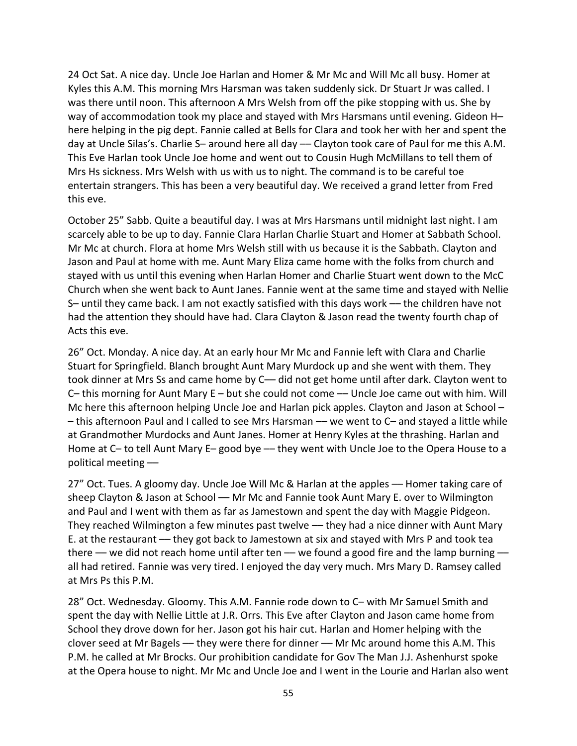24 Oct Sat. A nice day. Uncle Joe Harlan and Homer & Mr Mc and Will Mc all busy. Homer at Kyles this A.M. This morning Mrs Harsman was taken suddenly sick. Dr Stuart Jr was called. I was there until noon. This afternoon A Mrs Welsh from off the pike stopping with us. She by way of accommodation took my place and stayed with Mrs Harsmans until evening. Gideon H– here helping in the pig dept. Fannie called at Bells for Clara and took her with her and spent the day at Uncle Silas's. Charlie S– around here all day –– Clayton took care of Paul for me this A.M. This Eve Harlan took Uncle Joe home and went out to Cousin Hugh McMillans to tell them of Mrs Hs sickness. Mrs Welsh with us with us to night. The command is to be careful toe entertain strangers. This has been a very beautiful day. We received a grand letter from Fred this eve.

October 25" Sabb. Quite a beautiful day. I was at Mrs Harsmans until midnight last night. I am scarcely able to be up to day. Fannie Clara Harlan Charlie Stuart and Homer at Sabbath School. Mr Mc at church. Flora at home Mrs Welsh still with us because it is the Sabbath. Clayton and Jason and Paul at home with me. Aunt Mary Eliza came home with the folks from church and stayed with us until this evening when Harlan Homer and Charlie Stuart went down to the McC Church when she went back to Aunt Janes. Fannie went at the same time and stayed with Nellie S– until they came back. I am not exactly satisfied with this days work –– the children have not had the attention they should have had. Clara Clayton & Jason read the twenty fourth chap of Acts this eve.

26" Oct. Monday. A nice day. At an early hour Mr Mc and Fannie left with Clara and Charlie Stuart for Springfield. Blanch brought Aunt Mary Murdock up and she went with them. They took dinner at Mrs Ss and came home by C–– did not get home until after dark. Clayton went to C– this morning for Aunt Mary E – but she could not come –– Uncle Joe came out with him. Will Mc here this afternoon helping Uncle Joe and Harlan pick apples. Clayton and Jason at School – – this afternoon Paul and I called to see Mrs Harsman –– we went to C– and stayed a little while at Grandmother Murdocks and Aunt Janes. Homer at Henry Kyles at the thrashing. Harlan and Home at C– to tell Aunt Mary E– good bye –– they went with Uncle Joe to the Opera House to a political meeting ––

27" Oct. Tues. A gloomy day. Uncle Joe Will Mc & Harlan at the apples –– Homer taking care of sheep Clayton & Jason at School –– Mr Mc and Fannie took Aunt Mary E. over to Wilmington and Paul and I went with them as far as Jamestown and spent the day with Maggie Pidgeon. They reached Wilmington a few minutes past twelve –– they had a nice dinner with Aunt Mary E. at the restaurant –– they got back to Jamestown at six and stayed with Mrs P and took tea there –– we did not reach home until after ten –– we found a good fire and the lamp burning –– all had retired. Fannie was very tired. I enjoyed the day very much. Mrs Mary D. Ramsey called at Mrs Ps this P.M.

28" Oct. Wednesday. Gloomy. This A.M. Fannie rode down to C– with Mr Samuel Smith and spent the day with Nellie Little at J.R. Orrs. This Eve after Clayton and Jason came home from School they drove down for her. Jason got his hair cut. Harlan and Homer helping with the clover seed at Mr Bagels –– they were there for dinner –– Mr Mc around home this A.M. This P.M. he called at Mr Brocks. Our prohibition candidate for Gov The Man J.J. Ashenhurst spoke at the Opera house to night. Mr Mc and Uncle Joe and I went in the Lourie and Harlan also went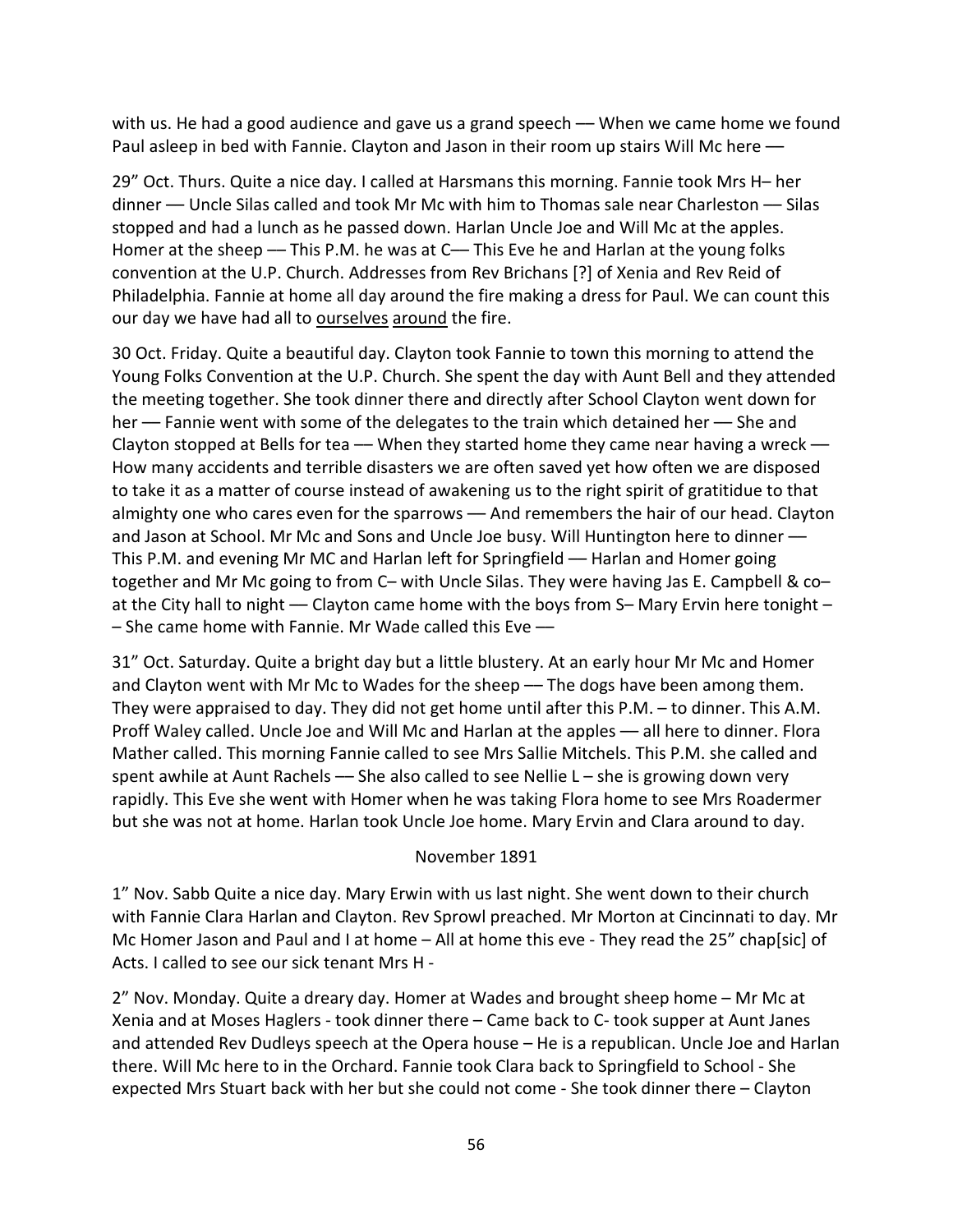with us. He had a good audience and gave us a grand speech –– When we came home we found Paul asleep in bed with Fannie. Clayton and Jason in their room up stairs Will Mc here ––

29" Oct. Thurs. Quite a nice day. I called at Harsmans this morning. Fannie took Mrs H– her dinner –– Uncle Silas called and took Mr Mc with him to Thomas sale near Charleston –– Silas stopped and had a lunch as he passed down. Harlan Uncle Joe and Will Mc at the apples. Homer at the sheep –– This P.M. he was at C–– This Eve he and Harlan at the young folks convention at the U.P. Church. Addresses from Rev Brichans [?] of Xenia and Rev Reid of Philadelphia. Fannie at home all day around the fire making a dress for Paul. We can count this our day we have had all to <u>ourselves</u> <u>around</u> the fire.

30 Oct. Friday. Quite a beautiful day. Clayton took Fannie to town this morning to attend the Young Folks Convention at the U.P. Church. She spent the day with Aunt Bell and they attended the meeting together. She took dinner there and directly after School Clayton went down for her –– Fannie went with some of the delegates to the train which detained her –– She and Clayton stopped at Bells for tea –– When they started home they came near having a wreck –– How many accidents and terrible disasters we are often saved yet how often we are disposed to take it as a matter of course instead of awakening us to the right spirit of gratitidue to that almighty one who cares even for the sparrows –– And remembers the hair of our head. Clayton and Jason at School. Mr Mc and Sons and Uncle Joe busy. Will Huntington here to dinner –– This P.M. and evening Mr MC and Harlan left for Springfield –– Harlan and Homer going together and Mr Mc going to from C– with Uncle Silas. They were having Jas E. Campbell & co– at the City hall to night –– Clayton came home with the boys from S– Mary Ervin here tonight –– She came home with Fannie. Mr Wade called this Eve ––

31" Oct. Saturday. Quite a bright day but a little blustery. At an early hour Mr Mc and Homer and Clayton went with Mr Mc to Wades for the sheep –– The dogs have been among them. They were appraised to day. They did not get home until after this P.M. – to dinner. This A.M. Proff Waley called. Uncle Joe and Will Mc and Harlan at the apples –– all here to dinner. Flora Mather called. This morning Fannie called to see Mrs Sallie Mitchels. This P.M. she called and spent awhile at Aunt Rachels –– She also called to see Nellie L – she is growing down very rapidly. This Eve she went with Homer when he was taking Flora home to see Mrs Roadermer but she was not at home. Harlan took Uncle Joe home. Mary Ervin and Clara around to day.

November 1891

1" Nov. Sabb Quite a nice day. Mary Erwin with us last night. She went down to their church with Fannie Clara Harlan and Clayton. Rev Sprowl preached. Mr Morton at Cincinnati to day. Mr Mc Homer Jason and Paul and I at home – All at home this eve - They read the 25" chap[sic] of Acts. I called to see our sick tenant Mrs H -

2" Nov. Monday. Quite a dreary day. Homer at Wades and brought sheep home – Mr Mc at Xenia and at Moses Haglers - took dinner there – Came back to C- took supper at Aunt Janes and attended Rev Dudleys speech at the Opera house – He is a republican. Uncle Joe and Harlan there. Will Mc here to in the Orchard. Fannie took Clara back to Springfield to School - She expected Mrs Stuart back with her but she could not come - She took dinner there – Clayton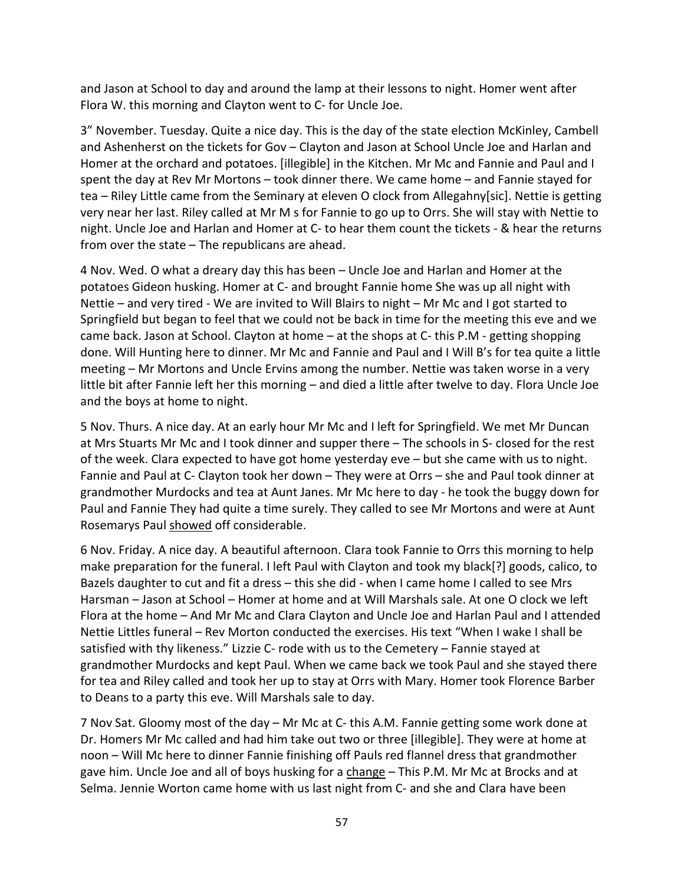and Jason at School to day and around the lamp at their lessons to night. Homer went after Flora W. this morning and Clayton went to C- for Uncle Joe.

3" November. Tuesday. Quite a nice day. This is the day of the state election McKinley, Cambell and Ashenherst on the tickets for Gov – Clayton and Jason at School Uncle Joe and Harlan and Homer at the orchard and potatoes. [illegible] in the Kitchen. Mr Mc and Fannie and Paul and I spent the day at Rev Mr Mortons – took dinner there. We came home – and Fannie stayed for tea – Riley Little came from the Seminary at eleven O clock from Allegahny[sic]. Nettie is getting very near her last. Riley called at Mr M s for Fannie to go up to Orrs. She will stay with Nettie to night. Uncle Joe and Harlan and Homer at C- to hear them count the tickets - & hear the returns from over the state – The republicans are ahead.

4 Nov. Wed. O what a dreary day this has been – Uncle Joe and Harlan and Homer at the potatoes Gideon husking. Homer at C- and brought Fannie home She was up all night with Nettie – and very tired - We are invited to Will Blairs to night – Mr Mc and I got started to Springfield but began to feel that we could not be back in time for the meeting this eve and we came back. Jason at School. Clayton at home – at the shops at C- this P.M - getting shopping done. Will Hunting here to dinner. Mr Mc and Fannie and Paul and I Will B's for tea quite a little meeting – Mr Mortons and Uncle Ervins among the number. Nettie was taken worse in a very little bit after Fannie left her this morning – and died a little after twelve to day. Flora Uncle Joe and the boys at home to night.

5 Nov. Thurs. A nice day. At an early hour Mr Mc and I left for Springfield. We met Mr Duncan at Mrs Stuarts Mr Mc and I took dinner and supper there – The schools in S- closed for the rest of the week. Clara expected to have got home yesterday eve – but she came with us to night. Fannie and Paul at C- Clayton took her down – They were at Orrs – she and Paul took dinner at grandmother Murdocks and tea at Aunt Janes. Mr Mc here to day - he took the buggy down for Paul and Fannie They had quite a time surely. They called to see Mr Mortons and were at Aunt Rosemarys Paul <u>showed</u> off considerable.

6 Nov. Friday. A nice day. A beautiful afternoon. Clara took Fannie to Orrs this morning to help make preparation for the funeral. I left Paul with Clayton and took my black[?] goods, calico, to Bazels daughter to cut and fit a dress – this she did - when I came home I called to see Mrs Harsman – Jason at School – Homer at home and at Will Marshals sale. At one O clock we left Flora at the home – And Mr Mc and Clara Clayton and Uncle Joe and Harlan Paul and I attended Nettie Littles funeral – Rev Morton conducted the exercises. His text "When I wake I shall be satisfied with thy likeness." Lizzie C- rode with us to the Cemetery – Fannie stayed at grandmother Murdocks and kept Paul. When we came back we took Paul and she stayed there for tea and Riley called and took her up to stay at Orrs with Mary. Homer took Florence Barber to Deans to a party this eve. Will Marshals sale to day.

7 Nov Sat. Gloomy most of the day – Mr Mc at C- this A.M. Fannie getting some work done at Dr. Homers Mr Mc called and had him take out two or three [illegible]. They were at home at noon – Will Mc here to dinner Fannie finishing off Pauls red flannel dress that grandmother gave him. Uncle Joe and all of boys husking for a <u>change</u> – This P.M. Mr Mc at Brocks and at Selma. Jennie Worton came home with us last night from C- and she and Clara have been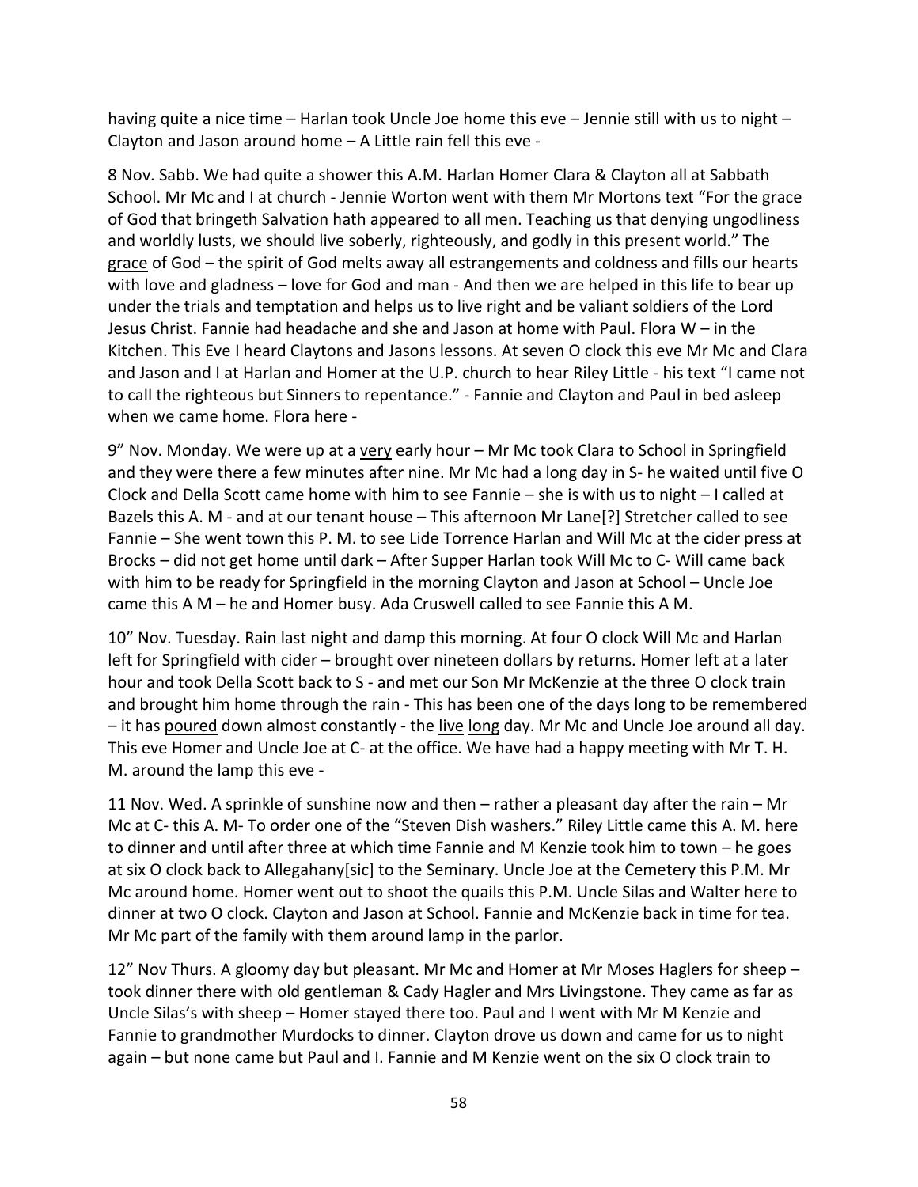having quite a nice time – Harlan took Uncle Joe home this eve – Jennie still with us to night – Clayton and Jason around home – A Little rain fell this eve -

8 Nov. Sabb. We had quite a shower this A.M. Harlan Homer Clara & Clayton all at Sabbath School. Mr Mc and I at church - Jennie Worton went with them Mr Mortons text "For the grace of God that bringeth Salvation hath appeared to all men. Teaching us that denying ungodliness and worldly lusts, we should live soberly, righteously, and godly in this present world." The grace of God – the spirit of God melts away all estrangements and coldness and fills our hearts with love and gladness – love for God and man - And then we are helped in this life to bear up under the trials and temptation and helps us to live right and be valiant soldiers of the Lord Jesus Christ. Fannie had headache and she and Jason at home with Paul. Flora W – in the Kitchen. This Eve I heard Claytons and Jasons lessons. At seven O clock this eve Mr Mc and Clara and Jason and I at Harlan and Homer at the U.P. church to hear Riley Little - his text "I came not to call the righteous but Sinners to repentance." - Fannie and Clayton and Paul in bed asleep when we came home. Flora here -

9" Nov. Monday. We were up at a very early hour – Mr Mc took Clara to School in Springfield and they were there a few minutes after nine. Mr Mc had a long day in S- he waited until five O Clock and Della Scott came home with him to see Fannie – she is with us to night – I called at Bazels this A. M - and at our tenant house – This afternoon Mr Lane[?] Stretcher called to see Fannie – She went town this P. M. to see Lide Torrence Harlan and Will Mc at the cider press at Brocks – did not get home until dark – After Supper Harlan took Will Mc to C- Will came back with him to be ready for Springfield in the morning Clayton and Jason at School – Uncle Joe came this A M – he and Homer busy. Ada Cruswell called to see Fannie this A M.

10" Nov. Tuesday. Rain last night and damp this morning. At four O clock Will Mc and Harlan left for Springfield with cider – brought over nineteen dollars by returns. Homer left at a later hour and took Della Scott back to S - and met our Son Mr McKenzie at the three O clock train and brought him home through the rain - This has been one of the days long to be remembered – it has poured down almost constantly - the live long day. Mr Mc and Uncle Joe around all day. This eve Homer and Uncle Joe at C- at the office. We have had a happy meeting with Mr T. H. M. around the lamp this eve -

11 Nov. Wed. A sprinkle of sunshine now and then – rather a pleasant day after the rain – Mr Mc at C- this A. M- To order one of the "Steven Dish washers." Riley Little came this A. M. here to dinner and until after three at which time Fannie and M Kenzie took him to town – he goes at six O clock back to Allegahany[sic] to the Seminary. Uncle Joe at the Cemetery this P.M. Mr Mc around home. Homer went out to shoot the quails this P.M. Uncle Silas and Walter here to dinner at two O clock. Clayton and Jason at School. Fannie and McKenzie back in time for tea. Mr Mc part of the family with them around lamp in the parlor.

12" Nov Thurs. A gloomy day but pleasant. Mr Mc and Homer at Mr Moses Haglers for sheep – took dinner there with old gentleman & Cady Hagler and Mrs Livingstone. They came as far as Uncle Silas's with sheep – Homer stayed there too. Paul and I went with Mr M Kenzie and Fannie to grandmother Murdocks to dinner. Clayton drove us down and came for us to night again – but none came but Paul and I. Fannie and M Kenzie went on the six O clock train to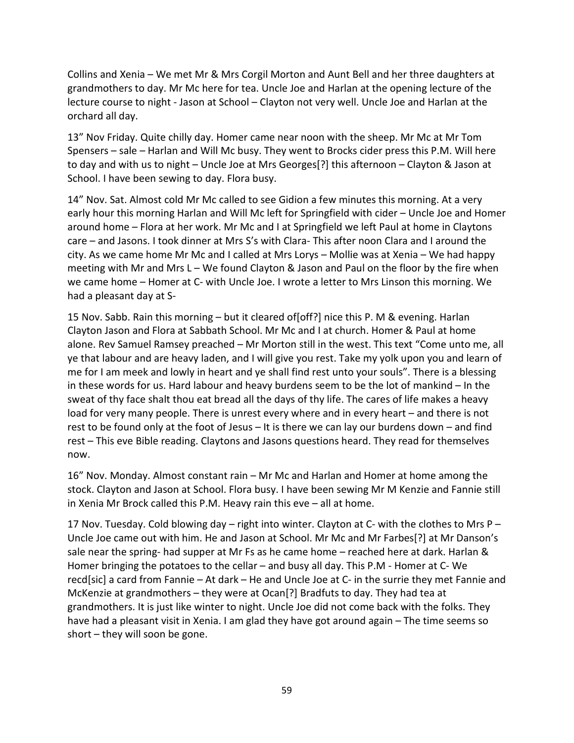Collins and Xenia – We met Mr & Mrs Corgil Morton and Aunt Bell and her three daughters at grandmothers to day. Mr Mc here for tea. Uncle Joe and Harlan at the opening lecture of the lecture course to night - Jason at School – Clayton not very well. Uncle Joe and Harlan at the orchard all day.

13" Nov Friday. Quite chilly day. Homer came near noon with the sheep. Mr Mc at Mr Tom Spensers – sale – Harlan and Will Mc busy. They went to Brocks cider press this P.M. Will here to day and with us to night – Uncle Joe at Mrs Georges[?] this afternoon – Clayton & Jason at School. I have been sewing to day. Flora busy.

14" Nov. Sat. Almost cold Mr Mc called to see Gidion a few minutes this morning. At a very early hour this morning Harlan and Will Mc left for Springfield with cider – Uncle Joe and Homer around home – Flora at her work. Mr Mc and I at Springfield we left Paul at home in Claytons care – and Jasons. I took dinner at Mrs S's with Clara- This after noon Clara and I around the city. As we came home Mr Mc and I called at Mrs Lorys – Mollie was at Xenia – We had happy meeting with Mr and Mrs L – We found Clayton & Jason and Paul on the floor by the fire when we came home – Homer at C- with Uncle Joe. I wrote a letter to Mrs Linson this morning. We had a pleasant day at S-

15 Nov. Sabb. Rain this morning – but it cleared of[off?] nice this P. M & evening. Harlan Clayton Jason and Flora at Sabbath School. Mr Mc and I at church. Homer & Paul at home alone. Rev Samuel Ramsey preached – Mr Morton still in the west. This text "Come unto me, all ye that labour and are heavy laden, and I will give you rest. Take my yolk upon you and learn of me for I am meek and lowly in heart and ye shall find rest unto your souls". There is a blessing in these words for us. Hard labour and heavy burdens seem to be the lot of mankind – In the sweat of thy face shalt thou eat bread all the days of thy life. The cares of life makes a heavy load for very many people. There is unrest every where and in every heart – and there is not rest to be found only at the foot of Jesus – It is there we can lay our burdens down – and find rest – This eve Bible reading. Claytons and Jasons questions heard. They read for themselves now.

16" Nov. Monday. Almost constant rain – Mr Mc and Harlan and Homer at home among the stock. Clayton and Jason at School. Flora busy. I have been sewing Mr M Kenzie and Fannie still in Xenia Mr Brock called this P.M. Heavy rain this eve – all at home.

17 Nov. Tuesday. Cold blowing day – right into winter. Clayton at C- with the clothes to Mrs P – Uncle Joe came out with him. He and Jason at School. Mr Mc and Mr Farbes[?] at Mr Danson's sale near the spring- had supper at Mr Fs as he came home – reached here at dark. Harlan & Homer bringing the potatoes to the cellar – and busy all day. This P.M - Homer at C- We recd[sic] a card from Fannie – At dark – He and Uncle Joe at C- in the surrie they met Fannie and McKenzie at grandmothers – they were at Ocan[?] Bradfuts to day. They had tea at grandmothers. It is just like winter to night. Uncle Joe did not come back with the folks. They have had a pleasant visit in Xenia. I am glad they have got around again – The time seems so short – they will soon be gone.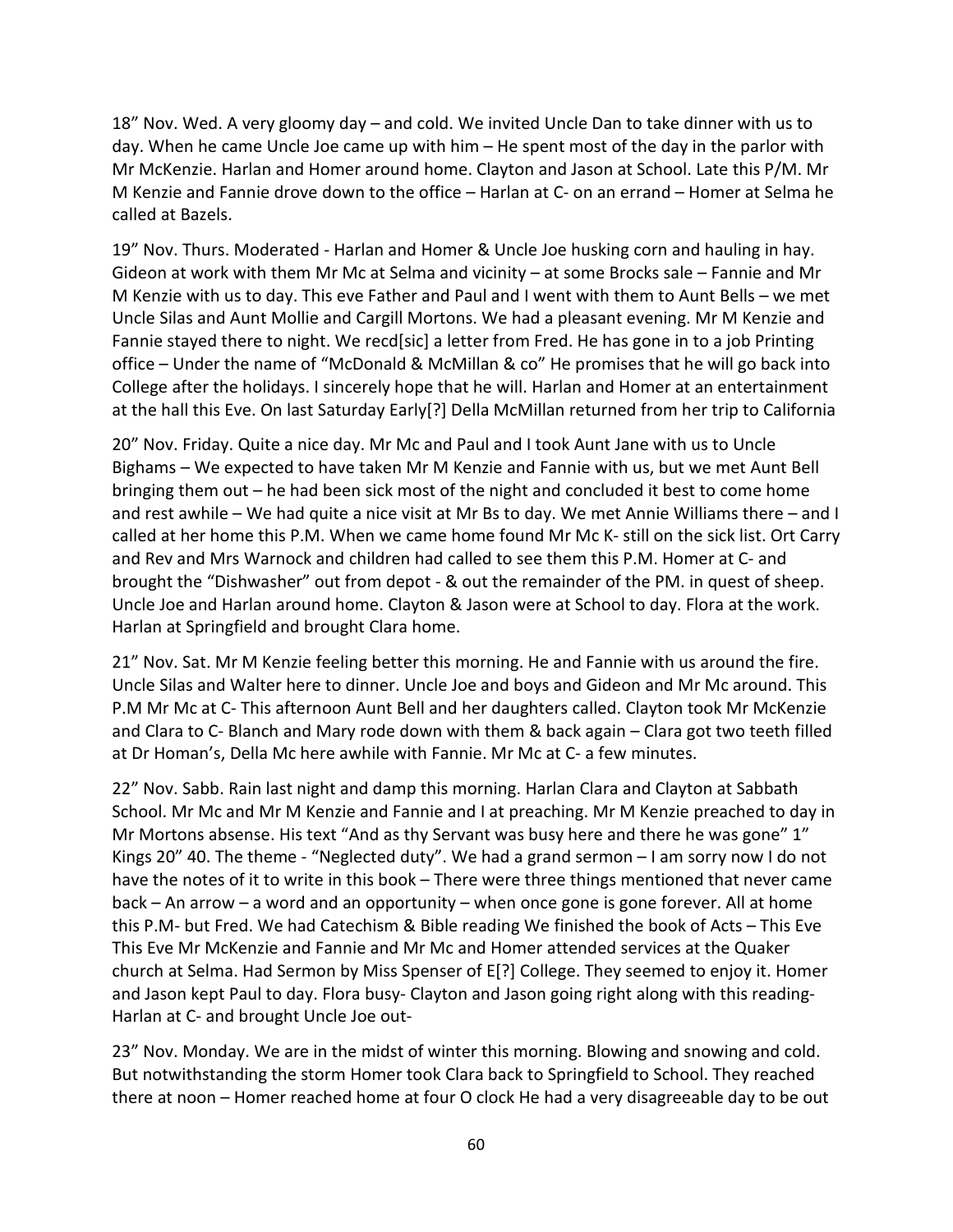18" Nov. Wed. A very gloomy day – and cold. We invited Uncle Dan to take dinner with us to day. When he came Uncle Joe came up with him – He spent most of the day in the parlor with Mr McKenzie. Harlan and Homer around home. Clayton and Jason at School. Late this P/M. Mr M Kenzie and Fannie drove down to the office – Harlan at C- on an errand – Homer at Selma he called at Bazels.

19" Nov. Thurs. Moderated - Harlan and Homer & Uncle Joe husking corn and hauling in hay. Gideon at work with them Mr Mc at Selma and vicinity – at some Brocks sale – Fannie and Mr M Kenzie with us to day. This eve Father and Paul and I went with them to Aunt Bells – we met Uncle Silas and Aunt Mollie and Cargill Mortons. We had a pleasant evening. Mr M Kenzie and Fannie stayed there to night. We recd[sic] a letter from Fred. He has gone in to a job Printing office – Under the name of "McDonald & McMillan & co" He promises that he will go back into College after the holidays. I sincerely hope that he will. Harlan and Homer at an entertainment at the hall this Eve. On last Saturday Early[?] Della McMillan returned from her trip to California

20" Nov. Friday. Quite a nice day. Mr Mc and Paul and I took Aunt Jane with us to Uncle Bighams – We expected to have taken Mr M Kenzie and Fannie with us, but we met Aunt Bell bringing them out – he had been sick most of the night and concluded it best to come home and rest awhile – We had quite a nice visit at Mr Bs to day. We met Annie Williams there – and I called at her home this P.M. When we came home found Mr Mc K- still on the sick list. Ort Carry and Rev and Mrs Warnock and children had called to see them this P.M. Homer at C- and brought the "Dishwasher" out from depot - & out the remainder of the PM. in quest of sheep. Uncle Joe and Harlan around home. Clayton & Jason were at School to day. Flora at the work. Harlan at Springfield and brought Clara home.

21" Nov. Sat. Mr M Kenzie feeling better this morning. He and Fannie with us around the fire. Uncle Silas and Walter here to dinner. Uncle Joe and boys and Gideon and Mr Mc around. This P.M Mr Mc at C- This afternoon Aunt Bell and her daughters called. Clayton took Mr McKenzie and Clara to C- Blanch and Mary rode down with them & back again – Clara got two teeth filled at Dr Homan's, Della Mc here awhile with Fannie. Mr Mc at C- a few minutes.

22" Nov. Sabb. Rain last night and damp this morning. Harlan Clara and Clayton at Sabbath School. Mr Mc and Mr M Kenzie and Fannie and I at preaching. Mr M Kenzie preached to day in Mr Mortons absense. His text "And as thy Servant was busy here and there he was gone" 1" Kings 20" 40. The theme - "Neglected duty". We had a grand sermon – I am sorry now I do not have the notes of it to write in this book – There were three things mentioned that never came back – An arrow – a word and an opportunity – when once gone is gone forever. All at home this P.M- but Fred. We had Catechism & Bible reading We finished the book of Acts – This Eve This Eve Mr McKenzie and Fannie and Mr Mc and Homer attended services at the Quaker church at Selma. Had Sermon by Miss Spenser of E[?] College. They seemed to enjoy it. Homer and Jason kept Paul to day. Flora busy- Clayton and Jason going right along with this reading- Harlan at C- and brought Uncle Joe out-

23" Nov. Monday. We are in the midst of winter this morning. Blowing and snowing and cold. But notwithstanding the storm Homer took Clara back to Springfield to School. They reached there at noon – Homer reached home at four O clock He had a very disagreeable day to be out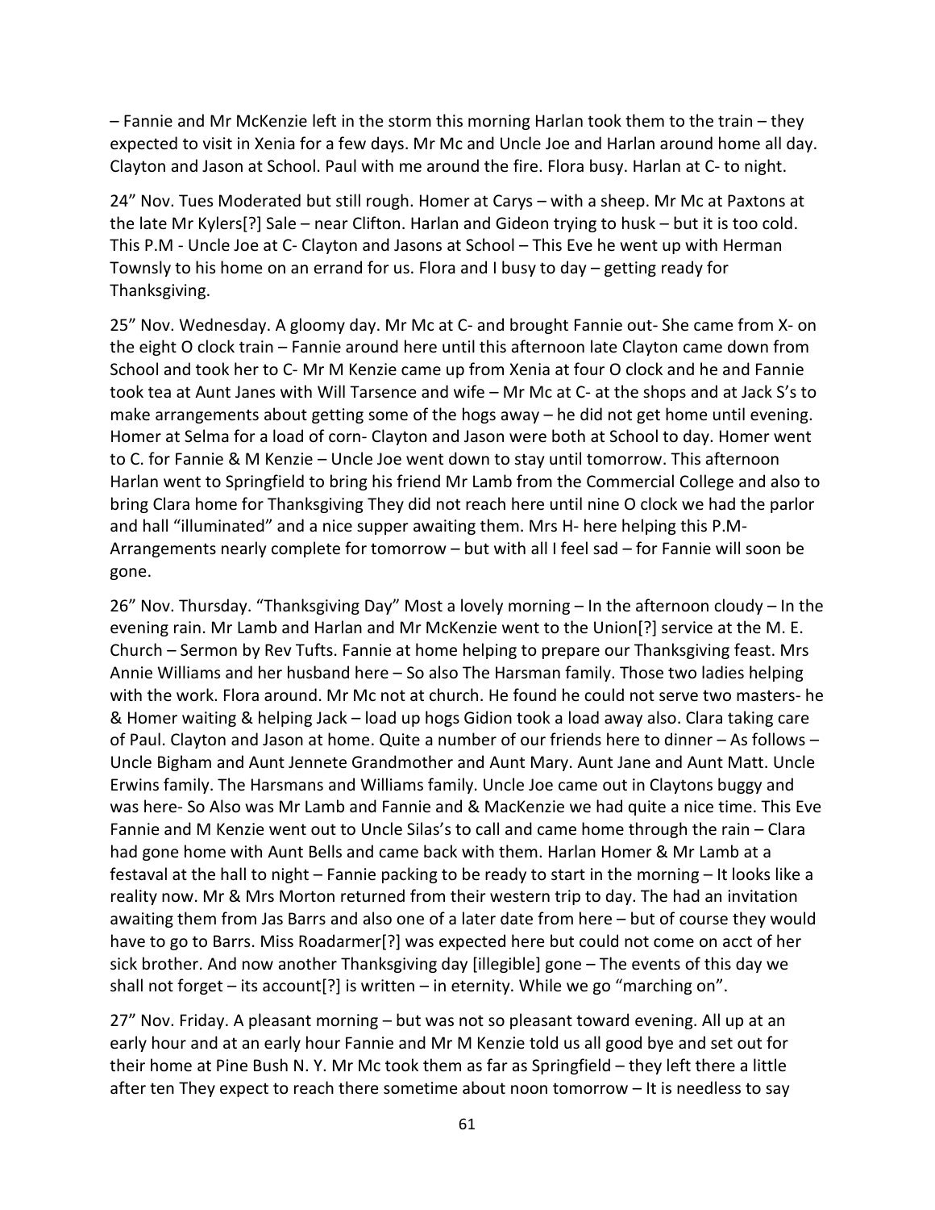– Fannie and Mr McKenzie left in the storm this morning Harlan took them to the train – they expected to visit in Xenia for a few days. Mr Mc and Uncle Joe and Harlan around home all day. Clayton and Jason at School. Paul with me around the fire. Flora busy. Harlan at C- to night.

24" Nov. Tues Moderated but still rough. Homer at Carys – with a sheep. Mr Mc at Paxtons at the late Mr Kylers[?] Sale – near Clifton. Harlan and Gideon trying to husk – but it is too cold. This P.M - Uncle Joe at C- Clayton and Jasons at School – This Eve he went up with Herman Townsly to his home on an errand for us. Flora and I busy to day – getting ready for Thanksgiving.

25" Nov. Wednesday. A gloomy day. Mr Mc at C- and brought Fannie out- She came from X- on the eight O clock train – Fannie around here until this afternoon late Clayton came down from School and took her to C- Mr M Kenzie came up from Xenia at four O clock and he and Fannie took tea at Aunt Janes with Will Tarsence and wife – Mr Mc at C- at the shops and at Jack S's to make arrangements about getting some of the hogs away – he did not get home until evening. Homer at Selma for a load of corn- Clayton and Jason were both at School to day. Homer went to C. for Fannie & M Kenzie – Uncle Joe went down to stay until tomorrow. This afternoon Harlan went to Springfield to bring his friend Mr Lamb from the Commercial College and also to bring Clara home for Thanksgiving They did not reach here until nine O clock we had the parlor and hall "illuminated" and a nice supper awaiting them. Mrs H- here helping this P.M- Arrangements nearly complete for tomorrow – but with all I feel sad – for Fannie will soon be gone.

26" Nov. Thursday. "Thanksgiving Day" Most a lovely morning – In the afternoon cloudy – In the evening rain. Mr Lamb and Harlan and Mr McKenzie went to the Union[?] service at the M. E. Church – Sermon by Rev Tufts. Fannie at home helping to prepare our Thanksgiving feast. Mrs Annie Williams and her husband here – So also The Harsman family. Those two ladies helping with the work. Flora around. Mr Mc not at church. He found he could not serve two masters- he & Homer waiting & helping Jack – load up hogs Gidion took a load away also. Clara taking care of Paul. Clayton and Jason at home. Quite a number of our friends here to dinner – As follows – Uncle Bigham and Aunt Jennete Grandmother and Aunt Mary. Aunt Jane and Aunt Matt. Uncle Erwins family. The Harsmans and Williams family. Uncle Joe came out in Claytons buggy and was here- So Also was Mr Lamb and Fannie and & MacKenzie we had quite a nice time. This Eve Fannie and M Kenzie went out to Uncle Silas's to call and came home through the rain – Clara had gone home with Aunt Bells and came back with them. Harlan Homer & Mr Lamb at a festaval at the hall to night – Fannie packing to be ready to start in the morning – It looks like a reality now. Mr & Mrs Morton returned from their western trip to day. The had an invitation awaiting them from Jas Barrs and also one of a later date from here – but of course they would have to go to Barrs. Miss Roadarmer[?] was expected here but could not come on acct of her sick brother. And now another Thanksgiving day [illegible] gone – The events of this day we shall not forget – its account[?] is written – in eternity. While we go "marching on".

27" Nov. Friday. A pleasant morning – but was not so pleasant toward evening. All up at an early hour and at an early hour Fannie and Mr M Kenzie told us all good bye and set out for their home at Pine Bush N. Y. Mr Mc took them as far as Springfield – they left there a little after ten They expect to reach there sometime about noon tomorrow – It is needless to say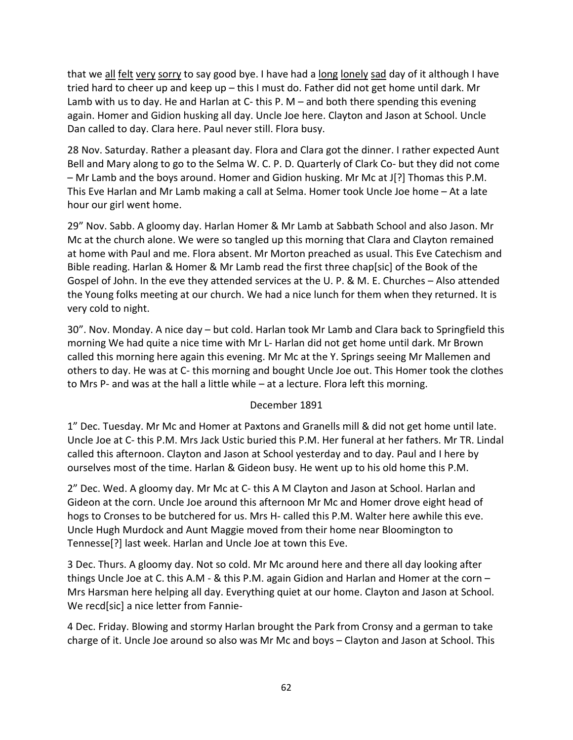that we <u>all</u> <u>felt</u> <u>very</u> <u>sorry</u> to say good bye. I have had a <u>long</u> <u>lonely</u> <u>sad</u> day of it although I have tried hard to cheer up and keep up – this I must do. Father did not get home until dark. Mr Lamb with us to day. He and Harlan at C- this P. M – and both there spending this evening again. Homer and Gidion husking all day. Uncle Joe here. Clayton and Jason at School. Uncle Dan called to day. Clara here. Paul never still. Flora busy.

28 Nov. Saturday. Rather a pleasant day. Flora and Clara got the dinner. I rather expected Aunt Bell and Mary along to go to the Selma W. C. P. D. Quarterly of Clark Co- but they did not come – Mr Lamb and the boys around. Homer and Gidion husking. Mr Mc at J[?] Thomas this P.M. This Eve Harlan and Mr Lamb making a call at Selma. Homer took Uncle Joe home – At a late hour our girl went home.

29" Nov. Sabb. A gloomy day. Harlan Homer & Mr Lamb at Sabbath School and also Jason. Mr Mc at the church alone. We were so tangled up this morning that Clara and Clayton remained at home with Paul and me. Flora absent. Mr Morton preached as usual. This Eve Catechism and Bible reading. Harlan & Homer & Mr Lamb read the first three chap[sic] of the Book of the Gospel of John. In the eve they attended services at the U. P. & M. E. Churches – Also attended the Young folks meeting at our church. We had a nice lunch for them when they returned. It is very cold to night.

30". Nov. Monday. A nice day – but cold. Harlan took Mr Lamb and Clara back to Springfield this morning We had quite a nice time with Mr L- Harlan did not get home until dark. Mr Brown called this morning here again this evening. Mr Mc at the Y. Springs seeing Mr Mallemen and others to day. He was at C- this morning and bought Uncle Joe out. This Homer took the clothes to Mrs P- and was at the hall a little while – at a lecture. Flora left this morning.

December 1891

1" Dec. Tuesday. Mr Mc and Homer at Paxtons and Granells mill & did not get home until late. Uncle Joe at C- this P.M. Mrs Jack Ustic buried this P.M. Her funeral at her fathers. Mr TR. Lindal called this afternoon. Clayton and Jason at School yesterday and to day. Paul and I here by ourselves most of the time. Harlan & Gideon busy. He went up to his old home this P.M.

2" Dec. Wed. A gloomy day. Mr Mc at C- this A M Clayton and Jason at School. Harlan and Gideon at the corn. Uncle Joe around this afternoon Mr Mc and Homer drove eight head of hogs to Cronses to be butchered for us. Mrs H- called this P.M. Walter here awhile this eve. Uncle Hugh Murdock and Aunt Maggie moved from their home near Bloomington to Tennesse[?] last week. Harlan and Uncle Joe at town this Eve.

3 Dec. Thurs. A gloomy day. Not so cold. Mr Mc around here and there all day looking after things Uncle Joe at C. this A.M - & this P.M. again Gidion and Harlan and Homer at the corn – Mrs Harsman here helping all day. Everything quiet at our home. Clayton and Jason at School. We recd[sic] a nice letter from Fannie-

4 Dec. Friday. Blowing and stormy Harlan brought the Park from Cronsy and a german to take charge of it. Uncle Joe around so also was Mr Mc and boys – Clayton and Jason at School. This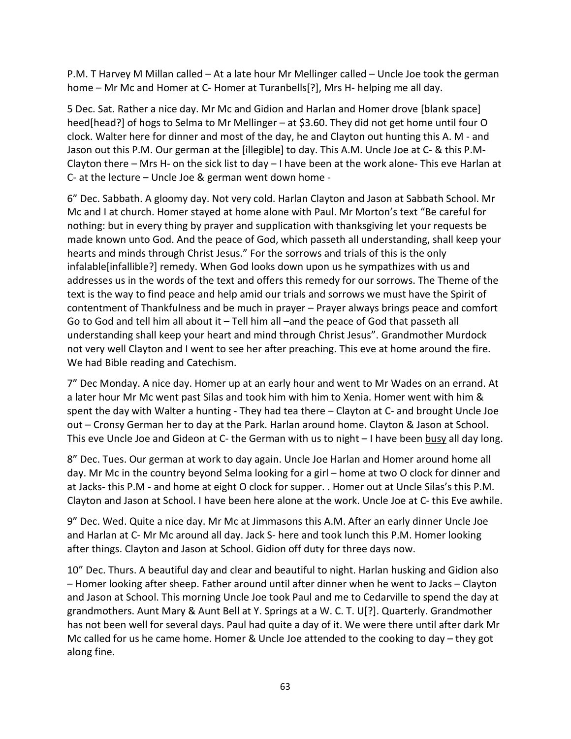P.M. T Harvey M Millan called – At a late hour Mr Mellinger called – Uncle Joe took the german home – Mr Mc and Homer at C- Homer at Turanbells[?], Mrs H- helping me all day.

5 Dec. Sat. Rather a nice day. Mr Mc and Gidion and Harlan and Homer drove [blank space] heed[head?] of hogs to Selma to Mr Mellinger – at $3.60. They did not get home until four O clock. Walter here for dinner and most of the day, he and Clayton out hunting this A. M - and Jason out this P.M. Our german at the [illegible] to day. This A.M. Uncle Joe at C- & this P.M- Clayton there – Mrs H- on the sick list to day – I have been at the work alone- This eve Harlan at C- at the lecture – Uncle Joe & german went down home -

6" Dec. Sabbath. A gloomy day. Not very cold. Harlan Clayton and Jason at Sabbath School. Mr Mc and I at church. Homer stayed at home alone with Paul. Mr Morton's text "Be careful for nothing: but in every thing by prayer and supplication with thanksgiving let your requests be made known unto God. And the peace of God, which passeth all understanding, shall keep your hearts and minds through Christ Jesus." For the sorrows and trials of this is the only infalable[infallible?] remedy. When God looks down upon us he sympathizes with us and addresses us in the words of the text and offers this remedy for our sorrows. The Theme of the text is the way to find peace and help amid our trials and sorrows we must have the Spirit of contentment of Thankfulness and be much in prayer – Prayer always brings peace and comfort Go to God and tell him all about it – Tell him all –and the peace of God that passeth all understanding shall keep your heart and mind through Christ Jesus". Grandmother Murdock not very well Clayton and I went to see her after preaching. This eve at home around the fire. We had Bible reading and Catechism.

7" Dec Monday. A nice day. Homer up at an early hour and went to Mr Wades on an errand. At a later hour Mr Mc went past Silas and took him with him to Xenia. Homer went with him & spent the day with Walter a hunting - They had tea there – Clayton at C- and brought Uncle Joe out – Cronsy German her to day at the Park. Harlan around home. Clayton & Jason at School. This eve Uncle Joe and Gideon at C- the German with us to night – I have been <u>busy</u> all day long.

8" Dec. Tues. Our german at work to day again. Uncle Joe Harlan and Homer around home all day. Mr Mc in the country beyond Selma looking for a girl – home at two O clock for dinner and at Jacks- this P.M - and home at eight O clock for supper. . Homer out at Uncle Silas's this P.M. Clayton and Jason at School. I have been here alone at the work. Uncle Joe at C- this Eve awhile.

9" Dec. Wed. Quite a nice day. Mr Mc at Jimmasons this A.M. After an early dinner Uncle Joe and Harlan at C- Mr Mc around all day. Jack S- here and took lunch this P.M. Homer looking after things. Clayton and Jason at School. Gidion off duty for three days now.

10" Dec. Thurs. A beautiful day and clear and beautiful to night. Harlan husking and Gidion also – Homer looking after sheep. Father around until after dinner when he went to Jacks – Clayton and Jason at School. This morning Uncle Joe took Paul and me to Cedarville to spend the day at grandmothers. Aunt Mary & Aunt Bell at Y. Springs at a W. C. T. U[?]. Quarterly. Grandmother has not been well for several days. Paul had quite a day of it. We were there until after dark Mr Mc called for us he came home. Homer & Uncle Joe attended to the cooking to day – they got along fine.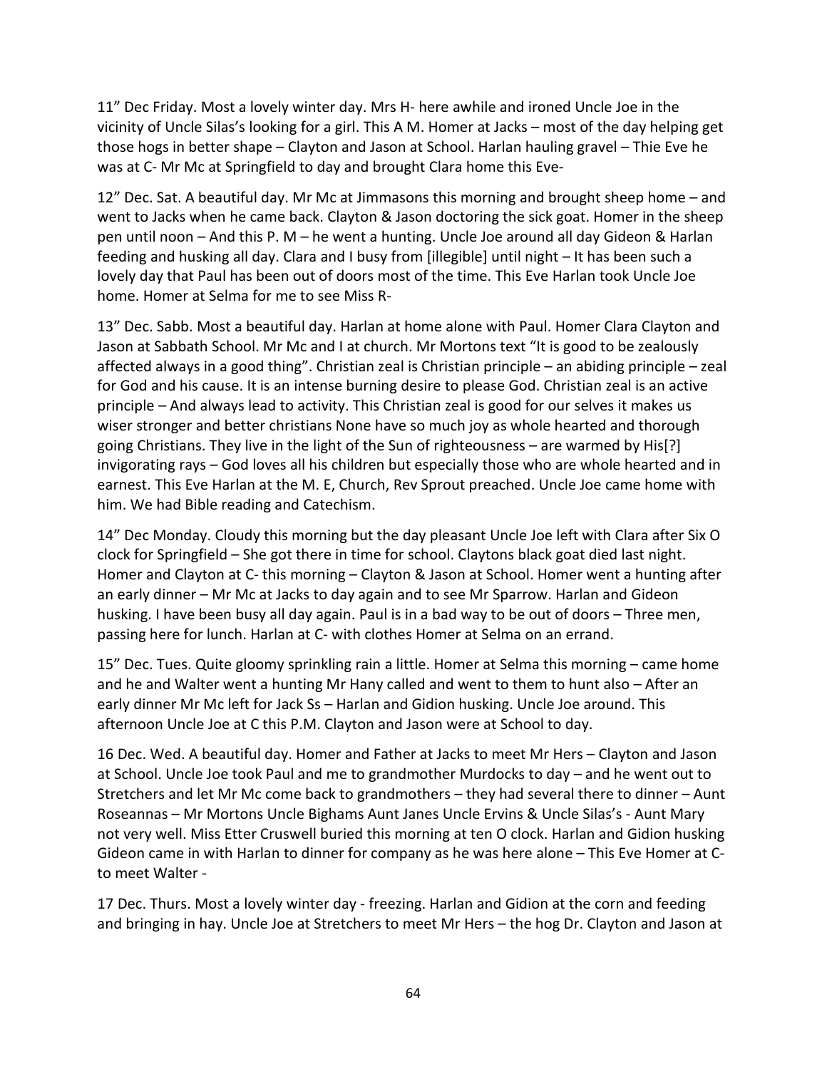11" Dec Friday. Most a lovely winter day. Mrs H- here awhile and ironed Uncle Joe in the vicinity of Uncle Silas's looking for a girl. This A M. Homer at Jacks – most of the day helping get those hogs in better shape – Clayton and Jason at School. Harlan hauling gravel – Thie Eve he was at C- Mr Mc at Springfield to day and brought Clara home this Eve-

12" Dec. Sat. A beautiful day. Mr Mc at Jimmasons this morning and brought sheep home – and went to Jacks when he came back. Clayton & Jason doctoring the sick goat. Homer in the sheep pen until noon – And this P. M – he went a hunting. Uncle Joe around all day Gideon & Harlan feeding and husking all day. Clara and I busy from [illegible] until night – It has been such a lovely day that Paul has been out of doors most of the time. This Eve Harlan took Uncle Joe home. Homer at Selma for me to see Miss R-

13" Dec. Sabb. Most a beautiful day. Harlan at home alone with Paul. Homer Clara Clayton and Jason at Sabbath School. Mr Mc and I at church. Mr Mortons text "It is good to be zealously affected always in a good thing". Christian zeal is Christian principle – an abiding principle – zeal for God and his cause. It is an intense burning desire to please God. Christian zeal is an active principle – And always lead to activity. This Christian zeal is good for our selves it makes us wiser stronger and better christians None have so much joy as whole hearted and thorough going Christians. They live in the light of the Sun of righteousness – are warmed by His[?] invigorating rays – God loves all his children but especially those who are whole hearted and in earnest. This Eve Harlan at the M. E, Church, Rev Sprout preached. Uncle Joe came home with him. We had Bible reading and Catechism.

14" Dec Monday. Cloudy this morning but the day pleasant Uncle Joe left with Clara after Six O clock for Springfield – She got there in time for school. Claytons black goat died last night. Homer and Clayton at C- this morning – Clayton & Jason at School. Homer went a hunting after an early dinner – Mr Mc at Jacks to day again and to see Mr Sparrow. Harlan and Gideon husking. I have been busy all day again. Paul is in a bad way to be out of doors – Three men, passing here for lunch. Harlan at C- with clothes Homer at Selma on an errand.

15" Dec. Tues. Quite gloomy sprinkling rain a little. Homer at Selma this morning – came home and he and Walter went a hunting Mr Hany called and went to them to hunt also – After an early dinner Mr Mc left for Jack Ss – Harlan and Gidion husking. Uncle Joe around. This afternoon Uncle Joe at C this P.M. Clayton and Jason were at School to day.

16 Dec. Wed. A beautiful day. Homer and Father at Jacks to meet Mr Hers – Clayton and Jason at School. Uncle Joe took Paul and me to grandmother Murdocks to day – and he went out to Stretchers and let Mr Mc come back to grandmothers – they had several there to dinner – Aunt Roseannas – Mr Mortons Uncle Bighams Aunt Janes Uncle Ervins & Uncle Silas's - Aunt Mary not very well. Miss Etter Cruswell buried this morning at ten O clock. Harlan and Gidion husking Gideon came in with Harlan to dinner for company as he was here alone – This Eve Homer at C- to meet Walter -

17 Dec. Thurs. Most a lovely winter day - freezing. Harlan and Gidion at the corn and feeding and bringing in hay. Uncle Joe at Stretchers to meet Mr Hers – the hog Dr. Clayton and Jason at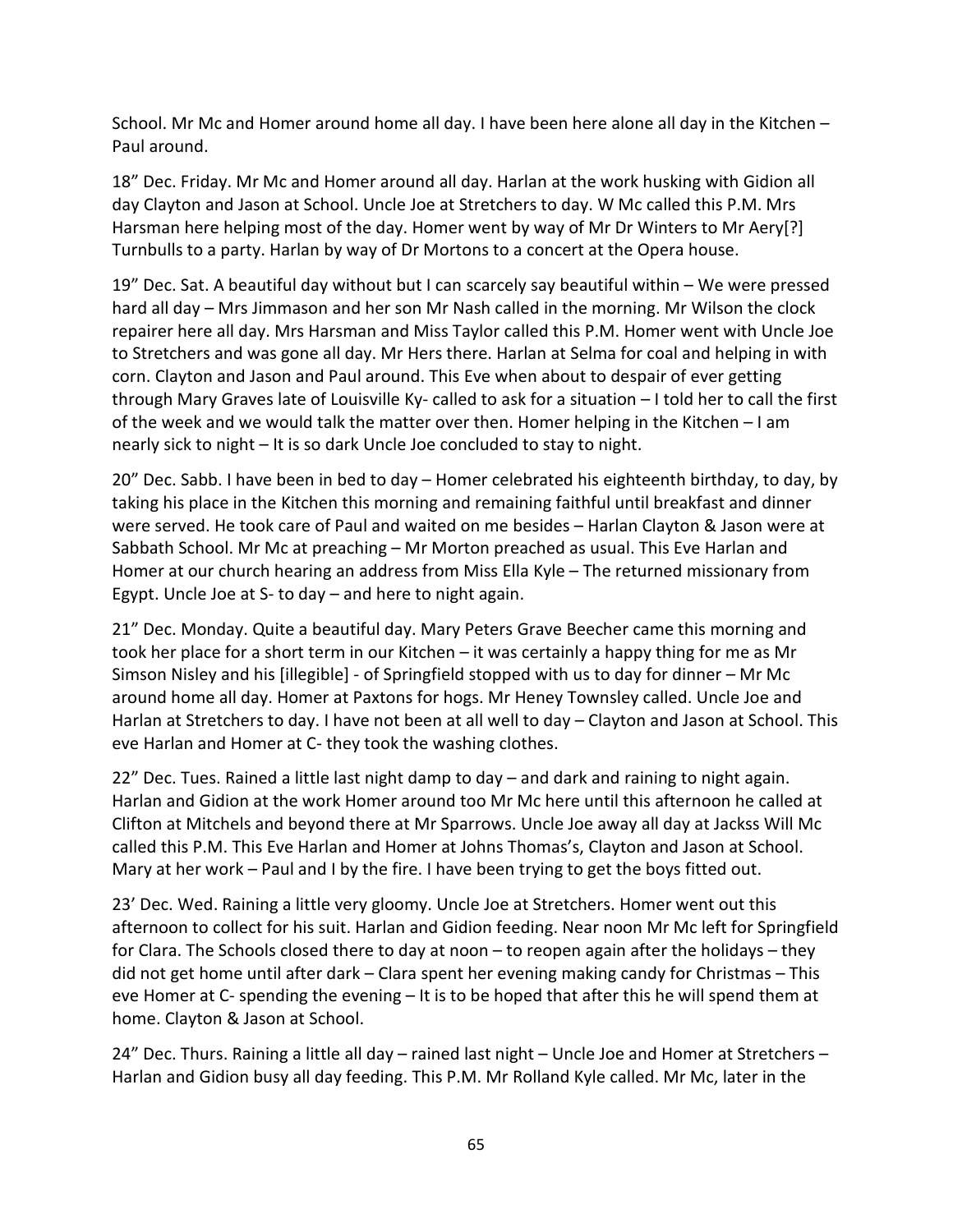School. Mr Mc and Homer around home all day. I have been here alone all day in the Kitchen – Paul around.

18" Dec. Friday. Mr Mc and Homer around all day. Harlan at the work husking with Gidion all day Clayton and Jason at School. Uncle Joe at Stretchers to day. W Mc called this P.M. Mrs Harsman here helping most of the day. Homer went by way of Mr Dr Winters to Mr Aery[?] Turnbulls to a party. Harlan by way of Dr Mortons to a concert at the Opera house.

19" Dec. Sat. A beautiful day without but I can scarcely say beautiful within – We were pressed hard all day – Mrs Jimmason and her son Mr Nash called in the morning. Mr Wilson the clock repairer here all day. Mrs Harsman and Miss Taylor called this P.M. Homer went with Uncle Joe to Stretchers and was gone all day. Mr Hers there. Harlan at Selma for coal and helping in with corn. Clayton and Jason and Paul around. This Eve when about to despair of ever getting through Mary Graves late of Louisville Ky- called to ask for a situation – I told her to call the first of the week and we would talk the matter over then. Homer helping in the Kitchen – I am nearly sick to night – It is so dark Uncle Joe concluded to stay to night.

20" Dec. Sabb. I have been in bed to day – Homer celebrated his eighteenth birthday, to day, by taking his place in the Kitchen this morning and remaining faithful until breakfast and dinner were served. He took care of Paul and waited on me besides – Harlan Clayton & Jason were at Sabbath School. Mr Mc at preaching – Mr Morton preached as usual. This Eve Harlan and Homer at our church hearing an address from Miss Ella Kyle – The returned missionary from Egypt. Uncle Joe at S- to day – and here to night again.

21" Dec. Monday. Quite a beautiful day. Mary Peters Grave Beecher came this morning and took her place for a short term in our Kitchen – it was certainly a happy thing for me as Mr Simson Nisley and his [illegible] - of Springfield stopped with us to day for dinner – Mr Mc around home all day. Homer at Paxtons for hogs. Mr Heney Townsley called. Uncle Joe and Harlan at Stretchers to day. I have not been at all well to day – Clayton and Jason at School. This eve Harlan and Homer at C- they took the washing clothes.

22" Dec. Tues. Rained a little last night damp to day – and dark and raining to night again. Harlan and Gidion at the work Homer around too Mr Mc here until this afternoon he called at Clifton at Mitchels and beyond there at Mr Sparrows. Uncle Joe away all day at Jackss Will Mc called this P.M. This Eve Harlan and Homer at Johns Thomas's, Clayton and Jason at School. Mary at her work – Paul and I by the fire. I have been trying to get the boys fitted out.

23' Dec. Wed. Raining a little very gloomy. Uncle Joe at Stretchers. Homer went out this afternoon to collect for his suit. Harlan and Gidion feeding. Near noon Mr Mc left for Springfield for Clara. The Schools closed there to day at noon – to reopen again after the holidays – they did not get home until after dark – Clara spent her evening making candy for Christmas – This eve Homer at C- spending the evening – It is to be hoped that after this he will spend them at home. Clayton & Jason at School.

24" Dec. Thurs. Raining a little all day – rained last night – Uncle Joe and Homer at Stretchers – Harlan and Gidion busy all day feeding. This P.M. Mr Rolland Kyle called. Mr Mc, later in the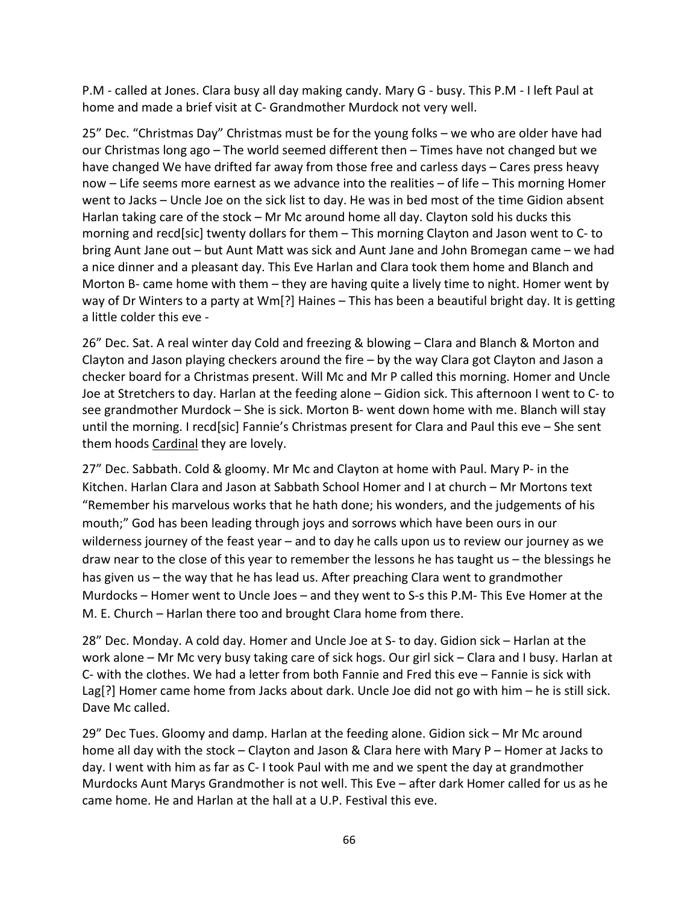P.M - called at Jones. Clara busy all day making candy. Mary G - busy. This P.M - I left Paul at home and made a brief visit at C- Grandmother Murdock not very well.

25" Dec. "Christmas Day" Christmas must be for the young folks – we who are older have had our Christmas long ago – The world seemed different then – Times have not changed but we have changed We have drifted far away from those free and carless days – Cares press heavy now – Life seems more earnest as we advance into the realities – of life – This morning Homer went to Jacks – Uncle Joe on the sick list to day. He was in bed most of the time Gidion absent Harlan taking care of the stock – Mr Mc around home all day. Clayton sold his ducks this morning and recd[sic] twenty dollars for them – This morning Clayton and Jason went to C- to bring Aunt Jane out – but Aunt Matt was sick and Aunt Jane and John Bromegan came – we had a nice dinner and a pleasant day. This Eve Harlan and Clara took them home and Blanch and Morton B- came home with them – they are having quite a lively time to night. Homer went by way of Dr Winters to a party at Wm[?] Haines – This has been a beautiful bright day. It is getting a little colder this eve -

26" Dec. Sat. A real winter day Cold and freezing & blowing – Clara and Blanch & Morton and Clayton and Jason playing checkers around the fire – by the way Clara got Clayton and Jason a checker board for a Christmas present. Will Mc and Mr P called this morning. Homer and Uncle Joe at Stretchers to day. Harlan at the feeding alone – Gidion sick. This afternoon I went to C- to see grandmother Murdock – She is sick. Morton B- went down home with me. Blanch will stay until the morning. I recd[sic] Fannie's Christmas present for Clara and Paul this eve – She sent them hoods <u>Cardinal</u> they are lovely.

27" Dec. Sabbath. Cold & gloomy. Mr Mc and Clayton at home with Paul. Mary P- in the Kitchen. Harlan Clara and Jason at Sabbath School Homer and I at church – Mr Mortons text "Remember his marvelous works that he hath done; his wonders, and the judgements of his mouth;" God has been leading through joys and sorrows which have been ours in our wilderness journey of the feast year – and to day he calls upon us to review our journey as we draw near to the close of this year to remember the lessons he has taught us – the blessings he has given us – the way that he has lead us. After preaching Clara went to grandmother Murdocks – Homer went to Uncle Joes – and they went to S-s this P.M- This Eve Homer at the M. E. Church – Harlan there too and brought Clara home from there.

28" Dec. Monday. A cold day. Homer and Uncle Joe at S- to day. Gidion sick – Harlan at the work alone – Mr Mc very busy taking care of sick hogs. Our girl sick – Clara and I busy. Harlan at C- with the clothes. We had a letter from both Fannie and Fred this eve – Fannie is sick with Lag[?] Homer came home from Jacks about dark. Uncle Joe did not go with him – he is still sick. Dave Mc called.

29" Dec Tues. Gloomy and damp. Harlan at the feeding alone. Gidion sick – Mr Mc around home all day with the stock – Clayton and Jason & Clara here with Mary P – Homer at Jacks to day. I went with him as far as C- I took Paul with me and we spent the day at grandmother Murdocks Aunt Marys Grandmother is not well. This Eve – after dark Homer called for us as he came home. He and Harlan at the hall at a U.P. Festival this eve.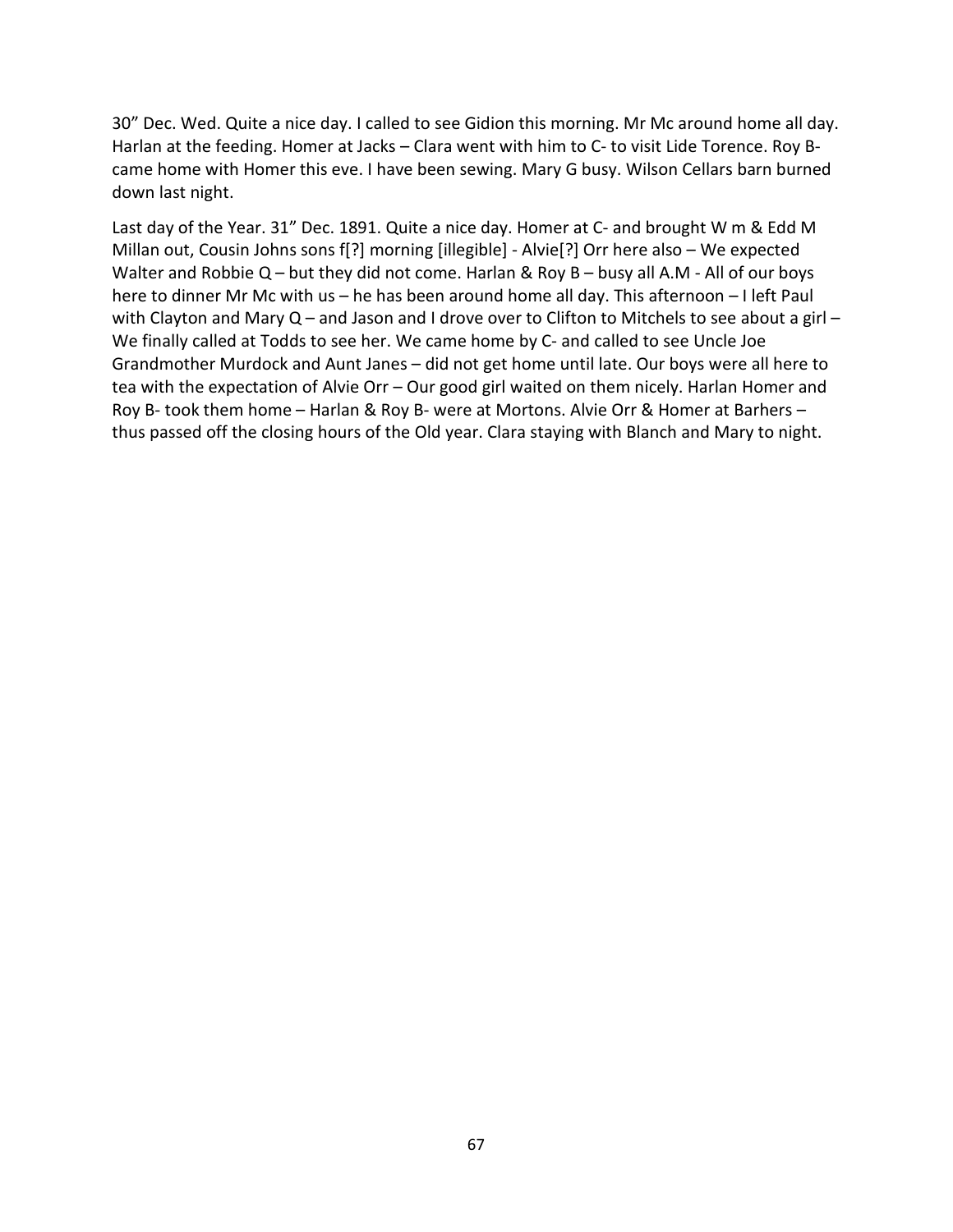30" Dec. Wed. Quite a nice day. I called to see Gidion this morning. Mr Mc around home all day. Harlan at the feeding. Homer at Jacks – Clara went with him to C- to visit Lide Torence. Roy B- came home with Homer this eve. I have been sewing. Mary G busy. Wilson Cellars barn burned down last night.

Last day of the Year. 31" Dec. 1891. Quite a nice day. Homer at C- and brought W m & Edd M Millan out, Cousin Johns sons f[?] morning [illegible] - Alvie[?] Orr here also – We expected Walter and Robbie Q – but they did not come. Harlan & Roy B – busy all A.M - All of our boys here to dinner Mr Mc with us – he has been around home all day. This afternoon – I left Paul with Clayton and Mary Q – and Jason and I drove over to Clifton to Mitchels to see about a girl – We finally called at Todds to see her. We came home by C- and called to see Uncle Joe Grandmother Murdock and Aunt Janes – did not get home until late. Our boys were all here to tea with the expectation of Alvie Orr – Our good girl waited on them nicely. Harlan Homer and Roy B- took them home – Harlan & Roy B- were at Mortons. Alvie Orr & Homer at Barhers – thus passed off the closing hours of the Old year. Clara staying with Blanch and Mary to night.